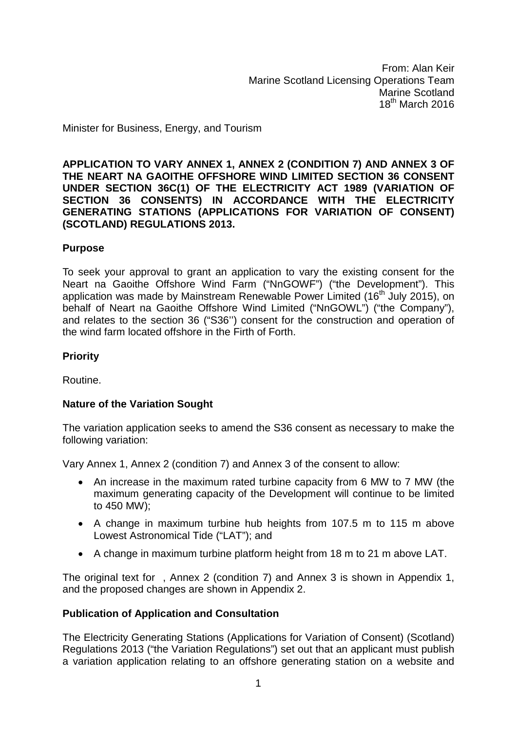From: Alan Keir
Marine Scotland Licensing Operations Team
Marine Scotland
18th March 2016

Minister for Business, Energy, and Tourism

**APPLICATION TO VARY ANNEX 1, ANNEX 2 (CONDITION 7) AND ANNEX 3 OF THE NEART NA GAOITHE OFFSHORE WIND LIMITED SECTION 36 CONSENT UNDER SECTION 36C(1) OF THE ELECTRICITY ACT 1989 (VARIATION OF SECTION 36 CONSENTS) IN ACCORDANCE WITH THE ELECTRICITY GENERATING STATIONS (APPLICATIONS FOR VARIATION OF CONSENT) (SCOTLAND) REGULATIONS 2013.**

## Purpose

To seek your approval to grant an application to vary the existing consent for the Neart na Gaoithe Offshore Wind Farm ("NnGOWF") ("the Development"). This application was made by Mainstream Renewable Power Limited (16th July 2015), on behalf of Neart na Gaoithe Offshore Wind Limited ("NnGOWL") ("the Company"), and relates to the section 36 ("S36'') consent for the construction and operation of the wind farm located offshore in the Firth of Forth.

## Priority

Routine.

## Nature of the Variation Sought

The variation application seeks to amend the S36 consent as necessary to make the following variation:

Vary Annex 1, Annex 2 (condition 7) and Annex 3 of the consent to allow:

- An increase in the maximum rated turbine capacity from 6 MW to 7 MW (the maximum generating capacity of the Development will continue to be limited to 450 MW);
- A change in maximum turbine hub heights from 107.5 m to 115 m above Lowest Astronomical Tide ("LAT"); and
- A change in maximum turbine platform height from 18 m to 21 m above LAT.

The original text for , Annex 2 (condition 7) and Annex 3 is shown in Appendix 1, and the proposed changes are shown in Appendix 2.

## Publication of Application and Consultation

The Electricity Generating Stations (Applications for Variation of Consent) (Scotland) Regulations 2013 ("the Variation Regulations") set out that an applicant must publish a variation application relating to an offshore generating station on a website and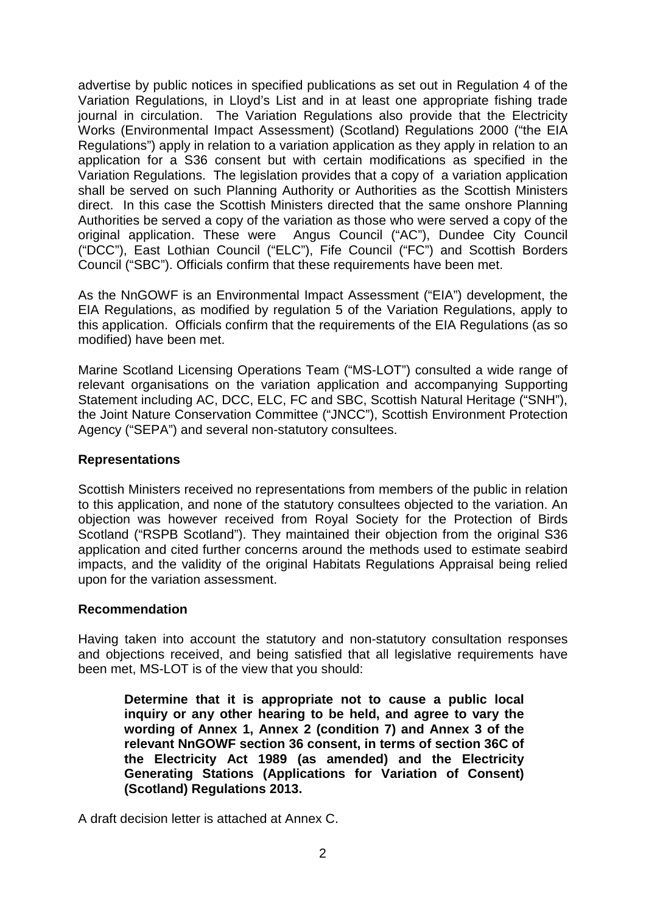advertise by public notices in specified publications as set out in Regulation 4 of the Variation Regulations, in Lloyd's List and in at least one appropriate fishing trade journal in circulation. The Variation Regulations also provide that the Electricity Works (Environmental Impact Assessment) (Scotland) Regulations 2000 ("the EIA Regulations") apply in relation to a variation application as they apply in relation to an application for a S36 consent but with certain modifications as specified in the Variation Regulations. The legislation provides that a copy of a variation application shall be served on such Planning Authority or Authorities as the Scottish Ministers direct. In this case the Scottish Ministers directed that the same onshore Planning Authorities be served a copy of the variation as those who were served a copy of the original application. These were Angus Council ("AC"), Dundee City Council ("DCC"), East Lothian Council ("ELC"), Fife Council ("FC") and Scottish Borders Council ("SBC"). Officials confirm that these requirements have been met.

As the NnGOWF is an Environmental Impact Assessment ("EIA") development, the EIA Regulations, as modified by regulation 5 of the Variation Regulations, apply to this application. Officials confirm that the requirements of the EIA Regulations (as so modified) have been met.

Marine Scotland Licensing Operations Team ("MS-LOT") consulted a wide range of relevant organisations on the variation application and accompanying Supporting Statement including AC, DCC, ELC, FC and SBC, Scottish Natural Heritage ("SNH"), the Joint Nature Conservation Committee ("JNCC"), Scottish Environment Protection Agency ("SEPA") and several non-statutory consultees.

## Representations

Scottish Ministers received no representations from members of the public in relation to this application, and none of the statutory consultees objected to the variation. An objection was however received from Royal Society for the Protection of Birds Scotland ("RSPB Scotland"). They maintained their objection from the original S36 application and cited further concerns around the methods used to estimate seabird impacts, and the validity of the original Habitats Regulations Appraisal being relied upon for the variation assessment.

## Recommendation

Having taken into account the statutory and non-statutory consultation responses and objections received, and being satisfied that all legislative requirements have been met, MS-LOT is of the view that you should:

> **Determine that it is appropriate not to cause a public local inquiry or any other hearing to be held, and agree to vary the wording of Annex 1, Annex 2 (condition 7) and Annex 3 of the relevant NnGOWF section 36 consent, in terms of section 36C of the Electricity Act 1989 (as amended) and the Electricity Generating Stations (Applications for Variation of Consent) (Scotland) Regulations 2013.**

A draft decision letter is attached at Annex C.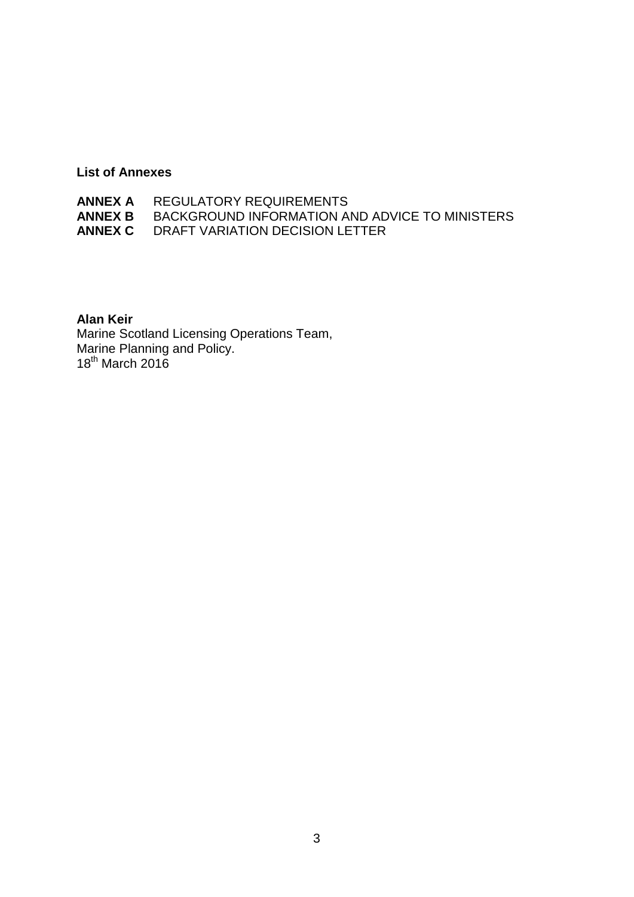**List of Annexes**

**ANNEX A** REGULATORY REQUIREMENTS
**ANNEX B** BACKGROUND INFORMATION AND ADVICE TO MINISTERS
**ANNEX C** DRAFT VARIATION DECISION LETTER

**Alan Keir**
Marine Scotland Licensing Operations Team,
Marine Planning and Policy.
18th March 2016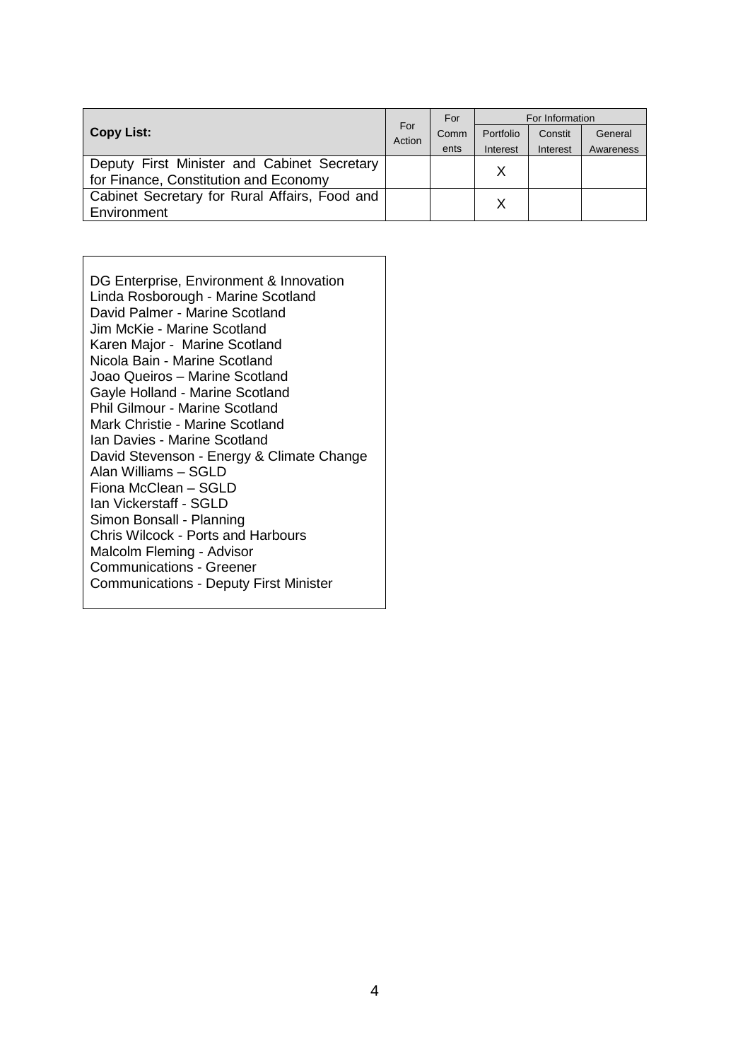| Copy List: | For Action | For Comments | For Information | | |
|---|---|---|---|---|---|
| | | | Portfolio Interest | Constit Interest | General Awareness |
| Deputy First Minister and Cabinet Secretary for Finance, Constitution and Economy | | | X | | |
| Cabinet Secretary for Rural Affairs, Food and Environment | | | X | | |

DG Enterprise, Environment & Innovation
Linda Rosborough - Marine Scotland
David Palmer - Marine Scotland
Jim McKie - Marine Scotland
Karen Major - Marine Scotland
Nicola Bain - Marine Scotland
Joao Queiros – Marine Scotland
Gayle Holland - Marine Scotland
Phil Gilmour - Marine Scotland
Mark Christie - Marine Scotland
Ian Davies - Marine Scotland
David Stevenson - Energy & Climate Change
Alan Williams – SGLD
Fiona McClean – SGLD
Ian Vickerstaff - SGLD
Simon Bonsall - Planning
Chris Wilcock - Ports and Harbours
Malcolm Fleming - Advisor
Communications - Greener
Communications - Deputy First Minister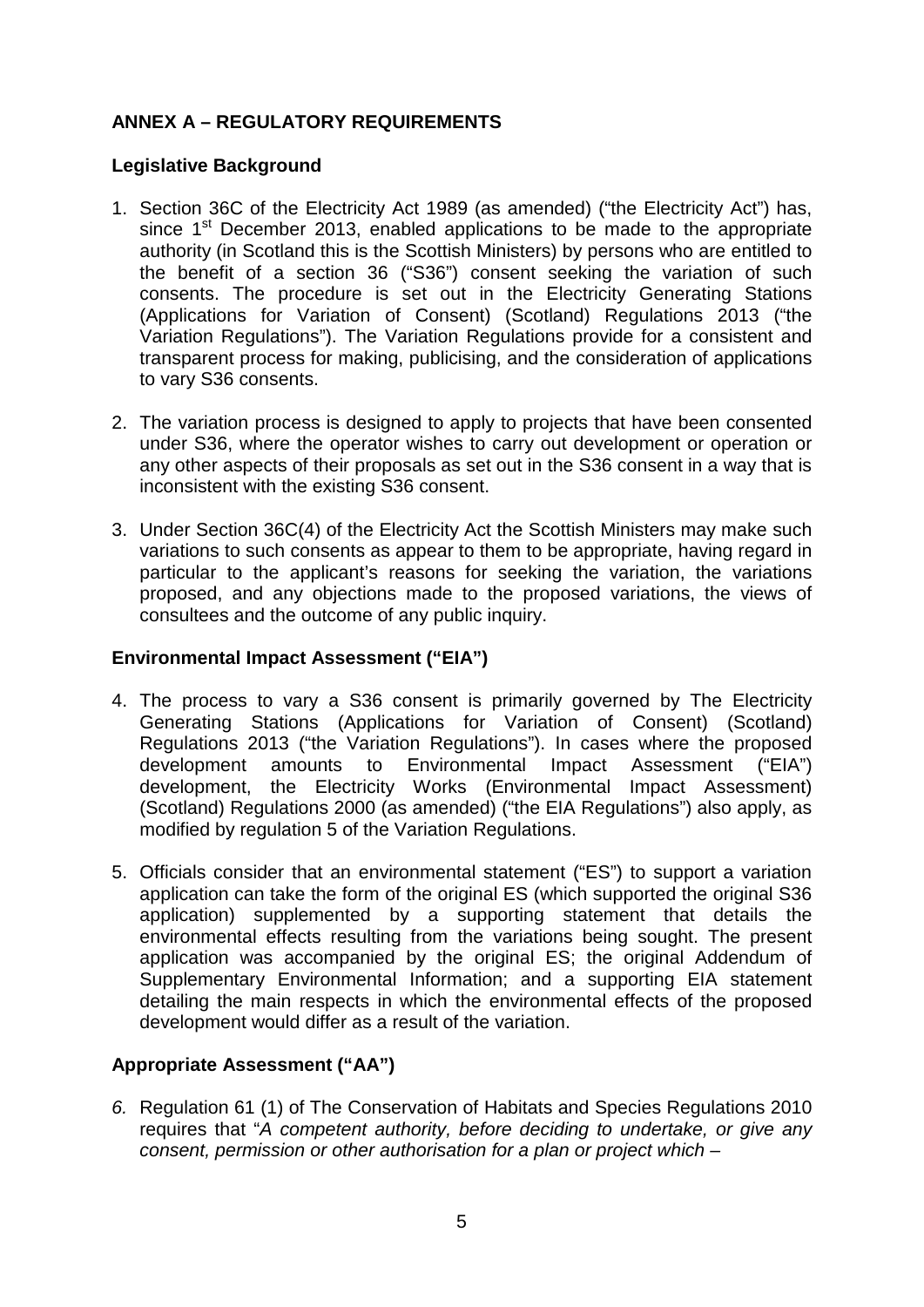**ANNEX A – REGULATORY REQUIREMENTS**

**Legislative Background**

1. Section 36C of the Electricity Act 1989 (as amended) ("the Electricity Act") has, since 1st December 2013, enabled applications to be made to the appropriate authority (in Scotland this is the Scottish Ministers) by persons who are entitled to the benefit of a section 36 ("S36") consent seeking the variation of such consents. The procedure is set out in the Electricity Generating Stations (Applications for Variation of Consent) (Scotland) Regulations 2013 ("the Variation Regulations"). The Variation Regulations provide for a consistent and transparent process for making, publicising, and the consideration of applications to vary S36 consents.

2. The variation process is designed to apply to projects that have been consented under S36, where the operator wishes to carry out development or operation or any other aspects of their proposals as set out in the S36 consent in a way that is inconsistent with the existing S36 consent.

3. Under Section 36C(4) of the Electricity Act the Scottish Ministers may make such variations to such consents as appear to them to be appropriate, having regard in particular to the applicant's reasons for seeking the variation, the variations proposed, and any objections made to the proposed variations, the views of consultees and the outcome of any public inquiry.

**Environmental Impact Assessment ("EIA")**

4. The process to vary a S36 consent is primarily governed by The Electricity Generating Stations (Applications for Variation of Consent) (Scotland) Regulations 2013 ("the Variation Regulations"). In cases where the proposed development amounts to Environmental Impact Assessment ("EIA") development, the Electricity Works (Environmental Impact Assessment) (Scotland) Regulations 2000 (as amended) ("the EIA Regulations") also apply, as modified by regulation 5 of the Variation Regulations.

5. Officials consider that an environmental statement ("ES") to support a variation application can take the form of the original ES (which supported the original S36 application) supplemented by a supporting statement that details the environmental effects resulting from the variations being sought. The present application was accompanied by the original ES; the original Addendum of Supplementary Environmental Information; and a supporting EIA statement detailing the main respects in which the environmental effects of the proposed development would differ as a result of the variation.

**Appropriate Assessment ("AA")**

*6.* Regulation 61 (1) of The Conservation of Habitats and Species Regulations 2010 requires that "*A competent authority, before deciding to undertake, or give any consent, permission or other authorisation for a plan or project which –*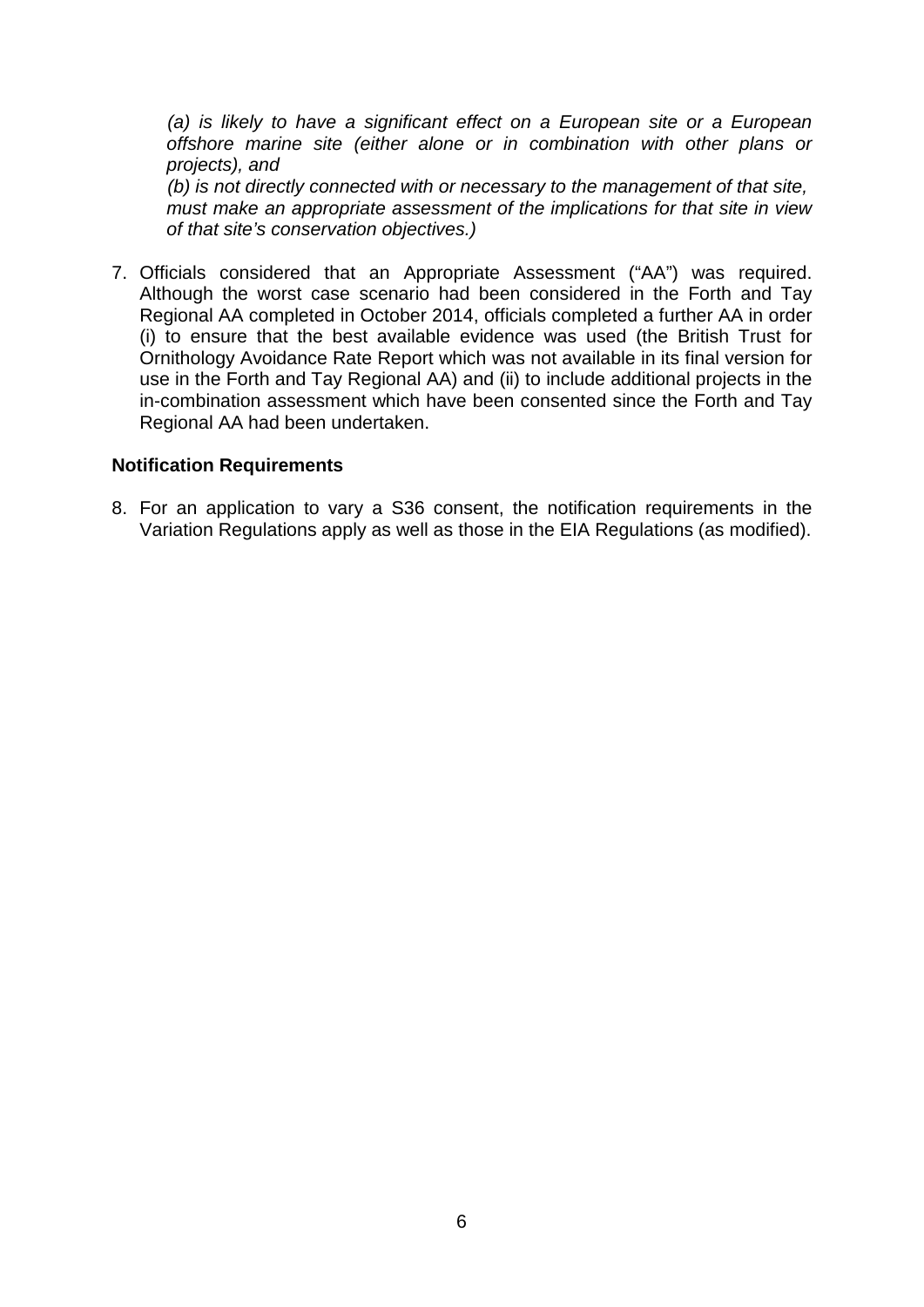*(a) is likely to have a significant effect on a European site or a European offshore marine site (either alone or in combination with other plans or projects), and*

*(b) is not directly connected with or necessary to the management of that site, must make an appropriate assessment of the implications for that site in view of that site's conservation objectives.)*

7. Officials considered that an Appropriate Assessment ("AA") was required. Although the worst case scenario had been considered in the Forth and Tay Regional AA completed in October 2014, officials completed a further AA in order (i) to ensure that the best available evidence was used (the British Trust for Ornithology Avoidance Rate Report which was not available in its final version for use in the Forth and Tay Regional AA) and (ii) to include additional projects in the in-combination assessment which have been consented since the Forth and Tay Regional AA had been undertaken.

**Notification Requirements**

8. For an application to vary a S36 consent, the notification requirements in the Variation Regulations apply as well as those in the EIA Regulations (as modified).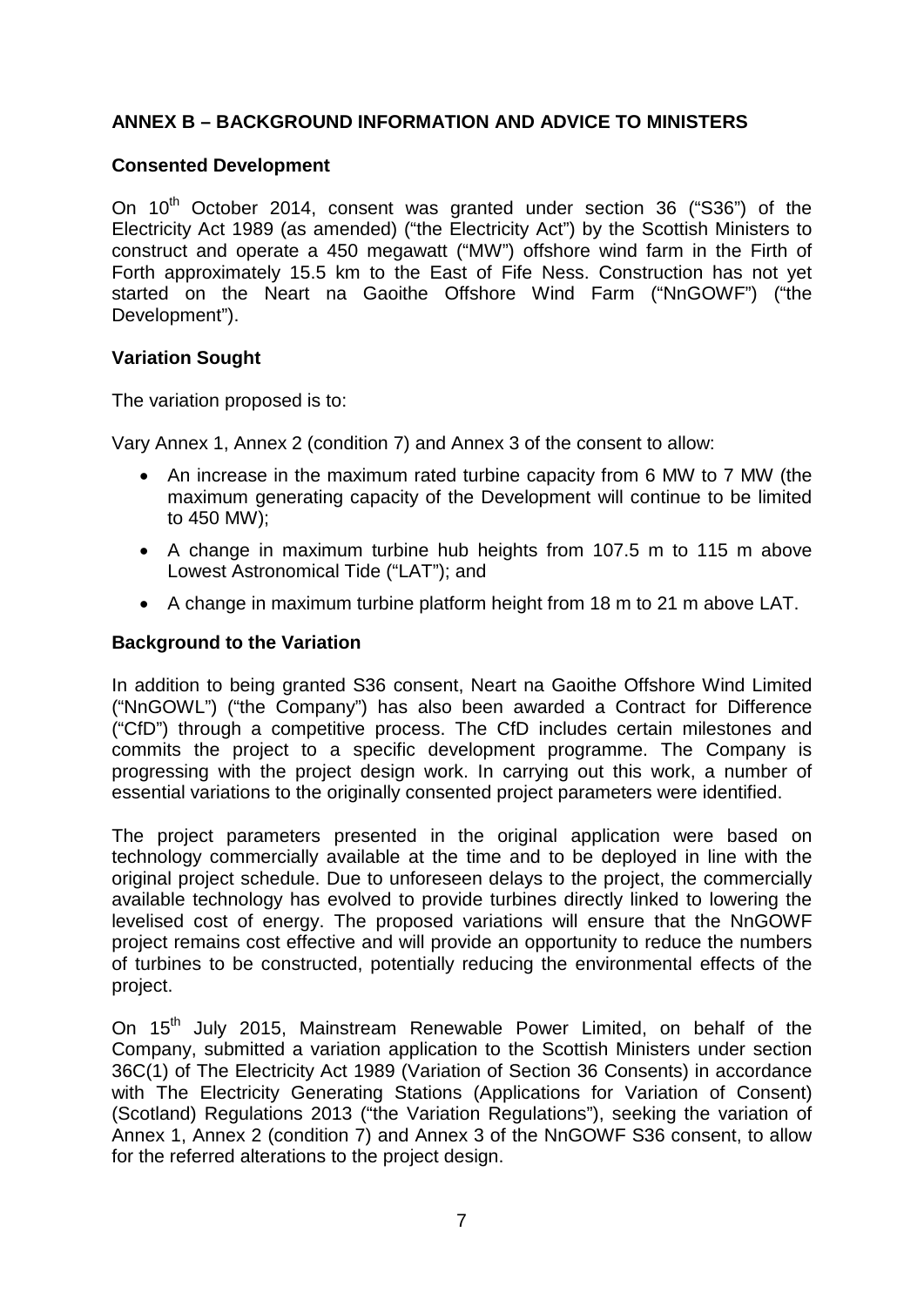## ANNEX B – BACKGROUND INFORMATION AND ADVICE TO MINISTERS

### Consented Development

On 10th October 2014, consent was granted under section 36 ("S36") of the Electricity Act 1989 (as amended) ("the Electricity Act") by the Scottish Ministers to construct and operate a 450 megawatt ("MW") offshore wind farm in the Firth of Forth approximately 15.5 km to the East of Fife Ness. Construction has not yet started on the Neart na Gaoithe Offshore Wind Farm ("NnGOWF") ("the Development").

### Variation Sought

The variation proposed is to:

Vary Annex 1, Annex 2 (condition 7) and Annex 3 of the consent to allow:

- An increase in the maximum rated turbine capacity from 6 MW to 7 MW (the maximum generating capacity of the Development will continue to be limited to 450 MW);
- A change in maximum turbine hub heights from 107.5 m to 115 m above Lowest Astronomical Tide ("LAT"); and
- A change in maximum turbine platform height from 18 m to 21 m above LAT.

### Background to the Variation

In addition to being granted S36 consent, Neart na Gaoithe Offshore Wind Limited ("NnGOWL") ("the Company") has also been awarded a Contract for Difference ("CfD") through a competitive process. The CfD includes certain milestones and commits the project to a specific development programme. The Company is progressing with the project design work. In carrying out this work, a number of essential variations to the originally consented project parameters were identified.

The project parameters presented in the original application were based on technology commercially available at the time and to be deployed in line with the original project schedule. Due to unforeseen delays to the project, the commercially available technology has evolved to provide turbines directly linked to lowering the levelised cost of energy. The proposed variations will ensure that the NnGOWF project remains cost effective and will provide an opportunity to reduce the numbers of turbines to be constructed, potentially reducing the environmental effects of the project.

On 15th July 2015, Mainstream Renewable Power Limited, on behalf of the Company, submitted a variation application to the Scottish Ministers under section 36C(1) of The Electricity Act 1989 (Variation of Section 36 Consents) in accordance with The Electricity Generating Stations (Applications for Variation of Consent) (Scotland) Regulations 2013 ("the Variation Regulations"), seeking the variation of Annex 1, Annex 2 (condition 7) and Annex 3 of the NnGOWF S36 consent, to allow for the referred alterations to the project design.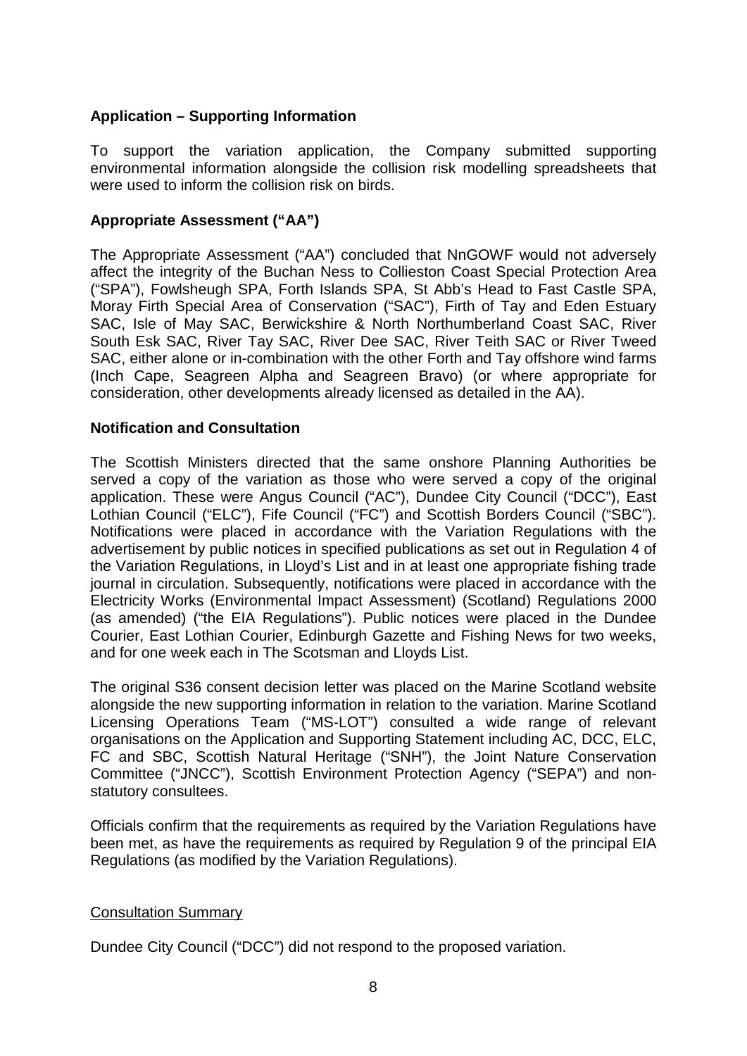**Application – Supporting Information**

To support the variation application, the Company submitted supporting environmental information alongside the collision risk modelling spreadsheets that were used to inform the collision risk on birds.

**Appropriate Assessment ("AA")**

The Appropriate Assessment ("AA") concluded that NnGOWF would not adversely affect the integrity of the Buchan Ness to Collieston Coast Special Protection Area ("SPA"), Fowlsheugh SPA, Forth Islands SPA, St Abb's Head to Fast Castle SPA, Moray Firth Special Area of Conservation ("SAC"), Firth of Tay and Eden Estuary SAC, Isle of May SAC, Berwickshire & North Northumberland Coast SAC, River South Esk SAC, River Tay SAC, River Dee SAC, River Teith SAC or River Tweed SAC, either alone or in-combination with the other Forth and Tay offshore wind farms (Inch Cape, Seagreen Alpha and Seagreen Bravo) (or where appropriate for consideration, other developments already licensed as detailed in the AA).

**Notification and Consultation**

The Scottish Ministers directed that the same onshore Planning Authorities be served a copy of the variation as those who were served a copy of the original application. These were Angus Council ("AC"), Dundee City Council ("DCC"), East Lothian Council ("ELC"), Fife Council ("FC") and Scottish Borders Council ("SBC"). Notifications were placed in accordance with the Variation Regulations with the advertisement by public notices in specified publications as set out in Regulation 4 of the Variation Regulations, in Lloyd's List and in at least one appropriate fishing trade journal in circulation. Subsequently, notifications were placed in accordance with the Electricity Works (Environmental Impact Assessment) (Scotland) Regulations 2000 (as amended) ("the EIA Regulations"). Public notices were placed in the Dundee Courier, East Lothian Courier, Edinburgh Gazette and Fishing News for two weeks, and for one week each in The Scotsman and Lloyds List.

The original S36 consent decision letter was placed on the Marine Scotland website alongside the new supporting information in relation to the variation. Marine Scotland Licensing Operations Team ("MS-LOT") consulted a wide range of relevant organisations on the Application and Supporting Statement including AC, DCC, ELC, FC and SBC, Scottish Natural Heritage ("SNH"), the Joint Nature Conservation Committee ("JNCC"), Scottish Environment Protection Agency ("SEPA") and non-statutory consultees.

Officials confirm that the requirements as required by the Variation Regulations have been met, as have the requirements as required by Regulation 9 of the principal EIA Regulations (as modified by the Variation Regulations).

<u>Consultation Summary</u>

Dundee City Council ("DCC") did not respond to the proposed variation.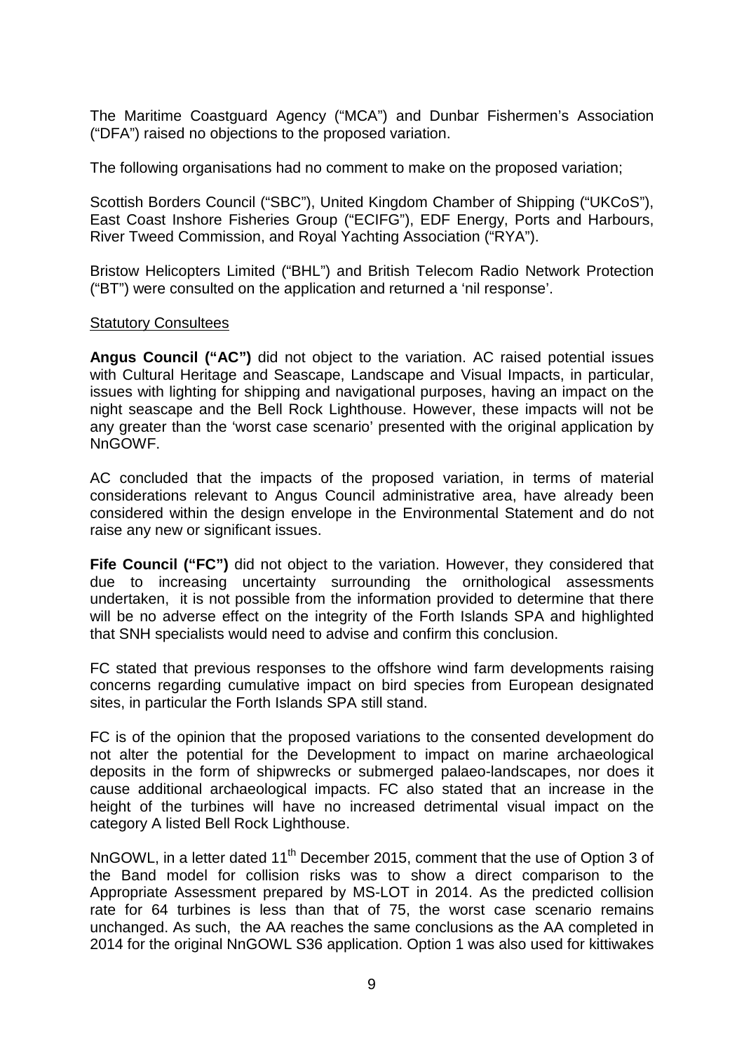The Maritime Coastguard Agency ("MCA") and Dunbar Fishermen's Association ("DFA") raised no objections to the proposed variation.

The following organisations had no comment to make on the proposed variation;

Scottish Borders Council ("SBC"), United Kingdom Chamber of Shipping ("UKCoS"), East Coast Inshore Fisheries Group ("ECIFG"), EDF Energy, Ports and Harbours, River Tweed Commission, and Royal Yachting Association ("RYA").

Bristow Helicopters Limited ("BHL") and British Telecom Radio Network Protection ("BT") were consulted on the application and returned a 'nil response'.

Statutory Consultees

**Angus Council ("AC")** did not object to the variation. AC raised potential issues with Cultural Heritage and Seascape, Landscape and Visual Impacts, in particular, issues with lighting for shipping and navigational purposes, having an impact on the night seascape and the Bell Rock Lighthouse. However, these impacts will not be any greater than the 'worst case scenario' presented with the original application by NnGOWF.

AC concluded that the impacts of the proposed variation, in terms of material considerations relevant to Angus Council administrative area, have already been considered within the design envelope in the Environmental Statement and do not raise any new or significant issues.

**Fife Council ("FC")** did not object to the variation. However, they considered that due to increasing uncertainty surrounding the ornithological assessments undertaken, it is not possible from the information provided to determine that there will be no adverse effect on the integrity of the Forth Islands SPA and highlighted that SNH specialists would need to advise and confirm this conclusion.

FC stated that previous responses to the offshore wind farm developments raising concerns regarding cumulative impact on bird species from European designated sites, in particular the Forth Islands SPA still stand.

FC is of the opinion that the proposed variations to the consented development do not alter the potential for the Development to impact on marine archaeological deposits in the form of shipwrecks or submerged palaeo-landscapes, nor does it cause additional archaeological impacts. FC also stated that an increase in the height of the turbines will have no increased detrimental visual impact on the category A listed Bell Rock Lighthouse.

NnGOWL, in a letter dated 11th December 2015, comment that the use of Option 3 of the Band model for collision risks was to show a direct comparison to the Appropriate Assessment prepared by MS-LOT in 2014. As the predicted collision rate for 64 turbines is less than that of 75, the worst case scenario remains unchanged. As such, the AA reaches the same conclusions as the AA completed in 2014 for the original NnGOWL S36 application. Option 1 was also used for kittiwakes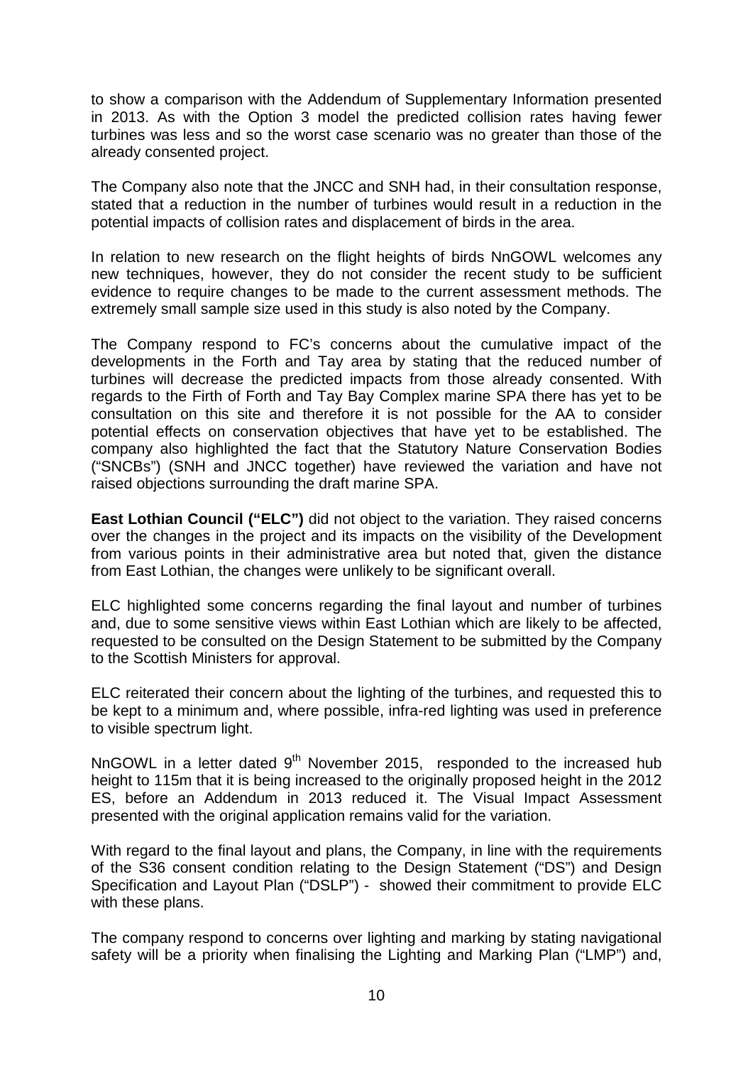to show a comparison with the Addendum of Supplementary Information presented in 2013. As with the Option 3 model the predicted collision rates having fewer turbines was less and so the worst case scenario was no greater than those of the already consented project.

The Company also note that the JNCC and SNH had, in their consultation response, stated that a reduction in the number of turbines would result in a reduction in the potential impacts of collision rates and displacement of birds in the area.

In relation to new research on the flight heights of birds NnGOWL welcomes any new techniques, however, they do not consider the recent study to be sufficient evidence to require changes to be made to the current assessment methods. The extremely small sample size used in this study is also noted by the Company.

The Company respond to FC's concerns about the cumulative impact of the developments in the Forth and Tay area by stating that the reduced number of turbines will decrease the predicted impacts from those already consented. With regards to the Firth of Forth and Tay Bay Complex marine SPA there has yet to be consultation on this site and therefore it is not possible for the AA to consider potential effects on conservation objectives that have yet to be established. The company also highlighted the fact that the Statutory Nature Conservation Bodies ("SNCBs") (SNH and JNCC together) have reviewed the variation and have not raised objections surrounding the draft marine SPA.

**East Lothian Council ("ELC")** did not object to the variation. They raised concerns over the changes in the project and its impacts on the visibility of the Development from various points in their administrative area but noted that, given the distance from East Lothian, the changes were unlikely to be significant overall.

ELC highlighted some concerns regarding the final layout and number of turbines and, due to some sensitive views within East Lothian which are likely to be affected, requested to be consulted on the Design Statement to be submitted by the Company to the Scottish Ministers for approval.

ELC reiterated their concern about the lighting of the turbines, and requested this to be kept to a minimum and, where possible, infra-red lighting was used in preference to visible spectrum light.

NnGOWL in a letter dated 9th November 2015, responded to the increased hub height to 115m that it is being increased to the originally proposed height in the 2012 ES, before an Addendum in 2013 reduced it. The Visual Impact Assessment presented with the original application remains valid for the variation.

With regard to the final layout and plans, the Company, in line with the requirements of the S36 consent condition relating to the Design Statement ("DS") and Design Specification and Layout Plan ("DSLP") - showed their commitment to provide ELC with these plans.

The company respond to concerns over lighting and marking by stating navigational safety will be a priority when finalising the Lighting and Marking Plan ("LMP") and,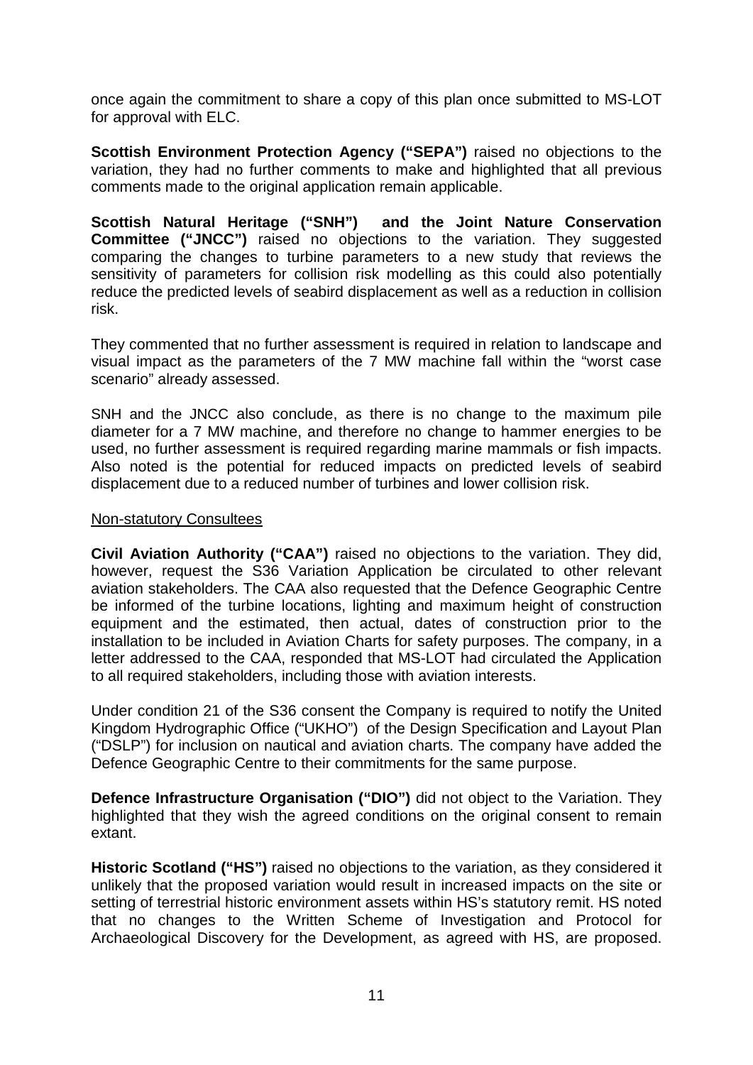once again the commitment to share a copy of this plan once submitted to MS-LOT for approval with ELC.

**Scottish Environment Protection Agency ("SEPA")** raised no objections to the variation, they had no further comments to make and highlighted that all previous comments made to the original application remain applicable.

**Scottish Natural Heritage ("SNH") and the Joint Nature Conservation Committee ("JNCC")** raised no objections to the variation. They suggested comparing the changes to turbine parameters to a new study that reviews the sensitivity of parameters for collision risk modelling as this could also potentially reduce the predicted levels of seabird displacement as well as a reduction in collision risk.

They commented that no further assessment is required in relation to landscape and visual impact as the parameters of the 7 MW machine fall within the "worst case scenario" already assessed.

SNH and the JNCC also conclude, as there is no change to the maximum pile diameter for a 7 MW machine, and therefore no change to hammer energies to be used, no further assessment is required regarding marine mammals or fish impacts. Also noted is the potential for reduced impacts on predicted levels of seabird displacement due to a reduced number of turbines and lower collision risk.

Non-statutory Consultees

**Civil Aviation Authority ("CAA")** raised no objections to the variation. They did, however, request the S36 Variation Application be circulated to other relevant aviation stakeholders. The CAA also requested that the Defence Geographic Centre be informed of the turbine locations, lighting and maximum height of construction equipment and the estimated, then actual, dates of construction prior to the installation to be included in Aviation Charts for safety purposes. The company, in a letter addressed to the CAA, responded that MS-LOT had circulated the Application to all required stakeholders, including those with aviation interests.

Under condition 21 of the S36 consent the Company is required to notify the United Kingdom Hydrographic Office ("UKHO") of the Design Specification and Layout Plan ("DSLP") for inclusion on nautical and aviation charts. The company have added the Defence Geographic Centre to their commitments for the same purpose.

**Defence Infrastructure Organisation ("DIO")** did not object to the Variation. They highlighted that they wish the agreed conditions on the original consent to remain extant.

**Historic Scotland ("HS")** raised no objections to the variation, as they considered it unlikely that the proposed variation would result in increased impacts on the site or setting of terrestrial historic environment assets within HS's statutory remit. HS noted that no changes to the Written Scheme of Investigation and Protocol for Archaeological Discovery for the Development, as agreed with HS, are proposed.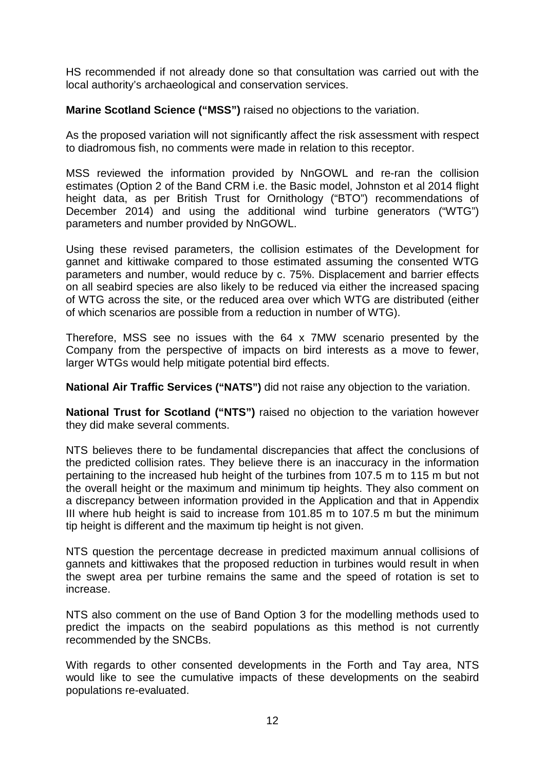HS recommended if not already done so that consultation was carried out with the local authority's archaeological and conservation services.

**Marine Scotland Science ("MSS")** raised no objections to the variation.

As the proposed variation will not significantly affect the risk assessment with respect to diadromous fish, no comments were made in relation to this receptor.

MSS reviewed the information provided by NnGOWL and re-ran the collision estimates (Option 2 of the Band CRM i.e. the Basic model, Johnston et al 2014 flight height data, as per British Trust for Ornithology ("BTO") recommendations of December 2014) and using the additional wind turbine generators ("WTG") parameters and number provided by NnGOWL.

Using these revised parameters, the collision estimates of the Development for gannet and kittiwake compared to those estimated assuming the consented WTG parameters and number, would reduce by c. 75%. Displacement and barrier effects on all seabird species are also likely to be reduced via either the increased spacing of WTG across the site, or the reduced area over which WTG are distributed (either of which scenarios are possible from a reduction in number of WTG).

Therefore, MSS see no issues with the 64 x 7MW scenario presented by the Company from the perspective of impacts on bird interests as a move to fewer, larger WTGs would help mitigate potential bird effects.

**National Air Traffic Services ("NATS")** did not raise any objection to the variation.

**National Trust for Scotland ("NTS")** raised no objection to the variation however they did make several comments.

NTS believes there to be fundamental discrepancies that affect the conclusions of the predicted collision rates. They believe there is an inaccuracy in the information pertaining to the increased hub height of the turbines from 107.5 m to 115 m but not the overall height or the maximum and minimum tip heights. They also comment on a discrepancy between information provided in the Application and that in Appendix III where hub height is said to increase from 101.85 m to 107.5 m but the minimum tip height is different and the maximum tip height is not given.

NTS question the percentage decrease in predicted maximum annual collisions of gannets and kittiwakes that the proposed reduction in turbines would result in when the swept area per turbine remains the same and the speed of rotation is set to increase.

NTS also comment on the use of Band Option 3 for the modelling methods used to predict the impacts on the seabird populations as this method is not currently recommended by the SNCBs.

With regards to other consented developments in the Forth and Tay area, NTS would like to see the cumulative impacts of these developments on the seabird populations re-evaluated.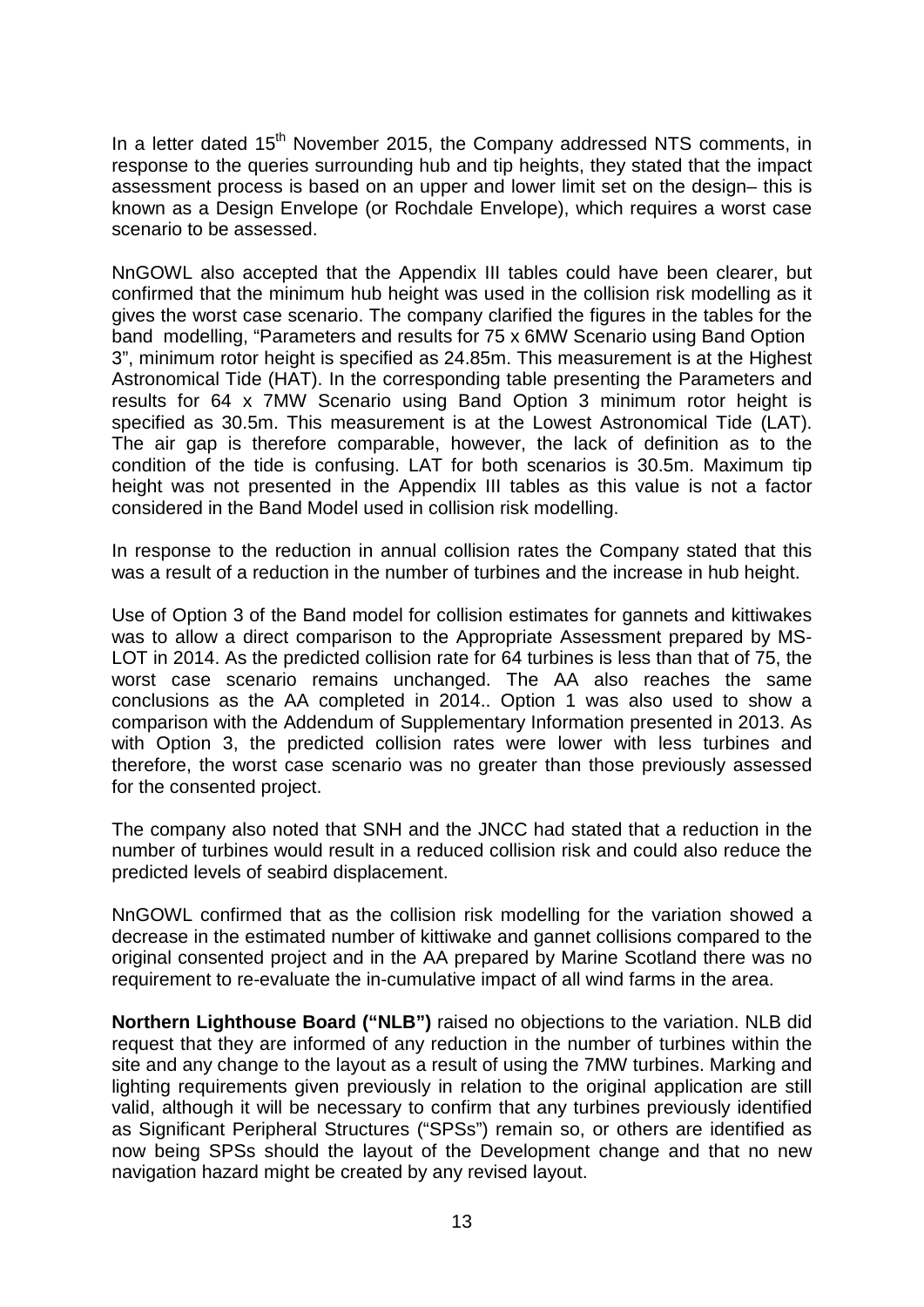In a letter dated 15th November 2015, the Company addressed NTS comments, in response to the queries surrounding hub and tip heights, they stated that the impact assessment process is based on an upper and lower limit set on the design– this is known as a Design Envelope (or Rochdale Envelope), which requires a worst case scenario to be assessed.

NnGOWL also accepted that the Appendix III tables could have been clearer, but confirmed that the minimum hub height was used in the collision risk modelling as it gives the worst case scenario. The company clarified the figures in the tables for the band modelling, "Parameters and results for 75 x 6MW Scenario using Band Option 3", minimum rotor height is specified as 24.85m. This measurement is at the Highest Astronomical Tide (HAT). In the corresponding table presenting the Parameters and results for 64 x 7MW Scenario using Band Option 3 minimum rotor height is specified as 30.5m. This measurement is at the Lowest Astronomical Tide (LAT). The air gap is therefore comparable, however, the lack of definition as to the condition of the tide is confusing. LAT for both scenarios is 30.5m. Maximum tip height was not presented in the Appendix III tables as this value is not a factor considered in the Band Model used in collision risk modelling.

In response to the reduction in annual collision rates the Company stated that this was a result of a reduction in the number of turbines and the increase in hub height.

Use of Option 3 of the Band model for collision estimates for gannets and kittiwakes was to allow a direct comparison to the Appropriate Assessment prepared by MS-LOT in 2014. As the predicted collision rate for 64 turbines is less than that of 75, the worst case scenario remains unchanged. The AA also reaches the same conclusions as the AA completed in 2014.. Option 1 was also used to show a comparison with the Addendum of Supplementary Information presented in 2013. As with Option 3, the predicted collision rates were lower with less turbines and therefore, the worst case scenario was no greater than those previously assessed for the consented project.

The company also noted that SNH and the JNCC had stated that a reduction in the number of turbines would result in a reduced collision risk and could also reduce the predicted levels of seabird displacement.

NnGOWL confirmed that as the collision risk modelling for the variation showed a decrease in the estimated number of kittiwake and gannet collisions compared to the original consented project and in the AA prepared by Marine Scotland there was no requirement to re-evaluate the in-cumulative impact of all wind farms in the area.

**Northern Lighthouse Board ("NLB")** raised no objections to the variation. NLB did request that they are informed of any reduction in the number of turbines within the site and any change to the layout as a result of using the 7MW turbines. Marking and lighting requirements given previously in relation to the original application are still valid, although it will be necessary to confirm that any turbines previously identified as Significant Peripheral Structures ("SPSs") remain so, or others are identified as now being SPSs should the layout of the Development change and that no new navigation hazard might be created by any revised layout.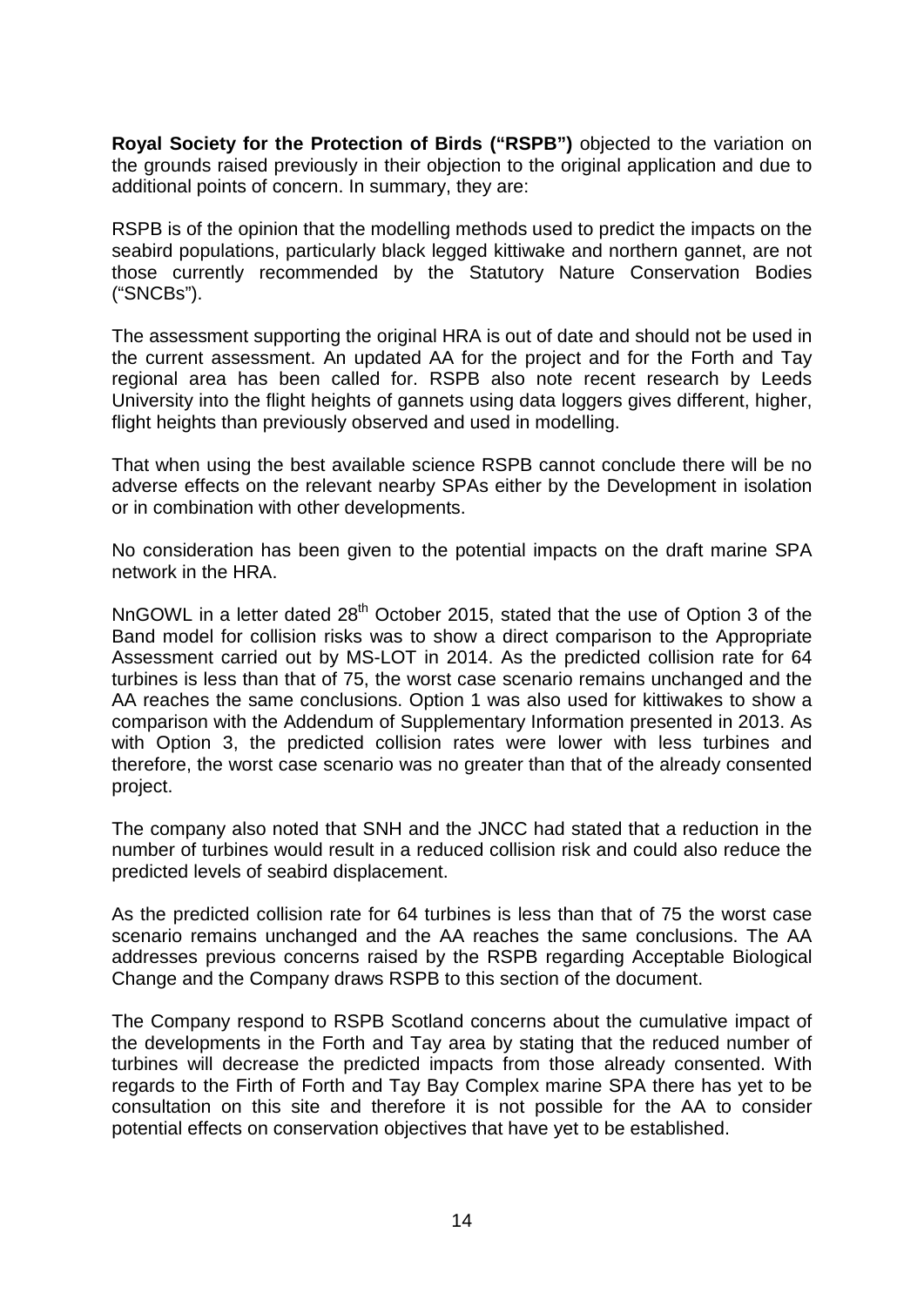**Royal Society for the Protection of Birds ("RSPB")** objected to the variation on the grounds raised previously in their objection to the original application and due to additional points of concern. In summary, they are:

RSPB is of the opinion that the modelling methods used to predict the impacts on the seabird populations, particularly black legged kittiwake and northern gannet, are not those currently recommended by the Statutory Nature Conservation Bodies ("SNCBs").

The assessment supporting the original HRA is out of date and should not be used in the current assessment. An updated AA for the project and for the Forth and Tay regional area has been called for. RSPB also note recent research by Leeds University into the flight heights of gannets using data loggers gives different, higher, flight heights than previously observed and used in modelling.

That when using the best available science RSPB cannot conclude there will be no adverse effects on the relevant nearby SPAs either by the Development in isolation or in combination with other developments.

No consideration has been given to the potential impacts on the draft marine SPA network in the HRA.

NnGOWL in a letter dated 28th October 2015, stated that the use of Option 3 of the Band model for collision risks was to show a direct comparison to the Appropriate Assessment carried out by MS-LOT in 2014. As the predicted collision rate for 64 turbines is less than that of 75, the worst case scenario remains unchanged and the AA reaches the same conclusions. Option 1 was also used for kittiwakes to show a comparison with the Addendum of Supplementary Information presented in 2013. As with Option 3, the predicted collision rates were lower with less turbines and therefore, the worst case scenario was no greater than that of the already consented project.

The company also noted that SNH and the JNCC had stated that a reduction in the number of turbines would result in a reduced collision risk and could also reduce the predicted levels of seabird displacement.

As the predicted collision rate for 64 turbines is less than that of 75 the worst case scenario remains unchanged and the AA reaches the same conclusions. The AA addresses previous concerns raised by the RSPB regarding Acceptable Biological Change and the Company draws RSPB to this section of the document.

The Company respond to RSPB Scotland concerns about the cumulative impact of the developments in the Forth and Tay area by stating that the reduced number of turbines will decrease the predicted impacts from those already consented. With regards to the Firth of Forth and Tay Bay Complex marine SPA there has yet to be consultation on this site and therefore it is not possible for the AA to consider potential effects on conservation objectives that have yet to be established.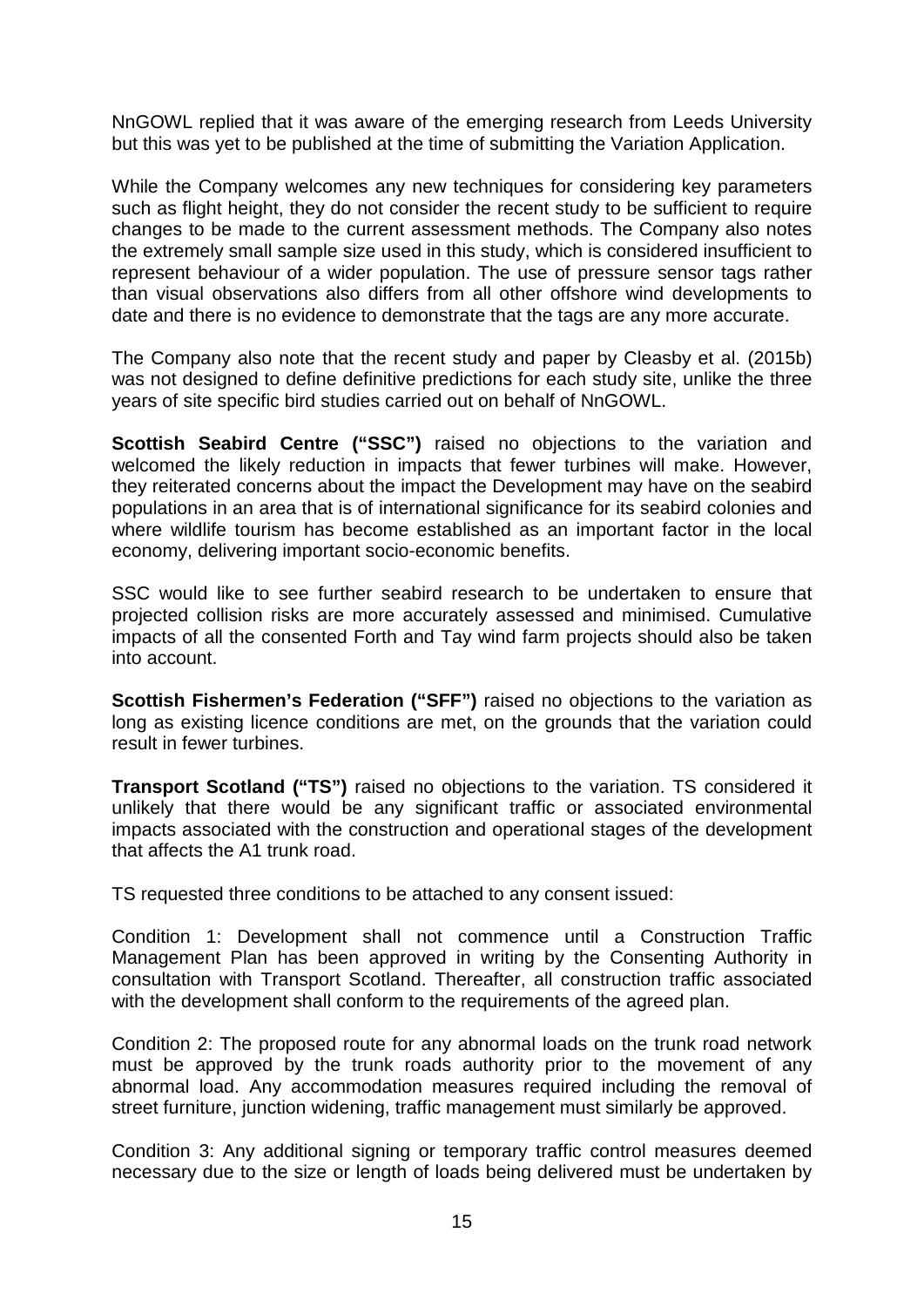NnGOWL replied that it was aware of the emerging research from Leeds University but this was yet to be published at the time of submitting the Variation Application.

While the Company welcomes any new techniques for considering key parameters such as flight height, they do not consider the recent study to be sufficient to require changes to be made to the current assessment methods. The Company also notes the extremely small sample size used in this study, which is considered insufficient to represent behaviour of a wider population. The use of pressure sensor tags rather than visual observations also differs from all other offshore wind developments to date and there is no evidence to demonstrate that the tags are any more accurate.

The Company also note that the recent study and paper by Cleasby et al. (2015b) was not designed to define definitive predictions for each study site, unlike the three years of site specific bird studies carried out on behalf of NnGOWL.

**Scottish Seabird Centre ("SSC")** raised no objections to the variation and welcomed the likely reduction in impacts that fewer turbines will make. However, they reiterated concerns about the impact the Development may have on the seabird populations in an area that is of international significance for its seabird colonies and where wildlife tourism has become established as an important factor in the local economy, delivering important socio-economic benefits.

SSC would like to see further seabird research to be undertaken to ensure that projected collision risks are more accurately assessed and minimised. Cumulative impacts of all the consented Forth and Tay wind farm projects should also be taken into account.

**Scottish Fishermen's Federation ("SFF")** raised no objections to the variation as long as existing licence conditions are met, on the grounds that the variation could result in fewer turbines.

**Transport Scotland ("TS")** raised no objections to the variation. TS considered it unlikely that there would be any significant traffic or associated environmental impacts associated with the construction and operational stages of the development that affects the A1 trunk road.

TS requested three conditions to be attached to any consent issued:

Condition 1: Development shall not commence until a Construction Traffic Management Plan has been approved in writing by the Consenting Authority in consultation with Transport Scotland. Thereafter, all construction traffic associated with the development shall conform to the requirements of the agreed plan.

Condition 2: The proposed route for any abnormal loads on the trunk road network must be approved by the trunk roads authority prior to the movement of any abnormal load. Any accommodation measures required including the removal of street furniture, junction widening, traffic management must similarly be approved.

Condition 3: Any additional signing or temporary traffic control measures deemed necessary due to the size or length of loads being delivered must be undertaken by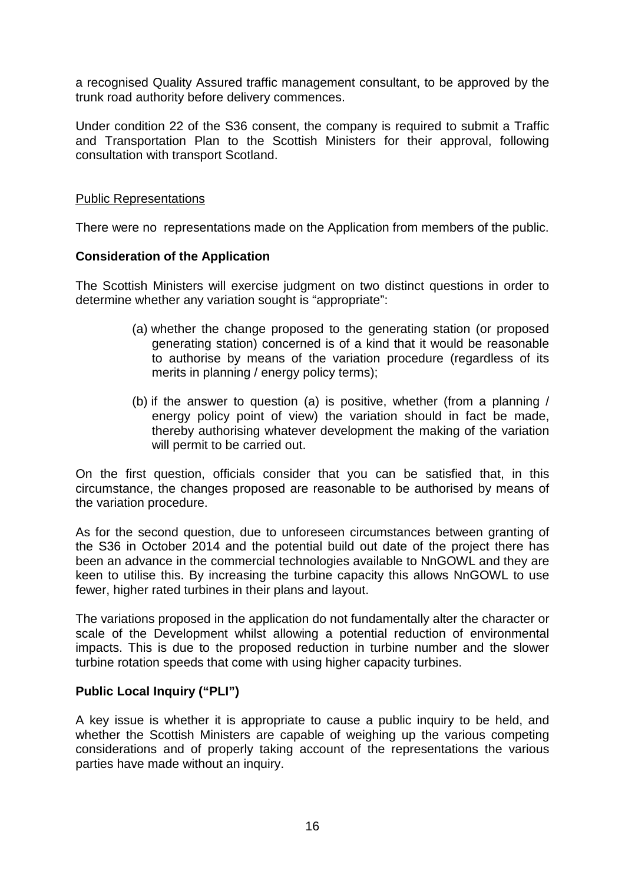a recognised Quality Assured traffic management consultant, to be approved by the trunk road authority before delivery commences.

Under condition 22 of the S36 consent, the company is required to submit a Traffic and Transportation Plan to the Scottish Ministers for their approval, following consultation with transport Scotland.

Public Representations

There were no representations made on the Application from members of the public.

**Consideration of the Application**

The Scottish Ministers will exercise judgment on two distinct questions in order to determine whether any variation sought is "appropriate":

(a) whether the change proposed to the generating station (or proposed generating station) concerned is of a kind that it would be reasonable to authorise by means of the variation procedure (regardless of its merits in planning / energy policy terms);

(b) if the answer to question (a) is positive, whether (from a planning / energy policy point of view) the variation should in fact be made, thereby authorising whatever development the making of the variation will permit to be carried out.

On the first question, officials consider that you can be satisfied that, in this circumstance, the changes proposed are reasonable to be authorised by means of the variation procedure.

As for the second question, due to unforeseen circumstances between granting of the S36 in October 2014 and the potential build out date of the project there has been an advance in the commercial technologies available to NnGOWL and they are keen to utilise this. By increasing the turbine capacity this allows NnGOWL to use fewer, higher rated turbines in their plans and layout.

The variations proposed in the application do not fundamentally alter the character or scale of the Development whilst allowing a potential reduction of environmental impacts. This is due to the proposed reduction in turbine number and the slower turbine rotation speeds that come with using higher capacity turbines.

**Public Local Inquiry ("PLI")**

A key issue is whether it is appropriate to cause a public inquiry to be held, and whether the Scottish Ministers are capable of weighing up the various competing considerations and of properly taking account of the representations the various parties have made without an inquiry.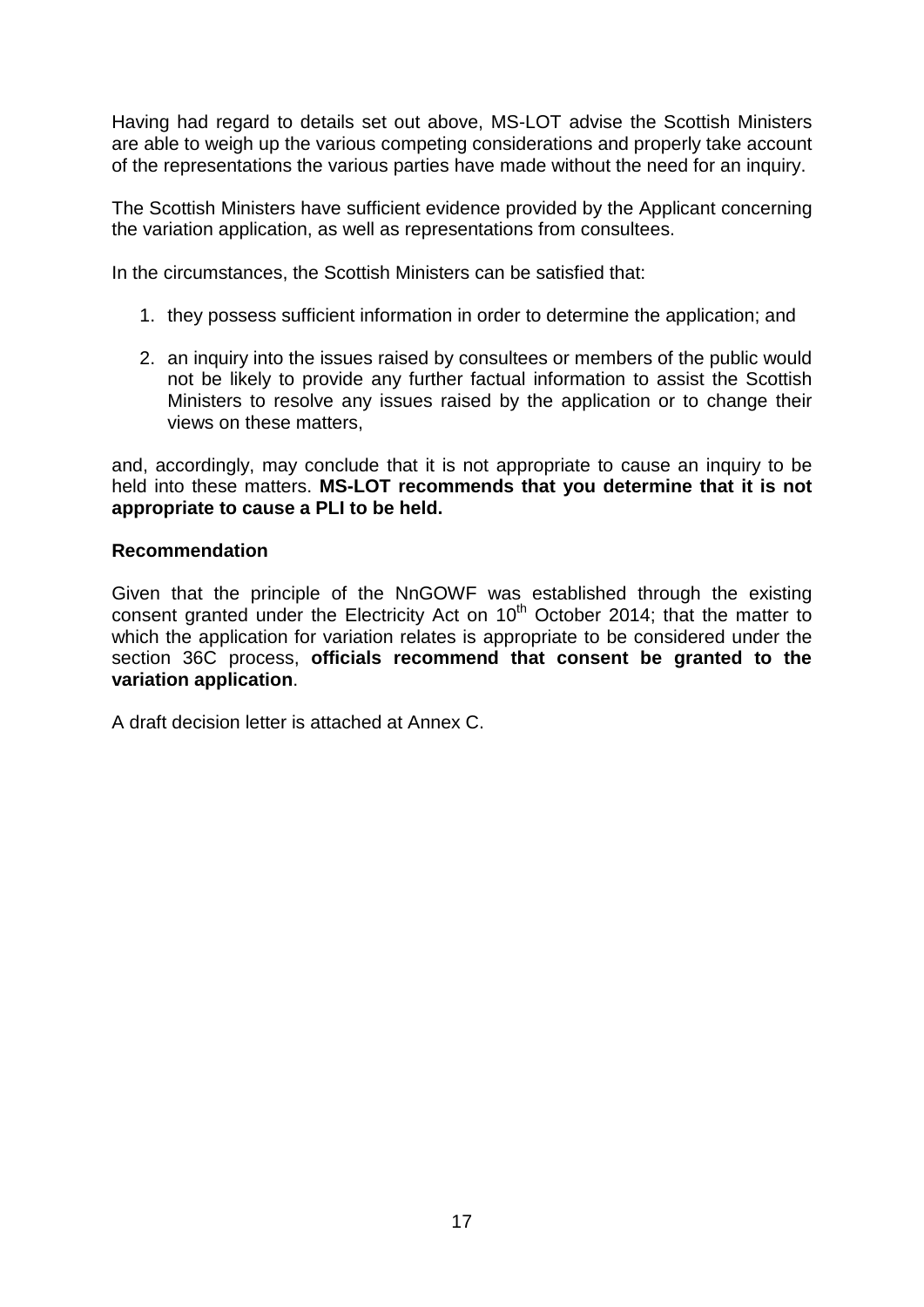Having had regard to details set out above, MS-LOT advise the Scottish Ministers are able to weigh up the various competing considerations and properly take account of the representations the various parties have made without the need for an inquiry.

The Scottish Ministers have sufficient evidence provided by the Applicant concerning the variation application, as well as representations from consultees.

In the circumstances, the Scottish Ministers can be satisfied that:

1. they possess sufficient information in order to determine the application; and
2. an inquiry into the issues raised by consultees or members of the public would not be likely to provide any further factual information to assist the Scottish Ministers to resolve any issues raised by the application or to change their views on these matters,

and, accordingly, may conclude that it is not appropriate to cause an inquiry to be held into these matters. **MS-LOT recommends that you determine that it is not appropriate to cause a PLI to be held.**

**Recommendation**

Given that the principle of the NnGOWF was established through the existing consent granted under the Electricity Act on 10th October 2014; that the matter to which the application for variation relates is appropriate to be considered under the section 36C process, **officials recommend that consent be granted to the variation application**.

A draft decision letter is attached at Annex C.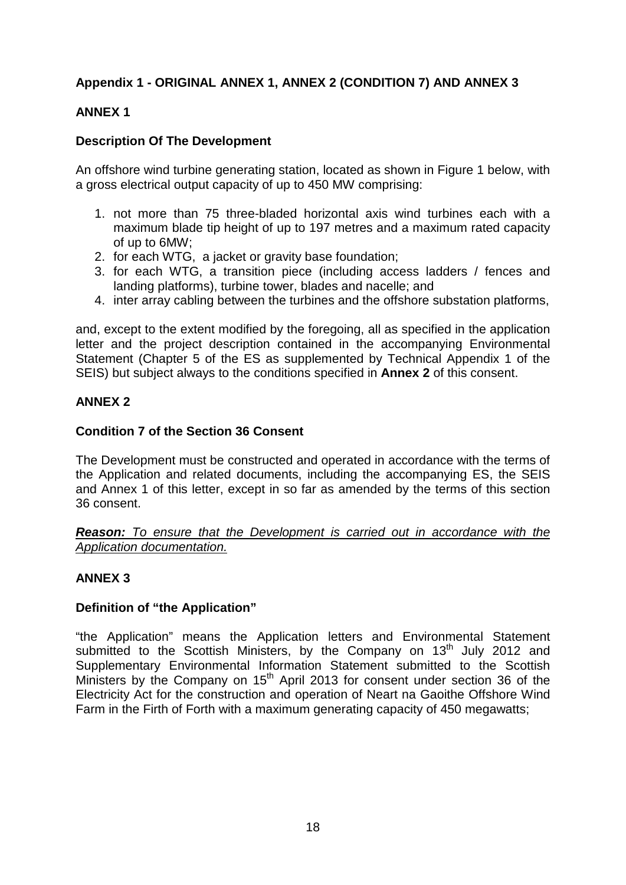## Appendix 1 - ORIGINAL ANNEX 1, ANNEX 2 (CONDITION 7) AND ANNEX 3

### ANNEX 1

**Description Of The Development**

An offshore wind turbine generating station, located as shown in Figure 1 below, with a gross electrical output capacity of up to 450 MW comprising:

1. not more than 75 three-bladed horizontal axis wind turbines each with a maximum blade tip height of up to 197 metres and a maximum rated capacity of up to 6MW;
2. for each WTG, a jacket or gravity base foundation;
3. for each WTG, a transition piece (including access ladders / fences and landing platforms), turbine tower, blades and nacelle; and
4. inter array cabling between the turbines and the offshore substation platforms,

and, except to the extent modified by the foregoing, all as specified in the application letter and the project description contained in the accompanying Environmental Statement (Chapter 5 of the ES as supplemented by Technical Appendix 1 of the SEIS) but subject always to the conditions specified in **Annex 2** of this consent.

### ANNEX 2

**Condition 7 of the Section 36 Consent**

The Development must be constructed and operated in accordance with the terms of the Application and related documents, including the accompanying ES, the SEIS and Annex 1 of this letter, except in so far as amended by the terms of this section 36 consent.

***Reason:*** *To ensure that the Development is carried out in accordance with the Application documentation.*

### ANNEX 3

**Definition of "the Application"**

"the Application" means the Application letters and Environmental Statement submitted to the Scottish Ministers, by the Company on 13th July 2012 and Supplementary Environmental Information Statement submitted to the Scottish Ministers by the Company on 15th April 2013 for consent under section 36 of the Electricity Act for the construction and operation of Neart na Gaoithe Offshore Wind Farm in the Firth of Forth with a maximum generating capacity of 450 megawatts;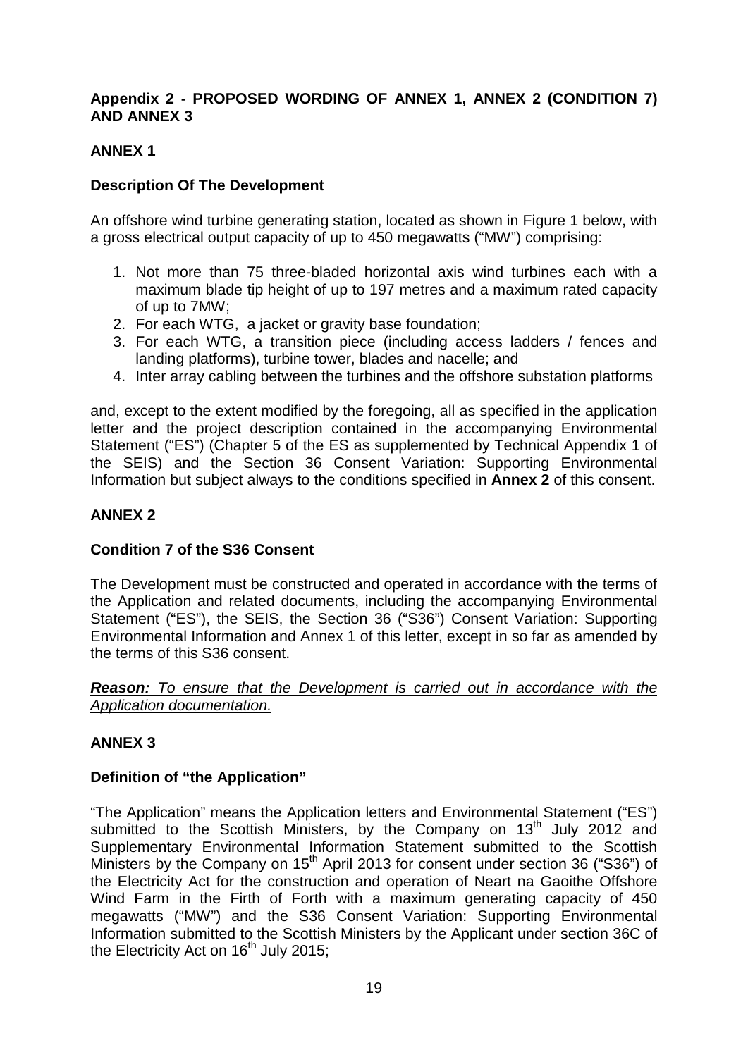**Appendix 2 - PROPOSED WORDING OF ANNEX 1, ANNEX 2 (CONDITION 7) AND ANNEX 3**

**ANNEX 1**

**Description Of The Development**

An offshore wind turbine generating station, located as shown in Figure 1 below, with a gross electrical output capacity of up to 450 megawatts ("MW") comprising:

1. Not more than 75 three-bladed horizontal axis wind turbines each with a maximum blade tip height of up to 197 metres and a maximum rated capacity of up to 7MW;
2. For each WTG, a jacket or gravity base foundation;
3. For each WTG, a transition piece (including access ladders / fences and landing platforms), turbine tower, blades and nacelle; and
4. Inter array cabling between the turbines and the offshore substation platforms

and, except to the extent modified by the foregoing, all as specified in the application letter and the project description contained in the accompanying Environmental Statement ("ES") (Chapter 5 of the ES as supplemented by Technical Appendix 1 of the SEIS) and the Section 36 Consent Variation: Supporting Environmental Information but subject always to the conditions specified in **Annex 2** of this consent.

**ANNEX 2**

**Condition 7 of the S36 Consent**

The Development must be constructed and operated in accordance with the terms of the Application and related documents, including the accompanying Environmental Statement ("ES"), the SEIS, the Section 36 ("S36") Consent Variation: Supporting Environmental Information and Annex 1 of this letter, except in so far as amended by the terms of this S36 consent.

***Reason:*** *To ensure that the Development is carried out in accordance with the Application documentation.*

**ANNEX 3**

**Definition of "the Application"**

"The Application" means the Application letters and Environmental Statement ("ES") submitted to the Scottish Ministers, by the Company on 13th July 2012 and Supplementary Environmental Information Statement submitted to the Scottish Ministers by the Company on 15th April 2013 for consent under section 36 ("S36") of the Electricity Act for the construction and operation of Neart na Gaoithe Offshore Wind Farm in the Firth of Forth with a maximum generating capacity of 450 megawatts ("MW") and the S36 Consent Variation: Supporting Environmental Information submitted to the Scottish Ministers by the Applicant under section 36C of the Electricity Act on 16th July 2015;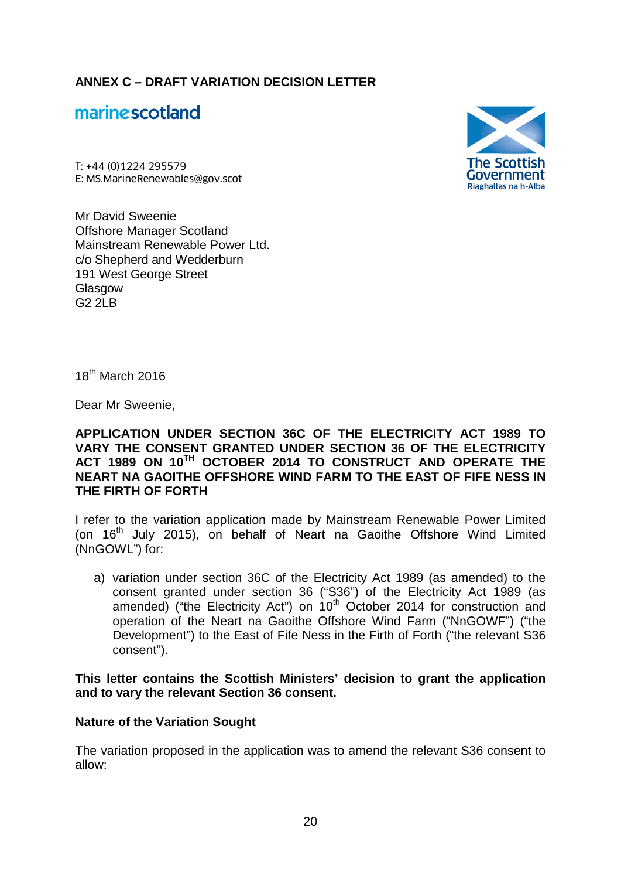**ANNEX C – DRAFT VARIATION DECISION LETTER**

marinescotland

The Scottish Government
Riaghaltas na h-Alba

T: +44 (0)1224 295579
E: MS.MarineRenewables@gov.scot

Mr David Sweenie
Offshore Manager Scotland
Mainstream Renewable Power Ltd.
c/o Shepherd and Wedderburn
191 West George Street
Glasgow
G2 2LB

18th March 2016

Dear Mr Sweenie,

**APPLICATION UNDER SECTION 36C OF THE ELECTRICITY ACT 1989 TO VARY THE CONSENT GRANTED UNDER SECTION 36 OF THE ELECTRICITY ACT 1989 ON 10TH OCTOBER 2014 TO CONSTRUCT AND OPERATE THE NEART NA GAOITHE OFFSHORE WIND FARM TO THE EAST OF FIFE NESS IN THE FIRTH OF FORTH**

I refer to the variation application made by Mainstream Renewable Power Limited (on 16th July 2015), on behalf of Neart na Gaoithe Offshore Wind Limited (NnGOWL") for:

a) variation under section 36C of the Electricity Act 1989 (as amended) to the consent granted under section 36 ("S36") of the Electricity Act 1989 (as amended) ("the Electricity Act") on 10th October 2014 for construction and operation of the Neart na Gaoithe Offshore Wind Farm ("NnGOWF") ("the Development") to the East of Fife Ness in the Firth of Forth ("the relevant S36 consent").

**This letter contains the Scottish Ministers' decision to grant the application and to vary the relevant Section 36 consent.**

**Nature of the Variation Sought**

The variation proposed in the application was to amend the relevant S36 consent to allow: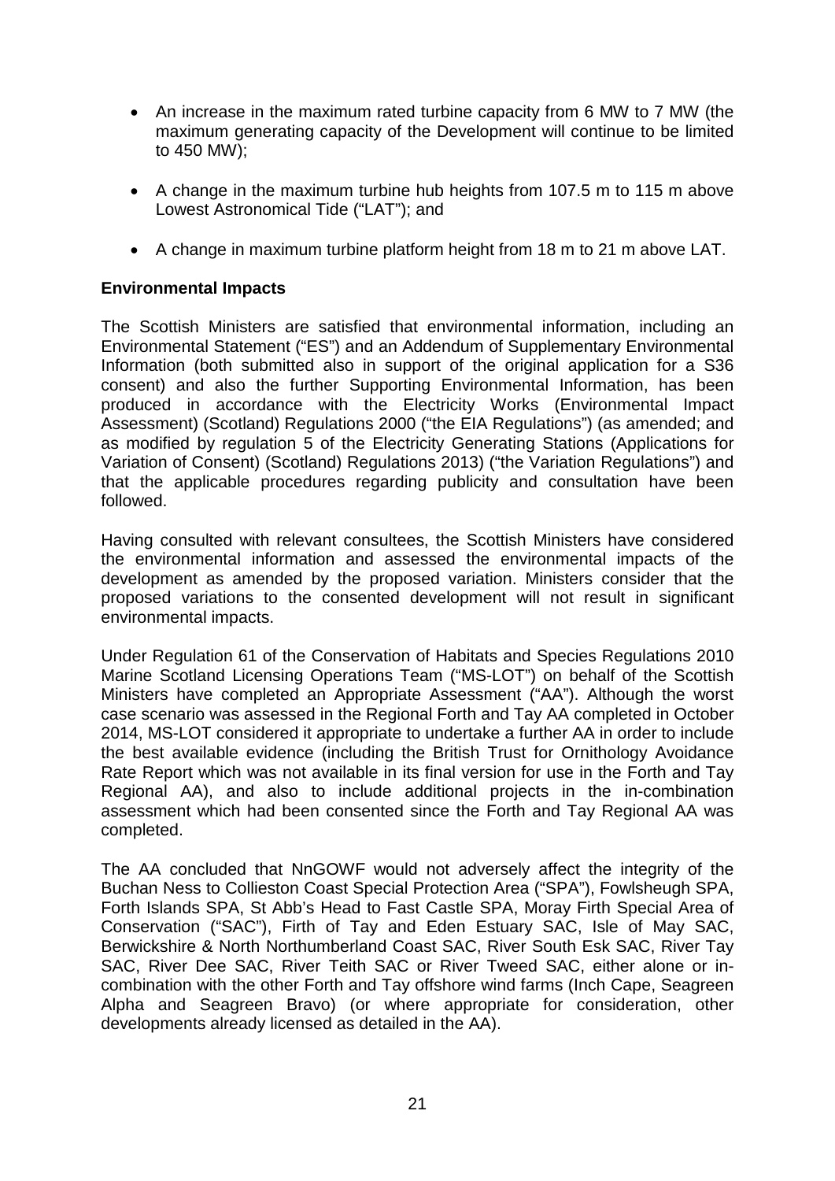- An increase in the maximum rated turbine capacity from 6 MW to 7 MW (the maximum generating capacity of the Development will continue to be limited to 450 MW);
- A change in the maximum turbine hub heights from 107.5 m to 115 m above Lowest Astronomical Tide ("LAT"); and
- A change in maximum turbine platform height from 18 m to 21 m above LAT.

**Environmental Impacts**

The Scottish Ministers are satisfied that environmental information, including an Environmental Statement ("ES") and an Addendum of Supplementary Environmental Information (both submitted also in support of the original application for a S36 consent) and also the further Supporting Environmental Information, has been produced in accordance with the Electricity Works (Environmental Impact Assessment) (Scotland) Regulations 2000 ("the EIA Regulations") (as amended; and as modified by regulation 5 of the Electricity Generating Stations (Applications for Variation of Consent) (Scotland) Regulations 2013) ("the Variation Regulations") and that the applicable procedures regarding publicity and consultation have been followed.

Having consulted with relevant consultees, the Scottish Ministers have considered the environmental information and assessed the environmental impacts of the development as amended by the proposed variation. Ministers consider that the proposed variations to the consented development will not result in significant environmental impacts.

Under Regulation 61 of the Conservation of Habitats and Species Regulations 2010 Marine Scotland Licensing Operations Team ("MS-LOT") on behalf of the Scottish Ministers have completed an Appropriate Assessment ("AA"). Although the worst case scenario was assessed in the Regional Forth and Tay AA completed in October 2014, MS-LOT considered it appropriate to undertake a further AA in order to include the best available evidence (including the British Trust for Ornithology Avoidance Rate Report which was not available in its final version for use in the Forth and Tay Regional AA), and also to include additional projects in the in-combination assessment which had been consented since the Forth and Tay Regional AA was completed.

The AA concluded that NnGOWF would not adversely affect the integrity of the Buchan Ness to Collieston Coast Special Protection Area ("SPA"), Fowlsheugh SPA, Forth Islands SPA, St Abb's Head to Fast Castle SPA, Moray Firth Special Area of Conservation ("SAC"), Firth of Tay and Eden Estuary SAC, Isle of May SAC, Berwickshire & North Northumberland Coast SAC, River South Esk SAC, River Tay SAC, River Dee SAC, River Teith SAC or River Tweed SAC, either alone or in-combination with the other Forth and Tay offshore wind farms (Inch Cape, Seagreen Alpha and Seagreen Bravo) (or where appropriate for consideration, other developments already licensed as detailed in the AA).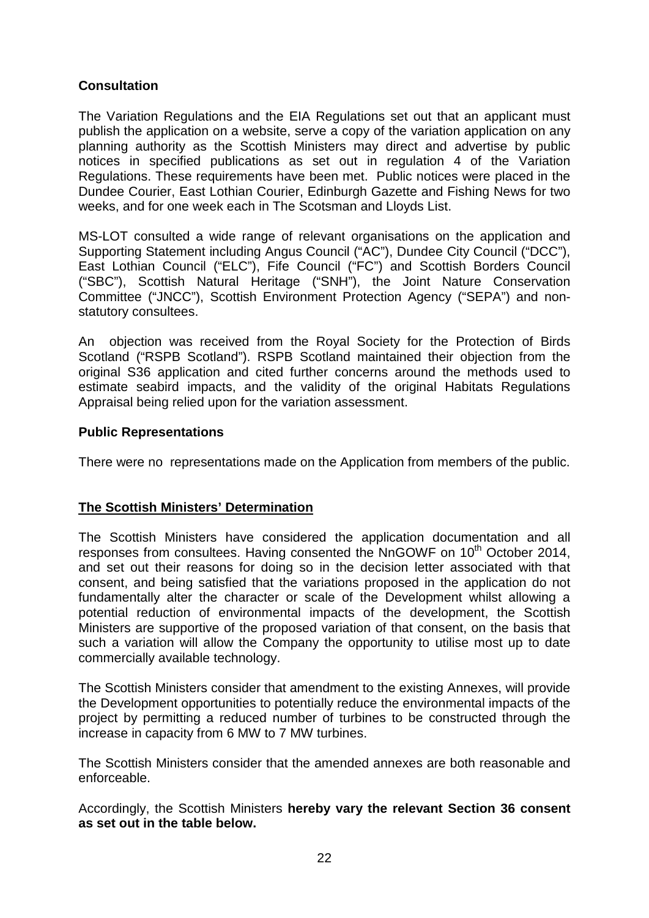**Consultation**

The Variation Regulations and the EIA Regulations set out that an applicant must publish the application on a website, serve a copy of the variation application on any planning authority as the Scottish Ministers may direct and advertise by public notices in specified publications as set out in regulation 4 of the Variation Regulations. These requirements have been met. Public notices were placed in the Dundee Courier, East Lothian Courier, Edinburgh Gazette and Fishing News for two weeks, and for one week each in The Scotsman and Lloyds List.

MS-LOT consulted a wide range of relevant organisations on the application and Supporting Statement including Angus Council ("AC"), Dundee City Council ("DCC"), East Lothian Council ("ELC"), Fife Council ("FC") and Scottish Borders Council ("SBC"), Scottish Natural Heritage ("SNH"), the Joint Nature Conservation Committee ("JNCC"), Scottish Environment Protection Agency ("SEPA") and non-statutory consultees.

An objection was received from the Royal Society for the Protection of Birds Scotland ("RSPB Scotland"). RSPB Scotland maintained their objection from the original S36 application and cited further concerns around the methods used to estimate seabird impacts, and the validity of the original Habitats Regulations Appraisal being relied upon for the variation assessment.

**Public Representations**

There were no representations made on the Application from members of the public.

**The Scottish Ministers' Determination**

The Scottish Ministers have considered the application documentation and all responses from consultees. Having consented the NnGOWF on 10th October 2014, and set out their reasons for doing so in the decision letter associated with that consent, and being satisfied that the variations proposed in the application do not fundamentally alter the character or scale of the Development whilst allowing a potential reduction of environmental impacts of the development, the Scottish Ministers are supportive of the proposed variation of that consent, on the basis that such a variation will allow the Company the opportunity to utilise most up to date commercially available technology.

The Scottish Ministers consider that amendment to the existing Annexes, will provide the Development opportunities to potentially reduce the environmental impacts of the project by permitting a reduced number of turbines to be constructed through the increase in capacity from 6 MW to 7 MW turbines.

The Scottish Ministers consider that the amended annexes are both reasonable and enforceable.

Accordingly, the Scottish Ministers **hereby vary the relevant Section 36 consent as set out in the table below.**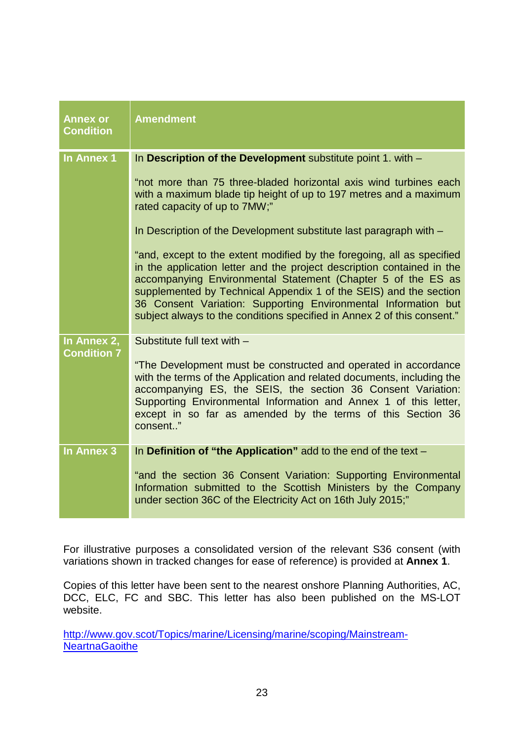| Annex or Condition | Amendment |
|---|---|
| In Annex 1 | In **Description of the Development** substitute point 1. with –<br><br>"not more than 75 three-bladed horizontal axis wind turbines each with a maximum blade tip height of up to 197 metres and a maximum rated capacity of up to 7MW;"<br><br>In Description of the Development substitute last paragraph with –<br><br>"and, except to the extent modified by the foregoing, all as specified in the application letter and the project description contained in the accompanying Environmental Statement (Chapter 5 of the ES as supplemented by Technical Appendix 1 of the SEIS) and the section 36 Consent Variation: Supporting Environmental Information but subject always to the conditions specified in Annex 2 of this consent." |
| In Annex 2, Condition 7 | Substitute full text with –<br><br>"The Development must be constructed and operated in accordance with the terms of the Application and related documents, including the accompanying ES, the SEIS, the section 36 Consent Variation: Supporting Environmental Information and Annex 1 of this letter, except in so far as amended by the terms of this Section 36 consent.." |
| In Annex 3 | In **Definition of "the Application"** add to the end of the text –<br><br>"and the section 36 Consent Variation: Supporting Environmental Information submitted to the Scottish Ministers by the Company under section 36C of the Electricity Act on 16th July 2015;" |

For illustrative purposes a consolidated version of the relevant S36 consent (with variations shown in tracked changes for ease of reference) is provided at **Annex 1**.

Copies of this letter have been sent to the nearest onshore Planning Authorities, AC, DCC, ELC, FC and SBC. This letter has also been published on the MS-LOT website.

http://www.gov.scot/Topics/marine/Licensing/marine/scoping/Mainstream-NeartnaGaoithe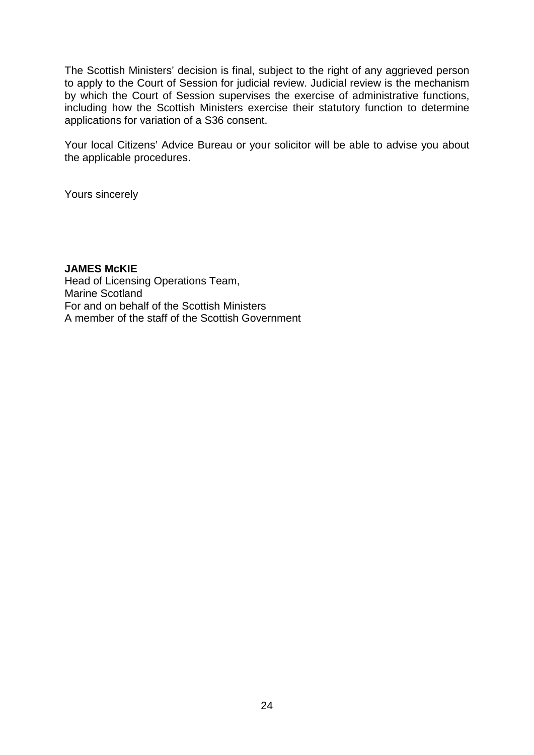The Scottish Ministers' decision is final, subject to the right of any aggrieved person to apply to the Court of Session for judicial review. Judicial review is the mechanism by which the Court of Session supervises the exercise of administrative functions, including how the Scottish Ministers exercise their statutory function to determine applications for variation of a S36 consent.

Your local Citizens' Advice Bureau or your solicitor will be able to advise you about the applicable procedures.

Yours sincerely

**JAMES McKIE**  
Head of Licensing Operations Team,  
Marine Scotland  
For and on behalf of the Scottish Ministers  
A member of the staff of the Scottish Government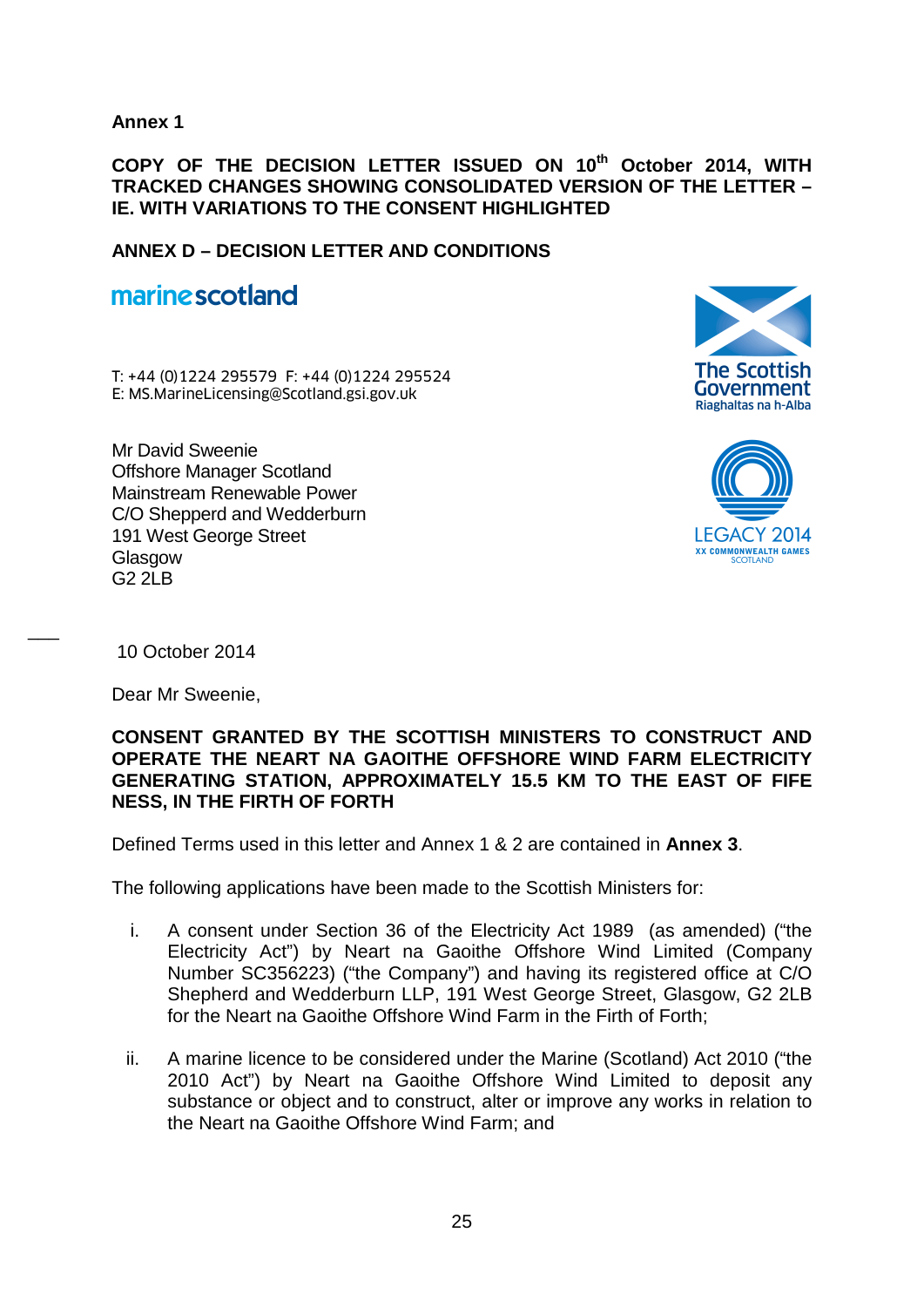**Annex 1**

**COPY OF THE DECISION LETTER ISSUED ON 10th October 2014, WITH TRACKED CHANGES SHOWING CONSOLIDATED VERSION OF THE LETTER – IE. WITH VARIATIONS TO THE CONSENT HIGHLIGHTED**

**ANNEX D – DECISION LETTER AND CONDITIONS**

marinescotland

T: +44 (0)1224 295579 F: +44 (0)1224 295524
E: MS.MarineLicensing@Scotland.gsi.gov.uk

The Scottish Government
Riaghaltas na h-Alba

LEGACY 2014
XX COMMONWEALTH GAMES SCOTLAND

Mr David Sweenie
Offshore Manager Scotland
Mainstream Renewable Power
C/O Shepperd and Wedderburn
191 West George Street
Glasgow
G2 2LB

10 October 2014

Dear Mr Sweenie,

**CONSENT GRANTED BY THE SCOTTISH MINISTERS TO CONSTRUCT AND OPERATE THE NEART NA GAOITHE OFFSHORE WIND FARM ELECTRICITY GENERATING STATION, APPROXIMATELY 15.5 KM TO THE EAST OF FIFE NESS, IN THE FIRTH OF FORTH**

Defined Terms used in this letter and Annex 1 & 2 are contained in **Annex 3**.

The following applications have been made to the Scottish Ministers for:

i. A consent under Section 36 of the Electricity Act 1989 (as amended) ("the Electricity Act") by Neart na Gaoithe Offshore Wind Limited (Company Number SC356223) ("the Company") and having its registered office at C/O Shepherd and Wedderburn LLP, 191 West George Street, Glasgow, G2 2LB for the Neart na Gaoithe Offshore Wind Farm in the Firth of Forth;

ii. A marine licence to be considered under the Marine (Scotland) Act 2010 ("the 2010 Act") by Neart na Gaoithe Offshore Wind Limited to deposit any substance or object and to construct, alter or improve any works in relation to the Neart na Gaoithe Offshore Wind Farm; and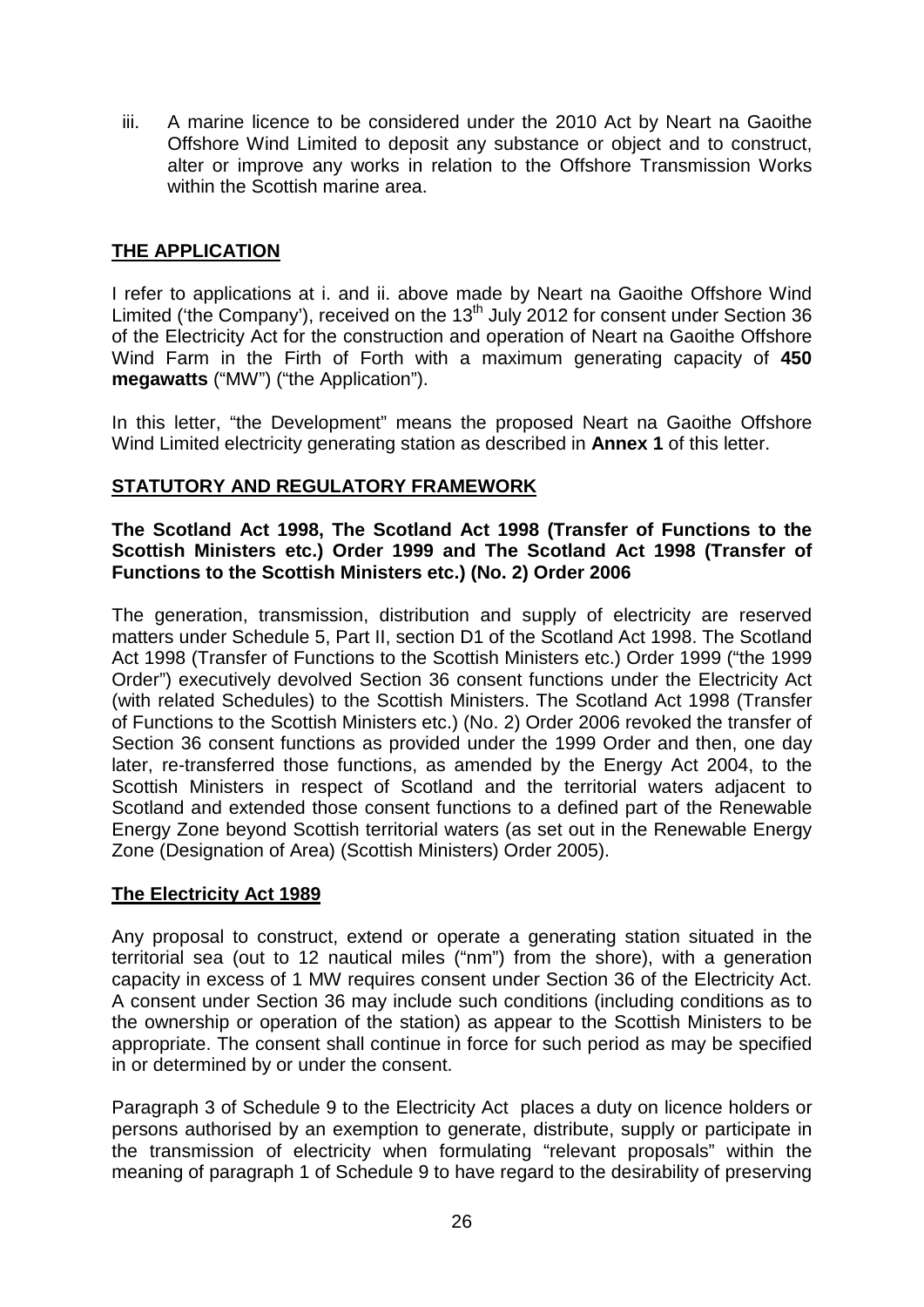iii. A marine licence to be considered under the 2010 Act by Neart na Gaoithe Offshore Wind Limited to deposit any substance or object and to construct, alter or improve any works in relation to the Offshore Transmission Works within the Scottish marine area.

## THE APPLICATION

I refer to applications at i. and ii. above made by Neart na Gaoithe Offshore Wind Limited ('the Company'), received on the 13th July 2012 for consent under Section 36 of the Electricity Act for the construction and operation of Neart na Gaoithe Offshore Wind Farm in the Firth of Forth with a maximum generating capacity of **450 megawatts** ("MW") ("the Application").

In this letter, "the Development" means the proposed Neart na Gaoithe Offshore Wind Limited electricity generating station as described in **Annex 1** of this letter.

## STATUTORY AND REGULATORY FRAMEWORK

### The Scotland Act 1998, The Scotland Act 1998 (Transfer of Functions to the Scottish Ministers etc.) Order 1999 and The Scotland Act 1998 (Transfer of Functions to the Scottish Ministers etc.) (No. 2) Order 2006

The generation, transmission, distribution and supply of electricity are reserved matters under Schedule 5, Part II, section D1 of the Scotland Act 1998. The Scotland Act 1998 (Transfer of Functions to the Scottish Ministers etc.) Order 1999 ("the 1999 Order") executively devolved Section 36 consent functions under the Electricity Act (with related Schedules) to the Scottish Ministers. The Scotland Act 1998 (Transfer of Functions to the Scottish Ministers etc.) (No. 2) Order 2006 revoked the transfer of Section 36 consent functions as provided under the 1999 Order and then, one day later, re-transferred those functions, as amended by the Energy Act 2004, to the Scottish Ministers in respect of Scotland and the territorial waters adjacent to Scotland and extended those consent functions to a defined part of the Renewable Energy Zone beyond Scottish territorial waters (as set out in the Renewable Energy Zone (Designation of Area) (Scottish Ministers) Order 2005).

## The Electricity Act 1989

Any proposal to construct, extend or operate a generating station situated in the territorial sea (out to 12 nautical miles ("nm") from the shore), with a generation capacity in excess of 1 MW requires consent under Section 36 of the Electricity Act. A consent under Section 36 may include such conditions (including conditions as to the ownership or operation of the station) as appear to the Scottish Ministers to be appropriate. The consent shall continue in force for such period as may be specified in or determined by or under the consent.

Paragraph 3 of Schedule 9 to the Electricity Act places a duty on licence holders or persons authorised by an exemption to generate, distribute, supply or participate in the transmission of electricity when formulating "relevant proposals" within the meaning of paragraph 1 of Schedule 9 to have regard to the desirability of preserving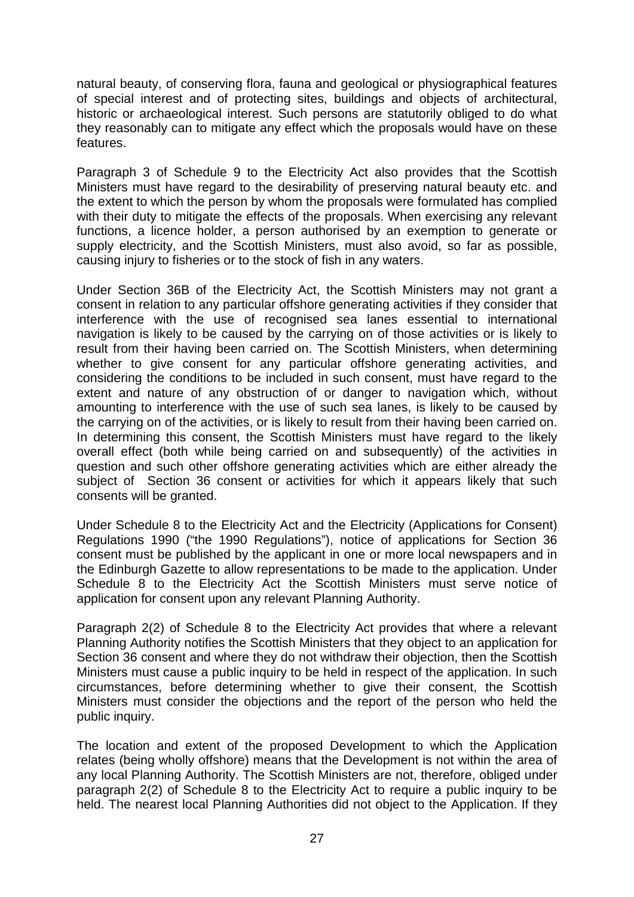natural beauty, of conserving flora, fauna and geological or physiographical features of special interest and of protecting sites, buildings and objects of architectural, historic or archaeological interest. Such persons are statutorily obliged to do what they reasonably can to mitigate any effect which the proposals would have on these features.

Paragraph 3 of Schedule 9 to the Electricity Act also provides that the Scottish Ministers must have regard to the desirability of preserving natural beauty etc. and the extent to which the person by whom the proposals were formulated has complied with their duty to mitigate the effects of the proposals. When exercising any relevant functions, a licence holder, a person authorised by an exemption to generate or supply electricity, and the Scottish Ministers, must also avoid, so far as possible, causing injury to fisheries or to the stock of fish in any waters.

Under Section 36B of the Electricity Act, the Scottish Ministers may not grant a consent in relation to any particular offshore generating activities if they consider that interference with the use of recognised sea lanes essential to international navigation is likely to be caused by the carrying on of those activities or is likely to result from their having been carried on. The Scottish Ministers, when determining whether to give consent for any particular offshore generating activities, and considering the conditions to be included in such consent, must have regard to the extent and nature of any obstruction of or danger to navigation which, without amounting to interference with the use of such sea lanes, is likely to be caused by the carrying on of the activities, or is likely to result from their having been carried on. In determining this consent, the Scottish Ministers must have regard to the likely overall effect (both while being carried on and subsequently) of the activities in question and such other offshore generating activities which are either already the subject of Section 36 consent or activities for which it appears likely that such consents will be granted.

Under Schedule 8 to the Electricity Act and the Electricity (Applications for Consent) Regulations 1990 ("the 1990 Regulations"), notice of applications for Section 36 consent must be published by the applicant in one or more local newspapers and in the Edinburgh Gazette to allow representations to be made to the application. Under Schedule 8 to the Electricity Act the Scottish Ministers must serve notice of application for consent upon any relevant Planning Authority.

Paragraph 2(2) of Schedule 8 to the Electricity Act provides that where a relevant Planning Authority notifies the Scottish Ministers that they object to an application for Section 36 consent and where they do not withdraw their objection, then the Scottish Ministers must cause a public inquiry to be held in respect of the application. In such circumstances, before determining whether to give their consent, the Scottish Ministers must consider the objections and the report of the person who held the public inquiry.

The location and extent of the proposed Development to which the Application relates (being wholly offshore) means that the Development is not within the area of any local Planning Authority. The Scottish Ministers are not, therefore, obliged under paragraph 2(2) of Schedule 8 to the Electricity Act to require a public inquiry to be held. The nearest local Planning Authorities did not object to the Application. If they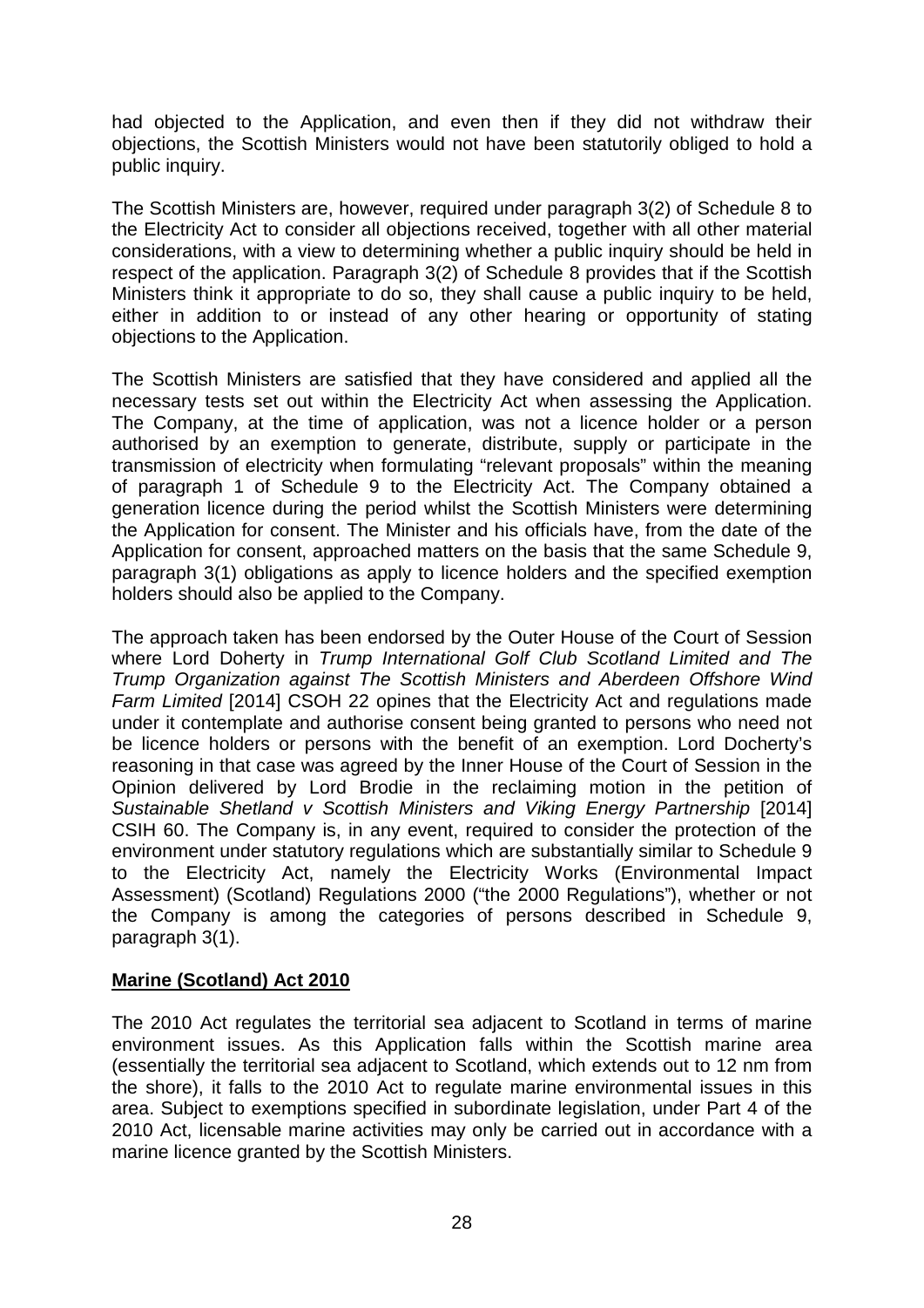had objected to the Application, and even then if they did not withdraw their objections, the Scottish Ministers would not have been statutorily obliged to hold a public inquiry.

The Scottish Ministers are, however, required under paragraph 3(2) of Schedule 8 to the Electricity Act to consider all objections received, together with all other material considerations, with a view to determining whether a public inquiry should be held in respect of the application. Paragraph 3(2) of Schedule 8 provides that if the Scottish Ministers think it appropriate to do so, they shall cause a public inquiry to be held, either in addition to or instead of any other hearing or opportunity of stating objections to the Application.

The Scottish Ministers are satisfied that they have considered and applied all the necessary tests set out within the Electricity Act when assessing the Application. The Company, at the time of application, was not a licence holder or a person authorised by an exemption to generate, distribute, supply or participate in the transmission of electricity when formulating "relevant proposals" within the meaning of paragraph 1 of Schedule 9 to the Electricity Act. The Company obtained a generation licence during the period whilst the Scottish Ministers were determining the Application for consent. The Minister and his officials have, from the date of the Application for consent, approached matters on the basis that the same Schedule 9, paragraph 3(1) obligations as apply to licence holders and the specified exemption holders should also be applied to the Company.

The approach taken has been endorsed by the Outer House of the Court of Session where Lord Doherty in *Trump International Golf Club Scotland Limited and The Trump Organization against The Scottish Ministers and Aberdeen Offshore Wind Farm Limited* [2014] CSOH 22 opines that the Electricity Act and regulations made under it contemplate and authorise consent being granted to persons who need not be licence holders or persons with the benefit of an exemption. Lord Docherty's reasoning in that case was agreed by the Inner House of the Court of Session in the Opinion delivered by Lord Brodie in the reclaiming motion in the petition of *Sustainable Shetland v Scottish Ministers and Viking Energy Partnership* [2014] CSIH 60. The Company is, in any event, required to consider the protection of the environment under statutory regulations which are substantially similar to Schedule 9 to the Electricity Act, namely the Electricity Works (Environmental Impact Assessment) (Scotland) Regulations 2000 ("the 2000 Regulations"), whether or not the Company is among the categories of persons described in Schedule 9, paragraph 3(1).

## Marine (Scotland) Act 2010

The 2010 Act regulates the territorial sea adjacent to Scotland in terms of marine environment issues. As this Application falls within the Scottish marine area (essentially the territorial sea adjacent to Scotland, which extends out to 12 nm from the shore), it falls to the 2010 Act to regulate marine environmental issues in this area. Subject to exemptions specified in subordinate legislation, under Part 4 of the 2010 Act, licensable marine activities may only be carried out in accordance with a marine licence granted by the Scottish Ministers.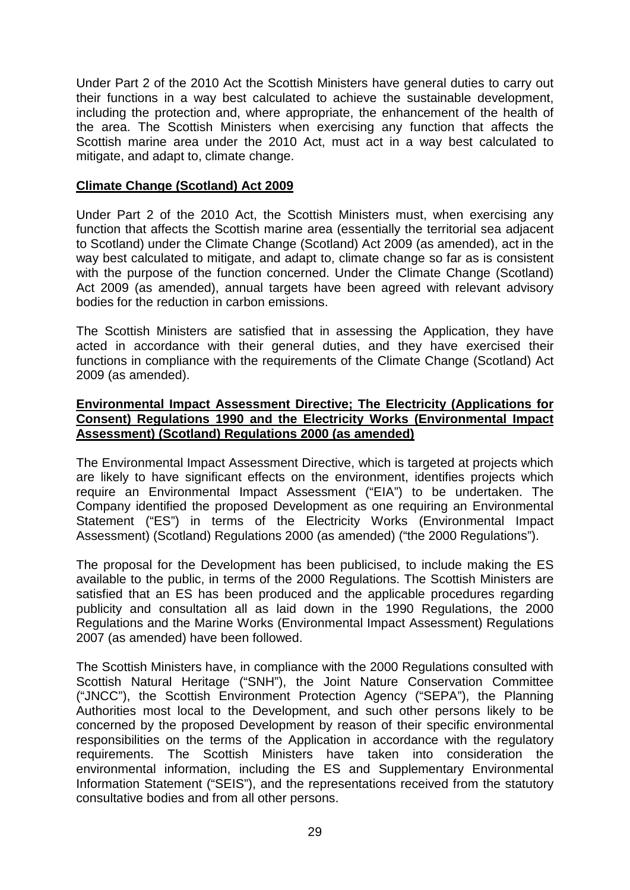Under Part 2 of the 2010 Act the Scottish Ministers have general duties to carry out their functions in a way best calculated to achieve the sustainable development, including the protection and, where appropriate, the enhancement of the health of the area. The Scottish Ministers when exercising any function that affects the Scottish marine area under the 2010 Act, must act in a way best calculated to mitigate, and adapt to, climate change.

**Climate Change (Scotland) Act 2009**

Under Part 2 of the 2010 Act, the Scottish Ministers must, when exercising any function that affects the Scottish marine area (essentially the territorial sea adjacent to Scotland) under the Climate Change (Scotland) Act 2009 (as amended), act in the way best calculated to mitigate, and adapt to, climate change so far as is consistent with the purpose of the function concerned. Under the Climate Change (Scotland) Act 2009 (as amended), annual targets have been agreed with relevant advisory bodies for the reduction in carbon emissions.

The Scottish Ministers are satisfied that in assessing the Application, they have acted in accordance with their general duties, and they have exercised their functions in compliance with the requirements of the Climate Change (Scotland) Act 2009 (as amended).

**Environmental Impact Assessment Directive; The Electricity (Applications for Consent) Regulations 1990 and the Electricity Works (Environmental Impact Assessment) (Scotland) Regulations 2000 (as amended)**

The Environmental Impact Assessment Directive, which is targeted at projects which are likely to have significant effects on the environment, identifies projects which require an Environmental Impact Assessment ("EIA") to be undertaken. The Company identified the proposed Development as one requiring an Environmental Statement ("ES") in terms of the Electricity Works (Environmental Impact Assessment) (Scotland) Regulations 2000 (as amended) ("the 2000 Regulations").

The proposal for the Development has been publicised, to include making the ES available to the public, in terms of the 2000 Regulations. The Scottish Ministers are satisfied that an ES has been produced and the applicable procedures regarding publicity and consultation all as laid down in the 1990 Regulations, the 2000 Regulations and the Marine Works (Environmental Impact Assessment) Regulations 2007 (as amended) have been followed.

The Scottish Ministers have, in compliance with the 2000 Regulations consulted with Scottish Natural Heritage ("SNH"), the Joint Nature Conservation Committee ("JNCC"), the Scottish Environment Protection Agency ("SEPA"), the Planning Authorities most local to the Development, and such other persons likely to be concerned by the proposed Development by reason of their specific environmental responsibilities on the terms of the Application in accordance with the regulatory requirements. The Scottish Ministers have taken into consideration the environmental information, including the ES and Supplementary Environmental Information Statement ("SEIS"), and the representations received from the statutory consultative bodies and from all other persons.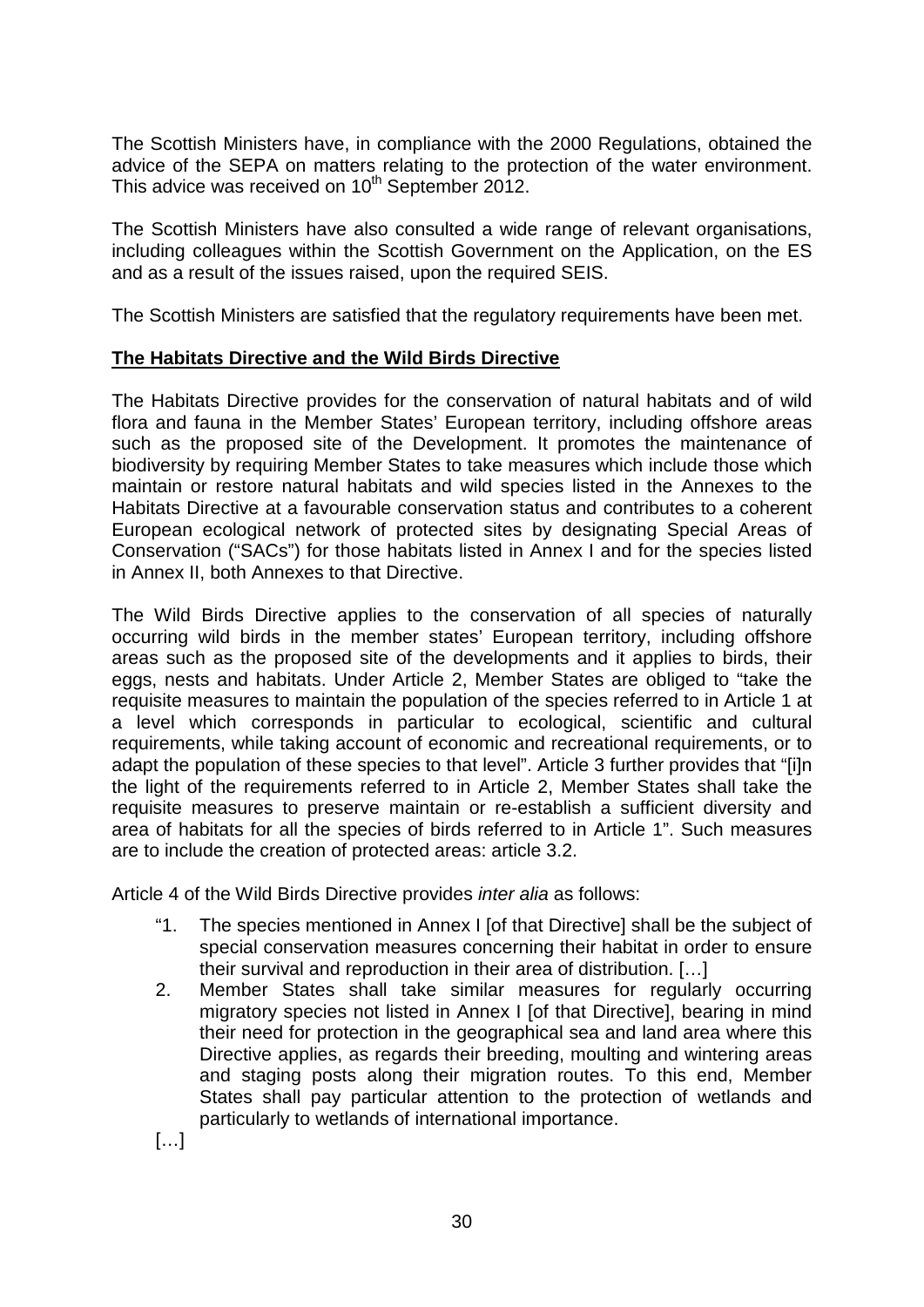The Scottish Ministers have, in compliance with the 2000 Regulations, obtained the advice of the SEPA on matters relating to the protection of the water environment. This advice was received on 10th September 2012.

The Scottish Ministers have also consulted a wide range of relevant organisations, including colleagues within the Scottish Government on the Application, on the ES and as a result of the issues raised, upon the required SEIS.

The Scottish Ministers are satisfied that the regulatory requirements have been met.

**The Habitats Directive and the Wild Birds Directive**

The Habitats Directive provides for the conservation of natural habitats and of wild flora and fauna in the Member States' European territory, including offshore areas such as the proposed site of the Development. It promotes the maintenance of biodiversity by requiring Member States to take measures which include those which maintain or restore natural habitats and wild species listed in the Annexes to the Habitats Directive at a favourable conservation status and contributes to a coherent European ecological network of protected sites by designating Special Areas of Conservation ("SACs") for those habitats listed in Annex I and for the species listed in Annex II, both Annexes to that Directive.

The Wild Birds Directive applies to the conservation of all species of naturally occurring wild birds in the member states' European territory, including offshore areas such as the proposed site of the developments and it applies to birds, their eggs, nests and habitats. Under Article 2, Member States are obliged to "take the requisite measures to maintain the population of the species referred to in Article 1 at a level which corresponds in particular to ecological, scientific and cultural requirements, while taking account of economic and recreational requirements, or to adapt the population of these species to that level". Article 3 further provides that "[i]n the light of the requirements referred to in Article 2, Member States shall take the requisite measures to preserve maintain or re-establish a sufficient diversity and area of habitats for all the species of birds referred to in Article 1". Such measures are to include the creation of protected areas: article 3.2.

Article 4 of the Wild Birds Directive provides *inter alia* as follows:

> "1. The species mentioned in Annex I [of that Directive] shall be the subject of special conservation measures concerning their habitat in order to ensure their survival and reproduction in their area of distribution. […]
>
> 2. Member States shall take similar measures for regularly occurring migratory species not listed in Annex I [of that Directive], bearing in mind their need for protection in the geographical sea and land area where this Directive applies, as regards their breeding, moulting and wintering areas and staging posts along their migration routes. To this end, Member States shall pay particular attention to the protection of wetlands and particularly to wetlands of international importance.
>
> […]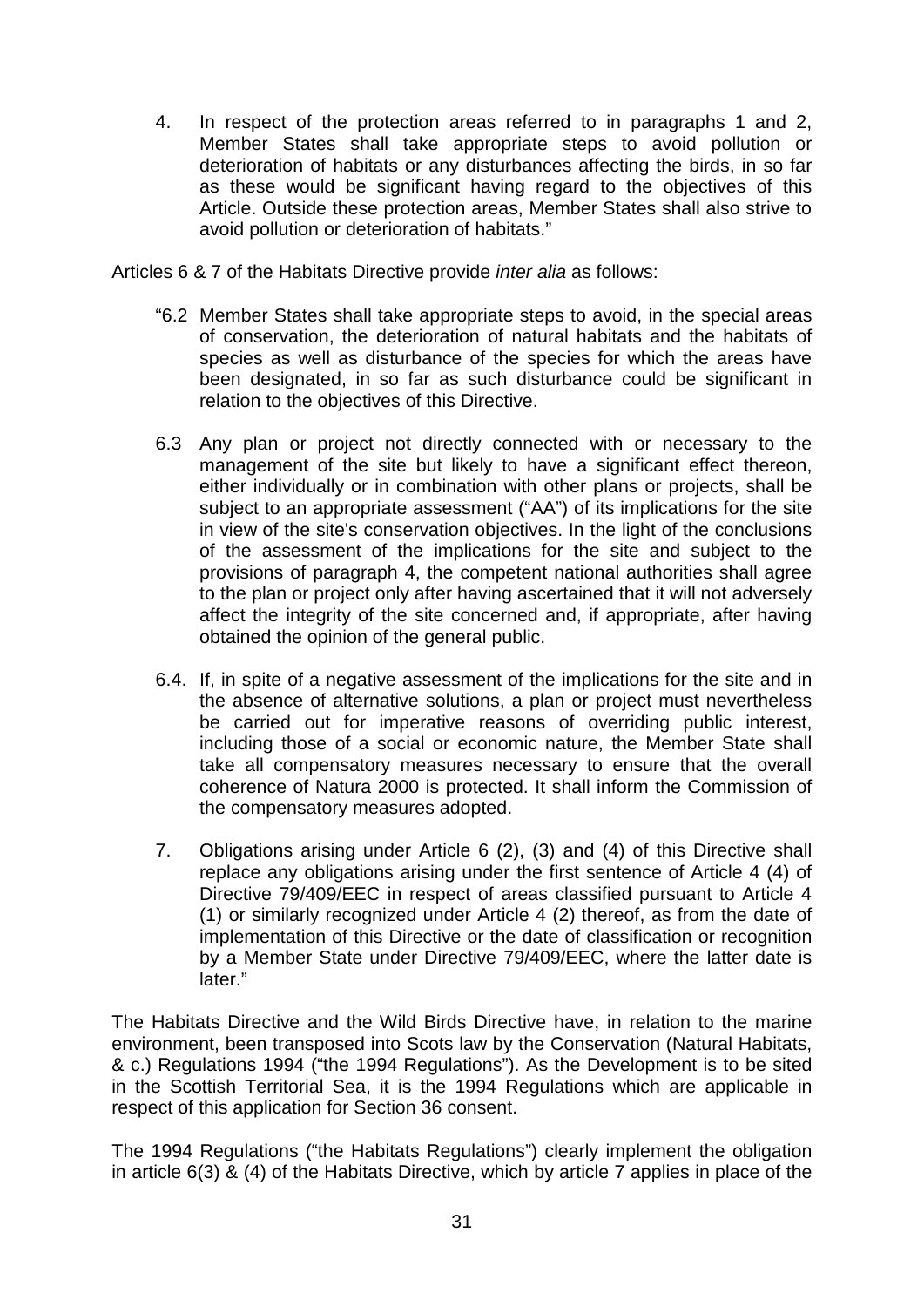4. In respect of the protection areas referred to in paragraphs 1 and 2, Member States shall take appropriate steps to avoid pollution or deterioration of habitats or any disturbances affecting the birds, in so far as these would be significant having regard to the objectives of this Article. Outside these protection areas, Member States shall also strive to avoid pollution or deterioration of habitats."

Articles 6 & 7 of the Habitats Directive provide *inter alia* as follows:

> "6.2 Member States shall take appropriate steps to avoid, in the special areas of conservation, the deterioration of natural habitats and the habitats of species as well as disturbance of the species for which the areas have been designated, in so far as such disturbance could be significant in relation to the objectives of this Directive.
>
> 6.3 Any plan or project not directly connected with or necessary to the management of the site but likely to have a significant effect thereon, either individually or in combination with other plans or projects, shall be subject to an appropriate assessment ("AA") of its implications for the site in view of the site's conservation objectives. In the light of the conclusions of the assessment of the implications for the site and subject to the provisions of paragraph 4, the competent national authorities shall agree to the plan or project only after having ascertained that it will not adversely affect the integrity of the site concerned and, if appropriate, after having obtained the opinion of the general public.
>
> 6.4. If, in spite of a negative assessment of the implications for the site and in the absence of alternative solutions, a plan or project must nevertheless be carried out for imperative reasons of overriding public interest, including those of a social or economic nature, the Member State shall take all compensatory measures necessary to ensure that the overall coherence of Natura 2000 is protected. It shall inform the Commission of the compensatory measures adopted.
>
> 7. Obligations arising under Article 6 (2), (3) and (4) of this Directive shall replace any obligations arising under the first sentence of Article 4 (4) of Directive 79/409/EEC in respect of areas classified pursuant to Article 4 (1) or similarly recognized under Article 4 (2) thereof, as from the date of implementation of this Directive or the date of classification or recognition by a Member State under Directive 79/409/EEC, where the latter date is later."

The Habitats Directive and the Wild Birds Directive have, in relation to the marine environment, been transposed into Scots law by the Conservation (Natural Habitats, & c.) Regulations 1994 ("the 1994 Regulations"). As the Development is to be sited in the Scottish Territorial Sea, it is the 1994 Regulations which are applicable in respect of this application for Section 36 consent.

The 1994 Regulations ("the Habitats Regulations") clearly implement the obligation in article 6(3) & (4) of the Habitats Directive, which by article 7 applies in place of the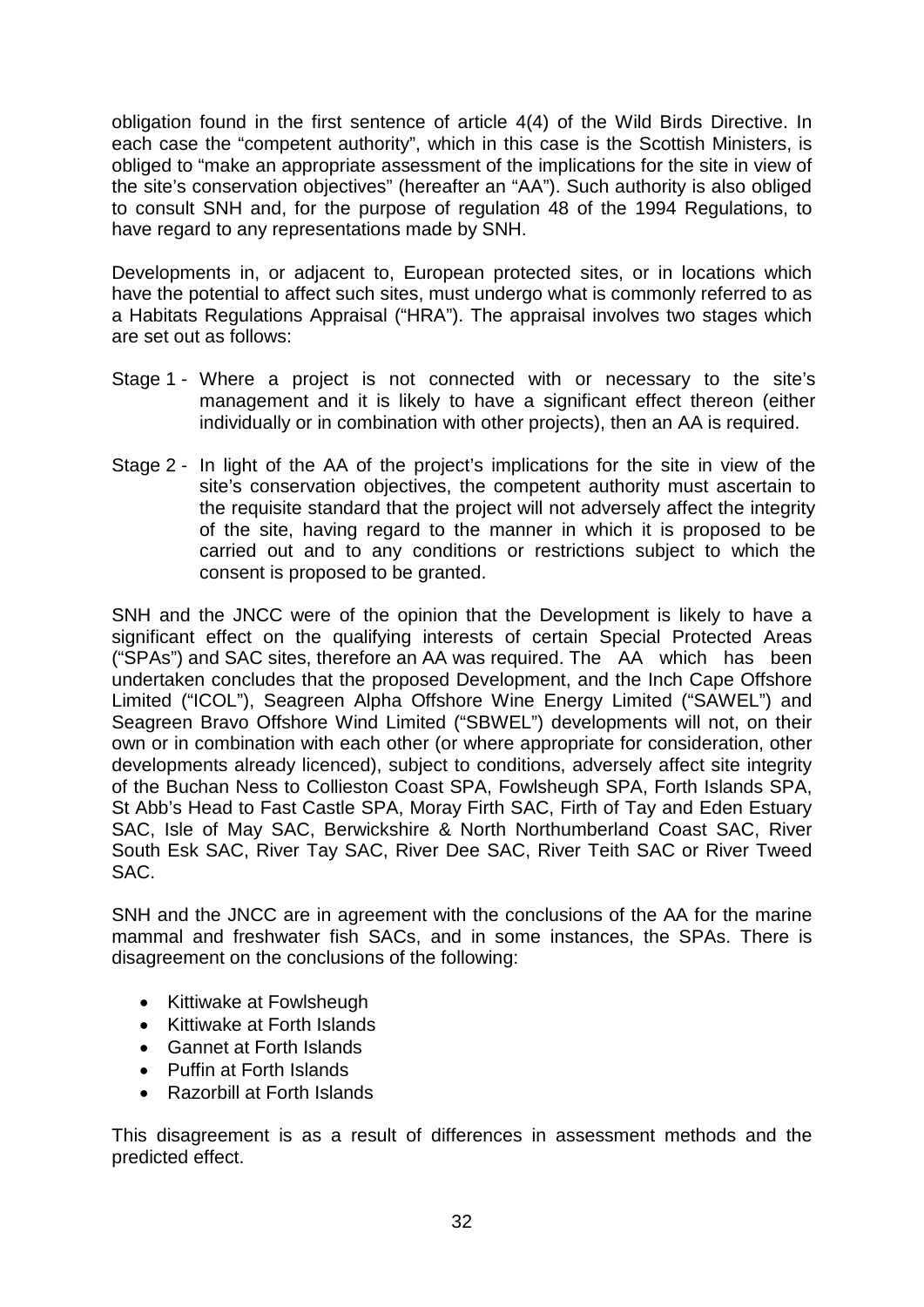obligation found in the first sentence of article 4(4) of the Wild Birds Directive. In each case the "competent authority", which in this case is the Scottish Ministers, is obliged to "make an appropriate assessment of the implications for the site in view of the site's conservation objectives" (hereafter an "AA"). Such authority is also obliged to consult SNH and, for the purpose of regulation 48 of the 1994 Regulations, to have regard to any representations made by SNH.

Developments in, or adjacent to, European protected sites, or in locations which have the potential to affect such sites, must undergo what is commonly referred to as a Habitats Regulations Appraisal ("HRA"). The appraisal involves two stages which are set out as follows:

Stage 1 - Where a project is not connected with or necessary to the site's management and it is likely to have a significant effect thereon (either individually or in combination with other projects), then an AA is required.

Stage 2 - In light of the AA of the project's implications for the site in view of the site's conservation objectives, the competent authority must ascertain to the requisite standard that the project will not adversely affect the integrity of the site, having regard to the manner in which it is proposed to be carried out and to any conditions or restrictions subject to which the consent is proposed to be granted.

SNH and the JNCC were of the opinion that the Development is likely to have a significant effect on the qualifying interests of certain Special Protected Areas ("SPAs") and SAC sites, therefore an AA was required. The AA which has been undertaken concludes that the proposed Development, and the Inch Cape Offshore Limited ("ICOL"), Seagreen Alpha Offshore Wine Energy Limited ("SAWEL") and Seagreen Bravo Offshore Wind Limited ("SBWEL") developments will not, on their own or in combination with each other (or where appropriate for consideration, other developments already licenced), subject to conditions, adversely affect site integrity of the Buchan Ness to Collieston Coast SPA, Fowlsheugh SPA, Forth Islands SPA, St Abb's Head to Fast Castle SPA, Moray Firth SAC, Firth of Tay and Eden Estuary SAC, Isle of May SAC, Berwickshire & North Northumberland Coast SAC, River South Esk SAC, River Tay SAC, River Dee SAC, River Teith SAC or River Tweed SAC.

SNH and the JNCC are in agreement with the conclusions of the AA for the marine mammal and freshwater fish SACs, and in some instances, the SPAs. There is disagreement on the conclusions of the following:

- Kittiwake at Fowlsheugh
- Kittiwake at Forth Islands
- Gannet at Forth Islands
- Puffin at Forth Islands
- Razorbill at Forth Islands

This disagreement is as a result of differences in assessment methods and the predicted effect.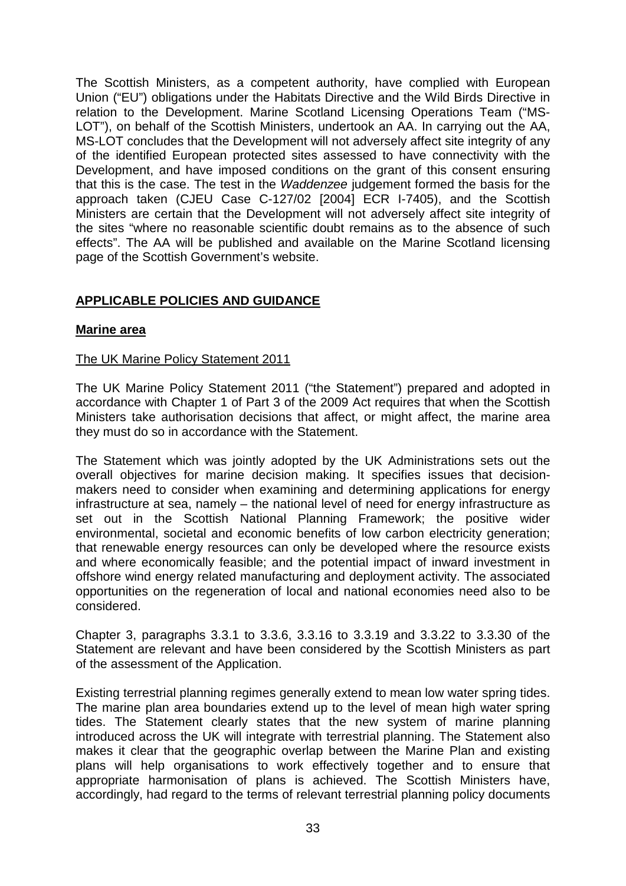The Scottish Ministers, as a competent authority, have complied with European Union ("EU") obligations under the Habitats Directive and the Wild Birds Directive in relation to the Development. Marine Scotland Licensing Operations Team ("MS-LOT"), on behalf of the Scottish Ministers, undertook an AA. In carrying out the AA, MS-LOT concludes that the Development will not adversely affect site integrity of any of the identified European protected sites assessed to have connectivity with the Development, and have imposed conditions on the grant of this consent ensuring that this is the case. The test in the *Waddenzee* judgement formed the basis for the approach taken (CJEU Case C-127/02 [2004] ECR I-7405), and the Scottish Ministers are certain that the Development will not adversely affect site integrity of the sites "where no reasonable scientific doubt remains as to the absence of such effects". The AA will be published and available on the Marine Scotland licensing page of the Scottish Government's website.

## APPLICABLE POLICIES AND GUIDANCE

### Marine area

#### The UK Marine Policy Statement 2011

The UK Marine Policy Statement 2011 ("the Statement") prepared and adopted in accordance with Chapter 1 of Part 3 of the 2009 Act requires that when the Scottish Ministers take authorisation decisions that affect, or might affect, the marine area they must do so in accordance with the Statement.

The Statement which was jointly adopted by the UK Administrations sets out the overall objectives for marine decision making. It specifies issues that decision-makers need to consider when examining and determining applications for energy infrastructure at sea, namely – the national level of need for energy infrastructure as set out in the Scottish National Planning Framework; the positive wider environmental, societal and economic benefits of low carbon electricity generation; that renewable energy resources can only be developed where the resource exists and where economically feasible; and the potential impact of inward investment in offshore wind energy related manufacturing and deployment activity. The associated opportunities on the regeneration of local and national economies need also to be considered.

Chapter 3, paragraphs 3.3.1 to 3.3.6, 3.3.16 to 3.3.19 and 3.3.22 to 3.3.30 of the Statement are relevant and have been considered by the Scottish Ministers as part of the assessment of the Application.

Existing terrestrial planning regimes generally extend to mean low water spring tides. The marine plan area boundaries extend up to the level of mean high water spring tides. The Statement clearly states that the new system of marine planning introduced across the UK will integrate with terrestrial planning. The Statement also makes it clear that the geographic overlap between the Marine Plan and existing plans will help organisations to work effectively together and to ensure that appropriate harmonisation of plans is achieved. The Scottish Ministers have, accordingly, had regard to the terms of relevant terrestrial planning policy documents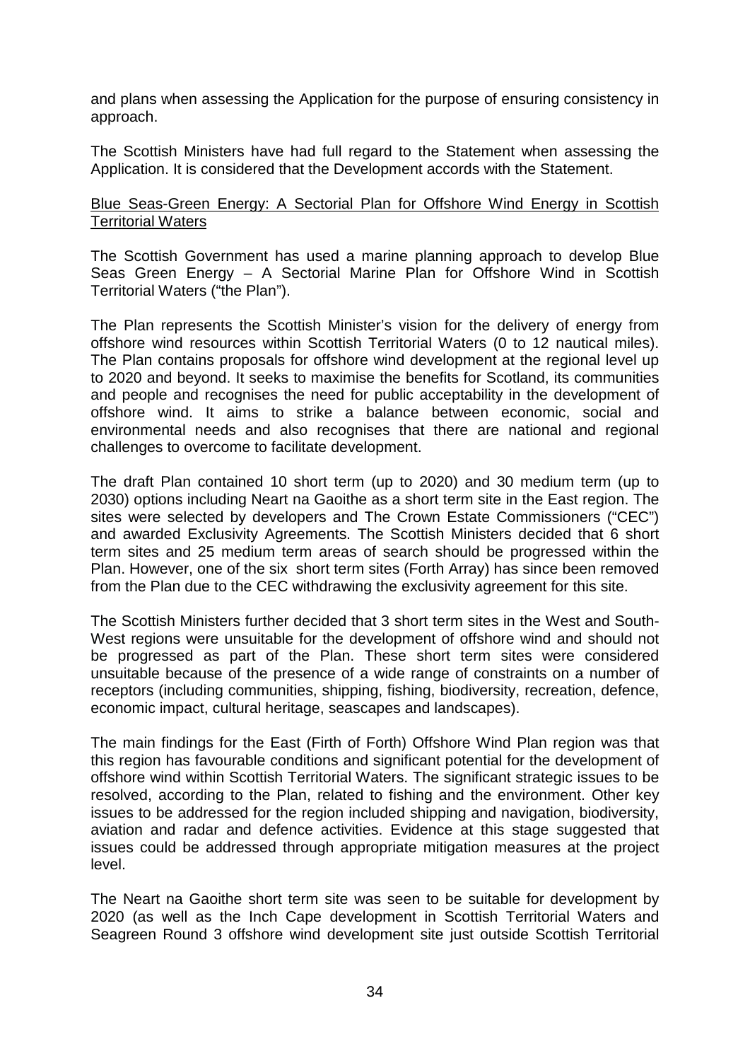and plans when assessing the Application for the purpose of ensuring consistency in approach.

The Scottish Ministers have had full regard to the Statement when assessing the Application. It is considered that the Development accords with the Statement.

Blue Seas-Green Energy: A Sectorial Plan for Offshore Wind Energy in Scottish Territorial Waters

The Scottish Government has used a marine planning approach to develop Blue Seas Green Energy – A Sectorial Marine Plan for Offshore Wind in Scottish Territorial Waters ("the Plan").

The Plan represents the Scottish Minister's vision for the delivery of energy from offshore wind resources within Scottish Territorial Waters (0 to 12 nautical miles). The Plan contains proposals for offshore wind development at the regional level up to 2020 and beyond. It seeks to maximise the benefits for Scotland, its communities and people and recognises the need for public acceptability in the development of offshore wind. It aims to strike a balance between economic, social and environmental needs and also recognises that there are national and regional challenges to overcome to facilitate development.

The draft Plan contained 10 short term (up to 2020) and 30 medium term (up to 2030) options including Neart na Gaoithe as a short term site in the East region. The sites were selected by developers and The Crown Estate Commissioners ("CEC") and awarded Exclusivity Agreements. The Scottish Ministers decided that 6 short term sites and 25 medium term areas of search should be progressed within the Plan. However, one of the six short term sites (Forth Array) has since been removed from the Plan due to the CEC withdrawing the exclusivity agreement for this site.

The Scottish Ministers further decided that 3 short term sites in the West and South-West regions were unsuitable for the development of offshore wind and should not be progressed as part of the Plan. These short term sites were considered unsuitable because of the presence of a wide range of constraints on a number of receptors (including communities, shipping, fishing, biodiversity, recreation, defence, economic impact, cultural heritage, seascapes and landscapes).

The main findings for the East (Firth of Forth) Offshore Wind Plan region was that this region has favourable conditions and significant potential for the development of offshore wind within Scottish Territorial Waters. The significant strategic issues to be resolved, according to the Plan, related to fishing and the environment. Other key issues to be addressed for the region included shipping and navigation, biodiversity, aviation and radar and defence activities. Evidence at this stage suggested that issues could be addressed through appropriate mitigation measures at the project level.

The Neart na Gaoithe short term site was seen to be suitable for development by 2020 (as well as the Inch Cape development in Scottish Territorial Waters and Seagreen Round 3 offshore wind development site just outside Scottish Territorial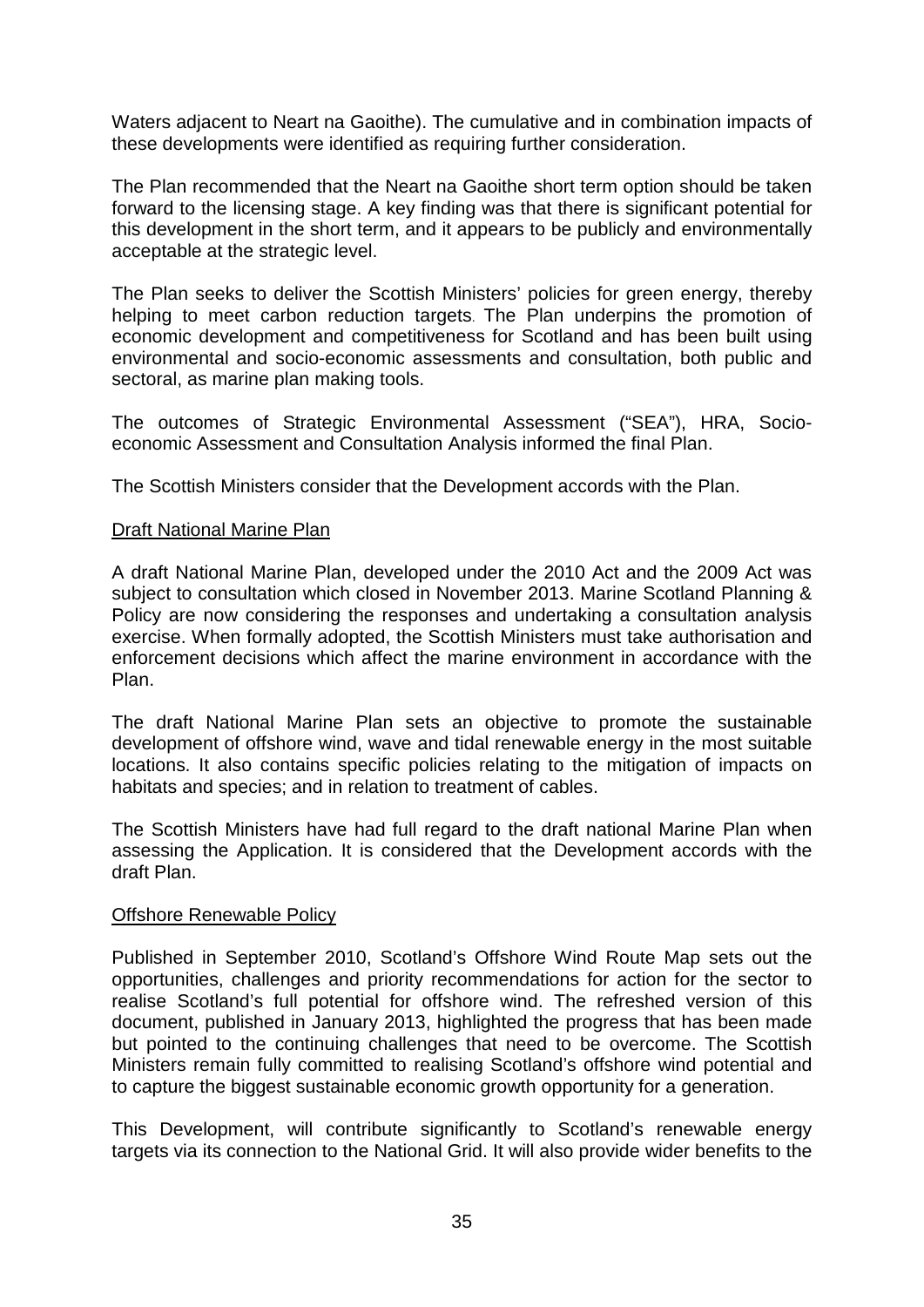Waters adjacent to Neart na Gaoithe). The cumulative and in combination impacts of these developments were identified as requiring further consideration.

The Plan recommended that the Neart na Gaoithe short term option should be taken forward to the licensing stage. A key finding was that there is significant potential for this development in the short term, and it appears to be publicly and environmentally acceptable at the strategic level.

The Plan seeks to deliver the Scottish Ministers' policies for green energy, thereby helping to meet carbon reduction targets. The Plan underpins the promotion of economic development and competitiveness for Scotland and has been built using environmental and socio-economic assessments and consultation, both public and sectoral, as marine plan making tools.

The outcomes of Strategic Environmental Assessment ("SEA"), HRA, Socio-economic Assessment and Consultation Analysis informed the final Plan.

The Scottish Ministers consider that the Development accords with the Plan.

### Draft National Marine Plan

A draft National Marine Plan, developed under the 2010 Act and the 2009 Act was subject to consultation which closed in November 2013. Marine Scotland Planning & Policy are now considering the responses and undertaking a consultation analysis exercise. When formally adopted, the Scottish Ministers must take authorisation and enforcement decisions which affect the marine environment in accordance with the Plan.

The draft National Marine Plan sets an objective to promote the sustainable development of offshore wind, wave and tidal renewable energy in the most suitable locations. It also contains specific policies relating to the mitigation of impacts on habitats and species; and in relation to treatment of cables.

The Scottish Ministers have had full regard to the draft national Marine Plan when assessing the Application. It is considered that the Development accords with the draft Plan.

### Offshore Renewable Policy

Published in September 2010, Scotland's Offshore Wind Route Map sets out the opportunities, challenges and priority recommendations for action for the sector to realise Scotland's full potential for offshore wind. The refreshed version of this document, published in January 2013, highlighted the progress that has been made but pointed to the continuing challenges that need to be overcome. The Scottish Ministers remain fully committed to realising Scotland's offshore wind potential and to capture the biggest sustainable economic growth opportunity for a generation.

This Development, will contribute significantly to Scotland's renewable energy targets via its connection to the National Grid. It will also provide wider benefits to the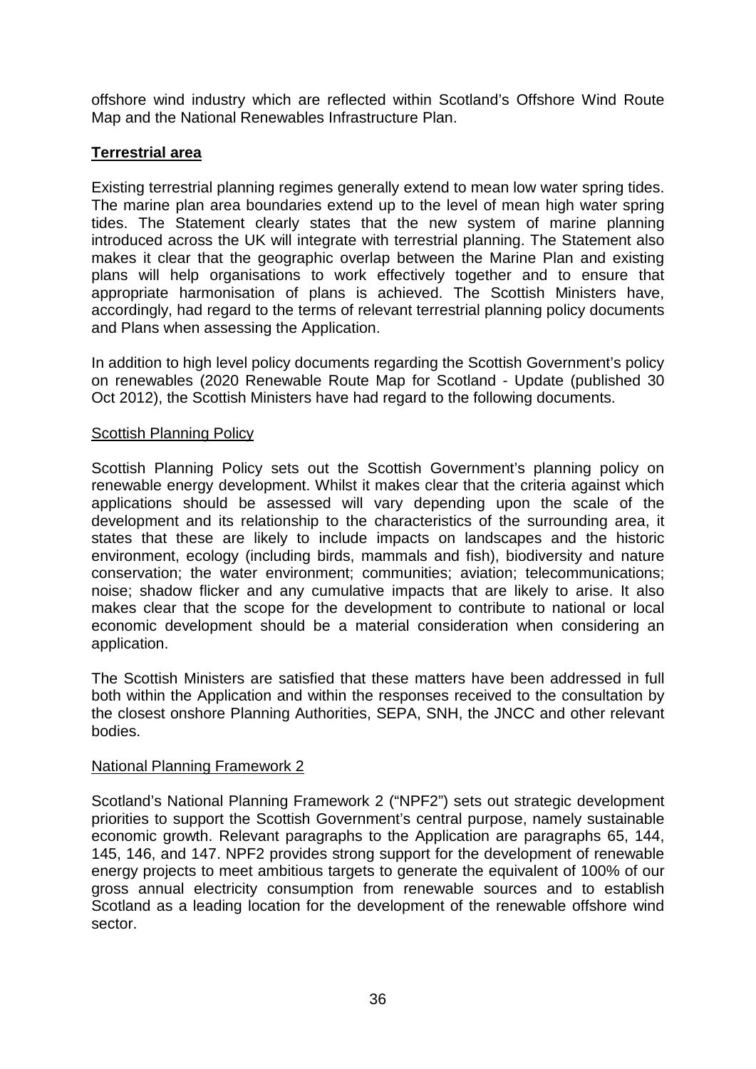offshore wind industry which are reflected within Scotland's Offshore Wind Route Map and the National Renewables Infrastructure Plan.

## Terrestrial area

Existing terrestrial planning regimes generally extend to mean low water spring tides. The marine plan area boundaries extend up to the level of mean high water spring tides. The Statement clearly states that the new system of marine planning introduced across the UK will integrate with terrestrial planning. The Statement also makes it clear that the geographic overlap between the Marine Plan and existing plans will help organisations to work effectively together and to ensure that appropriate harmonisation of plans is achieved. The Scottish Ministers have, accordingly, had regard to the terms of relevant terrestrial planning policy documents and Plans when assessing the Application.

In addition to high level policy documents regarding the Scottish Government's policy on renewables (2020 Renewable Route Map for Scotland - Update (published 30 Oct 2012), the Scottish Ministers have had regard to the following documents.

### Scottish Planning Policy

Scottish Planning Policy sets out the Scottish Government's planning policy on renewable energy development. Whilst it makes clear that the criteria against which applications should be assessed will vary depending upon the scale of the development and its relationship to the characteristics of the surrounding area, it states that these are likely to include impacts on landscapes and the historic environment, ecology (including birds, mammals and fish), biodiversity and nature conservation; the water environment; communities; aviation; telecommunications; noise; shadow flicker and any cumulative impacts that are likely to arise. It also makes clear that the scope for the development to contribute to national or local economic development should be a material consideration when considering an application.

The Scottish Ministers are satisfied that these matters have been addressed in full both within the Application and within the responses received to the consultation by the closest onshore Planning Authorities, SEPA, SNH, the JNCC and other relevant bodies.

### National Planning Framework 2

Scotland's National Planning Framework 2 ("NPF2") sets out strategic development priorities to support the Scottish Government's central purpose, namely sustainable economic growth. Relevant paragraphs to the Application are paragraphs 65, 144, 145, 146, and 147. NPF2 provides strong support for the development of renewable energy projects to meet ambitious targets to generate the equivalent of 100% of our gross annual electricity consumption from renewable sources and to establish Scotland as a leading location for the development of the renewable offshore wind sector.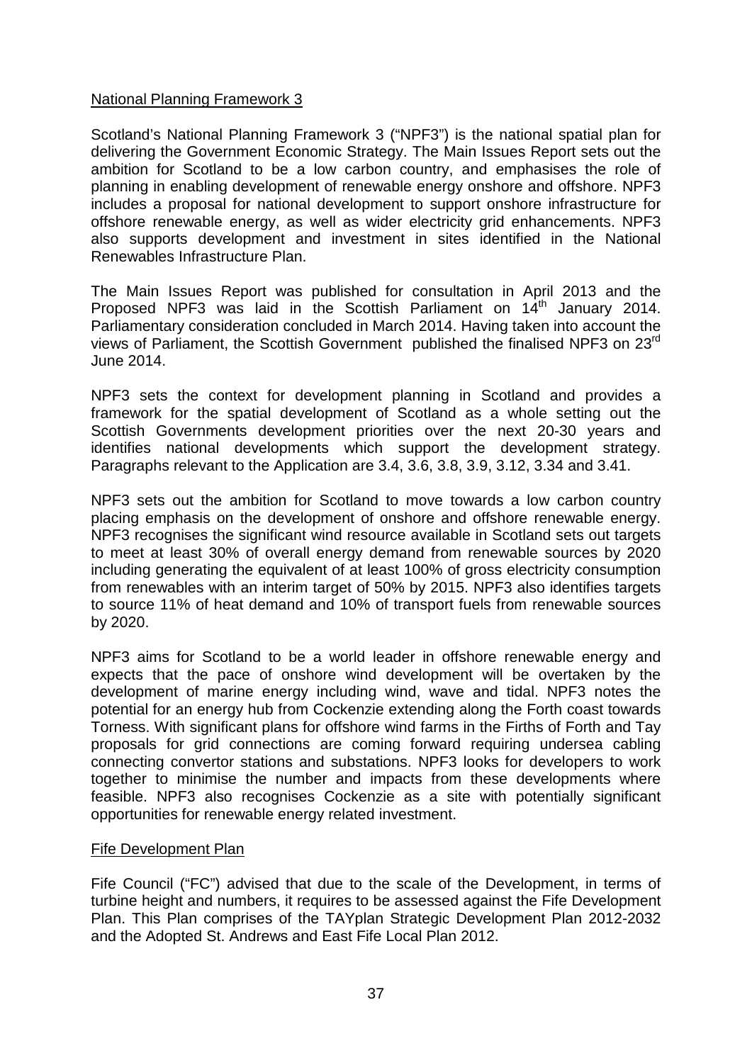National Planning Framework 3

Scotland's National Planning Framework 3 ("NPF3") is the national spatial plan for delivering the Government Economic Strategy. The Main Issues Report sets out the ambition for Scotland to be a low carbon country, and emphasises the role of planning in enabling development of renewable energy onshore and offshore. NPF3 includes a proposal for national development to support onshore infrastructure for offshore renewable energy, as well as wider electricity grid enhancements. NPF3 also supports development and investment in sites identified in the National Renewables Infrastructure Plan.

The Main Issues Report was published for consultation in April 2013 and the Proposed NPF3 was laid in the Scottish Parliament on 14th January 2014. Parliamentary consideration concluded in March 2014. Having taken into account the views of Parliament, the Scottish Government published the finalised NPF3 on 23rd June 2014.

NPF3 sets the context for development planning in Scotland and provides a framework for the spatial development of Scotland as a whole setting out the Scottish Governments development priorities over the next 20-30 years and identifies national developments which support the development strategy. Paragraphs relevant to the Application are 3.4, 3.6, 3.8, 3.9, 3.12, 3.34 and 3.41.

NPF3 sets out the ambition for Scotland to move towards a low carbon country placing emphasis on the development of onshore and offshore renewable energy. NPF3 recognises the significant wind resource available in Scotland sets out targets to meet at least 30% of overall energy demand from renewable sources by 2020 including generating the equivalent of at least 100% of gross electricity consumption from renewables with an interim target of 50% by 2015. NPF3 also identifies targets to source 11% of heat demand and 10% of transport fuels from renewable sources by 2020.

NPF3 aims for Scotland to be a world leader in offshore renewable energy and expects that the pace of onshore wind development will be overtaken by the development of marine energy including wind, wave and tidal. NPF3 notes the potential for an energy hub from Cockenzie extending along the Forth coast towards Torness. With significant plans for offshore wind farms in the Firths of Forth and Tay proposals for grid connections are coming forward requiring undersea cabling connecting convertor stations and substations. NPF3 looks for developers to work together to minimise the number and impacts from these developments where feasible. NPF3 also recognises Cockenzie as a site with potentially significant opportunities for renewable energy related investment.

Fife Development Plan

Fife Council ("FC") advised that due to the scale of the Development, in terms of turbine height and numbers, it requires to be assessed against the Fife Development Plan. This Plan comprises of the TAYplan Strategic Development Plan 2012-2032 and the Adopted St. Andrews and East Fife Local Plan 2012.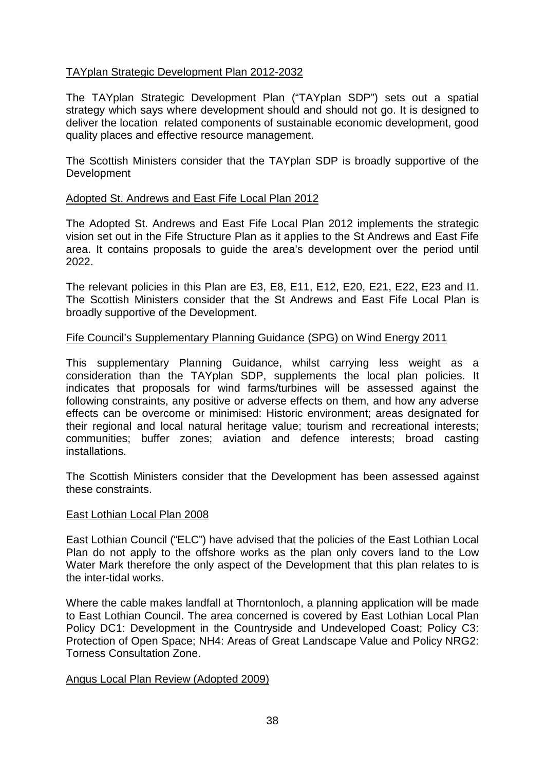TAYplan Strategic Development Plan 2012-2032

The TAYplan Strategic Development Plan ("TAYplan SDP") sets out a spatial strategy which says where development should and should not go. It is designed to deliver the location related components of sustainable economic development, good quality places and effective resource management.

The Scottish Ministers consider that the TAYplan SDP is broadly supportive of the Development

Adopted St. Andrews and East Fife Local Plan 2012

The Adopted St. Andrews and East Fife Local Plan 2012 implements the strategic vision set out in the Fife Structure Plan as it applies to the St Andrews and East Fife area. It contains proposals to guide the area's development over the period until 2022.

The relevant policies in this Plan are E3, E8, E11, E12, E20, E21, E22, E23 and I1. The Scottish Ministers consider that the St Andrews and East Fife Local Plan is broadly supportive of the Development.

Fife Council's Supplementary Planning Guidance (SPG) on Wind Energy 2011

This supplementary Planning Guidance, whilst carrying less weight as a consideration than the TAYplan SDP, supplements the local plan policies. It indicates that proposals for wind farms/turbines will be assessed against the following constraints, any positive or adverse effects on them, and how any adverse effects can be overcome or minimised: Historic environment; areas designated for their regional and local natural heritage value; tourism and recreational interests; communities; buffer zones; aviation and defence interests; broad casting installations.

The Scottish Ministers consider that the Development has been assessed against these constraints.

East Lothian Local Plan 2008

East Lothian Council ("ELC") have advised that the policies of the East Lothian Local Plan do not apply to the offshore works as the plan only covers land to the Low Water Mark therefore the only aspect of the Development that this plan relates to is the inter-tidal works.

Where the cable makes landfall at Thorntonloch, a planning application will be made to East Lothian Council. The area concerned is covered by East Lothian Local Plan Policy DC1: Development in the Countryside and Undeveloped Coast; Policy C3: Protection of Open Space; NH4: Areas of Great Landscape Value and Policy NRG2: Torness Consultation Zone.

Angus Local Plan Review (Adopted 2009)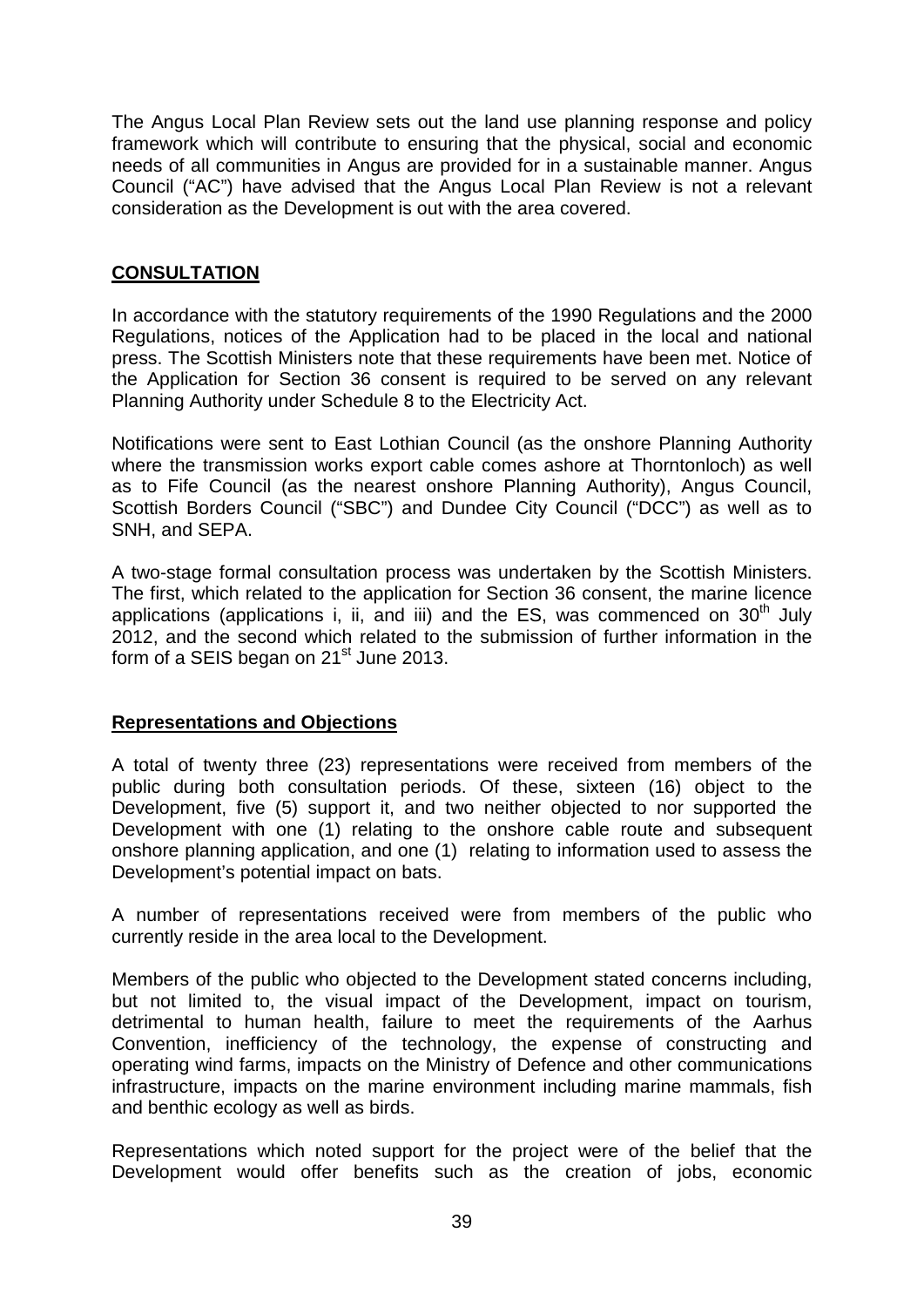The Angus Local Plan Review sets out the land use planning response and policy framework which will contribute to ensuring that the physical, social and economic needs of all communities in Angus are provided for in a sustainable manner. Angus Council ("AC") have advised that the Angus Local Plan Review is not a relevant consideration as the Development is out with the area covered.

## CONSULTATION

In accordance with the statutory requirements of the 1990 Regulations and the 2000 Regulations, notices of the Application had to be placed in the local and national press. The Scottish Ministers note that these requirements have been met. Notice of the Application for Section 36 consent is required to be served on any relevant Planning Authority under Schedule 8 to the Electricity Act.

Notifications were sent to East Lothian Council (as the onshore Planning Authority where the transmission works export cable comes ashore at Thorntonloch) as well as to Fife Council (as the nearest onshore Planning Authority), Angus Council, Scottish Borders Council ("SBC") and Dundee City Council ("DCC") as well as to SNH, and SEPA.

A two-stage formal consultation process was undertaken by the Scottish Ministers. The first, which related to the application for Section 36 consent, the marine licence applications (applications i, ii, and iii) and the ES, was commenced on 30th July 2012, and the second which related to the submission of further information in the form of a SEIS began on 21st June 2013.

### Representations and Objections

A total of twenty three (23) representations were received from members of the public during both consultation periods. Of these, sixteen (16) object to the Development, five (5) support it, and two neither objected to nor supported the Development with one (1) relating to the onshore cable route and subsequent onshore planning application, and one (1) relating to information used to assess the Development's potential impact on bats.

A number of representations received were from members of the public who currently reside in the area local to the Development.

Members of the public who objected to the Development stated concerns including, but not limited to, the visual impact of the Development, impact on tourism, detrimental to human health, failure to meet the requirements of the Aarhus Convention, inefficiency of the technology, the expense of constructing and operating wind farms, impacts on the Ministry of Defence and other communications infrastructure, impacts on the marine environment including marine mammals, fish and benthic ecology as well as birds.

Representations which noted support for the project were of the belief that the Development would offer benefits such as the creation of jobs, economic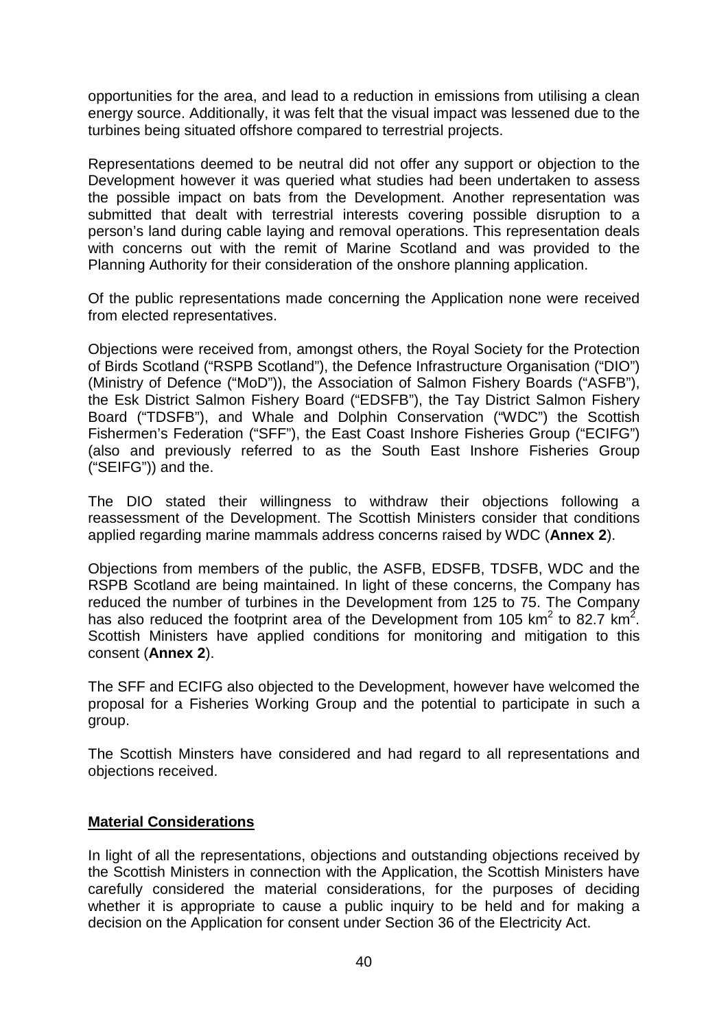opportunities for the area, and lead to a reduction in emissions from utilising a clean energy source. Additionally, it was felt that the visual impact was lessened due to the turbines being situated offshore compared to terrestrial projects.

Representations deemed to be neutral did not offer any support or objection to the Development however it was queried what studies had been undertaken to assess the possible impact on bats from the Development. Another representation was submitted that dealt with terrestrial interests covering possible disruption to a person's land during cable laying and removal operations. This representation deals with concerns out with the remit of Marine Scotland and was provided to the Planning Authority for their consideration of the onshore planning application.

Of the public representations made concerning the Application none were received from elected representatives.

Objections were received from, amongst others, the Royal Society for the Protection of Birds Scotland ("RSPB Scotland"), the Defence Infrastructure Organisation ("DIO") (Ministry of Defence ("MoD")), the Association of Salmon Fishery Boards ("ASFB"), the Esk District Salmon Fishery Board ("EDSFB"), the Tay District Salmon Fishery Board ("TDSFB"), and Whale and Dolphin Conservation ("WDC") the Scottish Fishermen's Federation ("SFF"), the East Coast Inshore Fisheries Group ("ECIFG") (also and previously referred to as the South East Inshore Fisheries Group ("SEIFG")) and the.

The DIO stated their willingness to withdraw their objections following a reassessment of the Development. The Scottish Ministers consider that conditions applied regarding marine mammals address concerns raised by WDC (**Annex 2**).

Objections from members of the public, the ASFB, EDSFB, TDSFB, WDC and the RSPB Scotland are being maintained. In light of these concerns, the Company has reduced the number of turbines in the Development from 125 to 75. The Company has also reduced the footprint area of the Development from 105 $km^2$ to 82.7 $km^2$. Scottish Ministers have applied conditions for monitoring and mitigation to this consent (**Annex 2**).

The SFF and ECIFG also objected to the Development, however have welcomed the proposal for a Fisheries Working Group and the potential to participate in such a group.

The Scottish Minsters have considered and had regard to all representations and objections received.

## Material Considerations

In light of all the representations, objections and outstanding objections received by the Scottish Ministers in connection with the Application, the Scottish Ministers have carefully considered the material considerations, for the purposes of deciding whether it is appropriate to cause a public inquiry to be held and for making a decision on the Application for consent under Section 36 of the Electricity Act.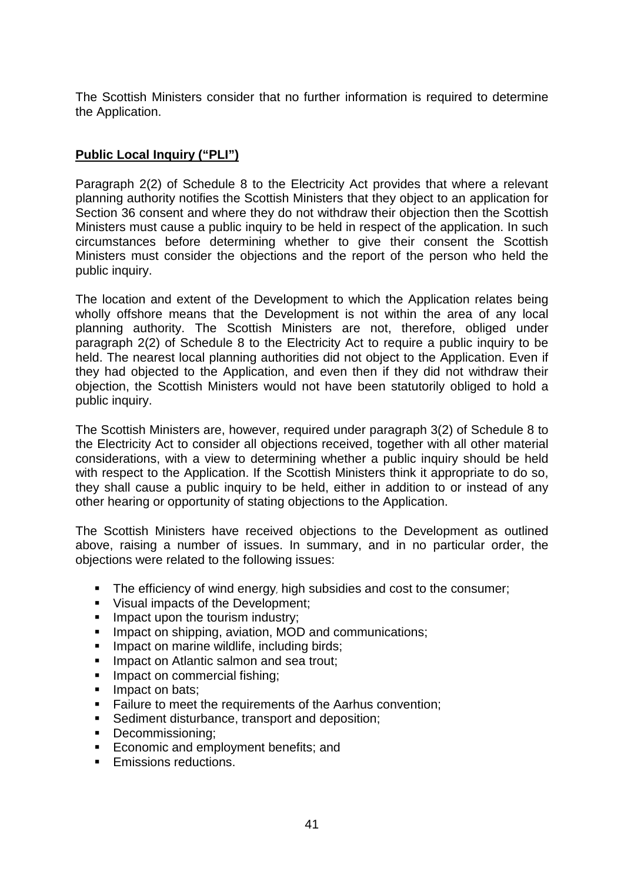The Scottish Ministers consider that no further information is required to determine the Application.

## **Public Local Inquiry ("PLI")**

Paragraph 2(2) of Schedule 8 to the Electricity Act provides that where a relevant planning authority notifies the Scottish Ministers that they object to an application for Section 36 consent and where they do not withdraw their objection then the Scottish Ministers must cause a public inquiry to be held in respect of the application. In such circumstances before determining whether to give their consent the Scottish Ministers must consider the objections and the report of the person who held the public inquiry.

The location and extent of the Development to which the Application relates being wholly offshore means that the Development is not within the area of any local planning authority. The Scottish Ministers are not, therefore, obliged under paragraph 2(2) of Schedule 8 to the Electricity Act to require a public inquiry to be held. The nearest local planning authorities did not object to the Application. Even if they had objected to the Application, and even then if they did not withdraw their objection, the Scottish Ministers would not have been statutorily obliged to hold a public inquiry.

The Scottish Ministers are, however, required under paragraph 3(2) of Schedule 8 to the Electricity Act to consider all objections received, together with all other material considerations, with a view to determining whether a public inquiry should be held with respect to the Application. If the Scottish Ministers think it appropriate to do so, they shall cause a public inquiry to be held, either in addition to or instead of any other hearing or opportunity of stating objections to the Application.

The Scottish Ministers have received objections to the Development as outlined above, raising a number of issues. In summary, and in no particular order, the objections were related to the following issues:

- The efficiency of wind energy, high subsidies and cost to the consumer;
- Visual impacts of the Development;
- Impact upon the tourism industry;
- Impact on shipping, aviation, MOD and communications;
- Impact on marine wildlife, including birds;
- Impact on Atlantic salmon and sea trout;
- Impact on commercial fishing;
- Impact on bats;
- Failure to meet the requirements of the Aarhus convention;
- Sediment disturbance, transport and deposition;
- Decommissioning;
- Economic and employment benefits; and
- Emissions reductions.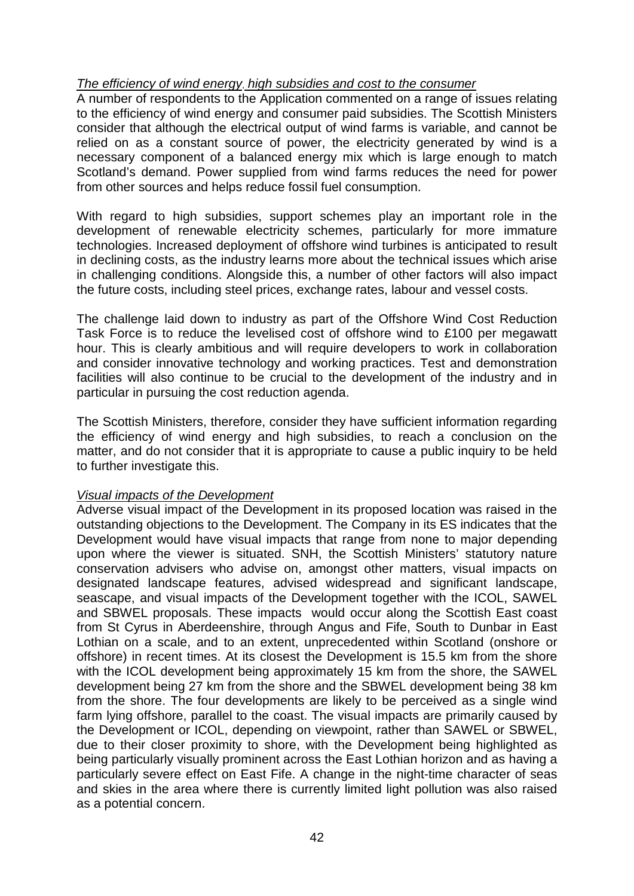*The efficiency of wind energy, high subsidies and cost to the consumer*

A number of respondents to the Application commented on a range of issues relating to the efficiency of wind energy and consumer paid subsidies. The Scottish Ministers consider that although the electrical output of wind farms is variable, and cannot be relied on as a constant source of power, the electricity generated by wind is a necessary component of a balanced energy mix which is large enough to match Scotland's demand. Power supplied from wind farms reduces the need for power from other sources and helps reduce fossil fuel consumption.

With regard to high subsidies, support schemes play an important role in the development of renewable electricity schemes, particularly for more immature technologies. Increased deployment of offshore wind turbines is anticipated to result in declining costs, as the industry learns more about the technical issues which arise in challenging conditions. Alongside this, a number of other factors will also impact the future costs, including steel prices, exchange rates, labour and vessel costs.

The challenge laid down to industry as part of the Offshore Wind Cost Reduction Task Force is to reduce the levelised cost of offshore wind to £100 per megawatt hour. This is clearly ambitious and will require developers to work in collaboration and consider innovative technology and working practices. Test and demonstration facilities will also continue to be crucial to the development of the industry and in particular in pursuing the cost reduction agenda.

The Scottish Ministers, therefore, consider they have sufficient information regarding the efficiency of wind energy and high subsidies, to reach a conclusion on the matter, and do not consider that it is appropriate to cause a public inquiry to be held to further investigate this.

*Visual impacts of the Development*

Adverse visual impact of the Development in its proposed location was raised in the outstanding objections to the Development. The Company in its ES indicates that the Development would have visual impacts that range from none to major depending upon where the viewer is situated. SNH, the Scottish Ministers' statutory nature conservation advisers who advise on, amongst other matters, visual impacts on designated landscape features, advised widespread and significant landscape, seascape, and visual impacts of the Development together with the ICOL, SAWEL and SBWEL proposals. These impacts would occur along the Scottish East coast from St Cyrus in Aberdeenshire, through Angus and Fife, South to Dunbar in East Lothian on a scale, and to an extent, unprecedented within Scotland (onshore or offshore) in recent times. At its closest the Development is 15.5 km from the shore with the ICOL development being approximately 15 km from the shore, the SAWEL development being 27 km from the shore and the SBWEL development being 38 km from the shore. The four developments are likely to be perceived as a single wind farm lying offshore, parallel to the coast. The visual impacts are primarily caused by the Development or ICOL, depending on viewpoint, rather than SAWEL or SBWEL, due to their closer proximity to shore, with the Development being highlighted as being particularly visually prominent across the East Lothian horizon and as having a particularly severe effect on East Fife. A change in the night-time character of seas and skies in the area where there is currently limited light pollution was also raised as a potential concern.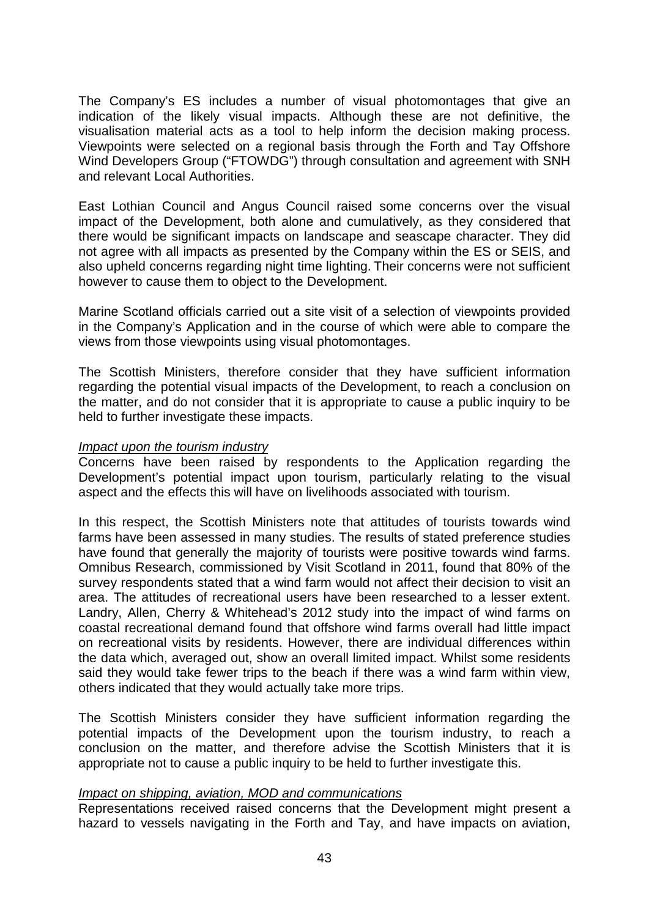The Company's ES includes a number of visual photomontages that give an indication of the likely visual impacts. Although these are not definitive, the visualisation material acts as a tool to help inform the decision making process. Viewpoints were selected on a regional basis through the Forth and Tay Offshore Wind Developers Group ("FTOWDG") through consultation and agreement with SNH and relevant Local Authorities.

East Lothian Council and Angus Council raised some concerns over the visual impact of the Development, both alone and cumulatively, as they considered that there would be significant impacts on landscape and seascape character. They did not agree with all impacts as presented by the Company within the ES or SEIS, and also upheld concerns regarding night time lighting. Their concerns were not sufficient however to cause them to object to the Development.

Marine Scotland officials carried out a site visit of a selection of viewpoints provided in the Company's Application and in the course of which were able to compare the views from those viewpoints using visual photomontages.

The Scottish Ministers, therefore consider that they have sufficient information regarding the potential visual impacts of the Development, to reach a conclusion on the matter, and do not consider that it is appropriate to cause a public inquiry to be held to further investigate these impacts.

*Impact upon the tourism industry*
Concerns have been raised by respondents to the Application regarding the Development's potential impact upon tourism, particularly relating to the visual aspect and the effects this will have on livelihoods associated with tourism.

In this respect, the Scottish Ministers note that attitudes of tourists towards wind farms have been assessed in many studies. The results of stated preference studies have found that generally the majority of tourists were positive towards wind farms. Omnibus Research, commissioned by Visit Scotland in 2011, found that 80% of the survey respondents stated that a wind farm would not affect their decision to visit an area. The attitudes of recreational users have been researched to a lesser extent. Landry, Allen, Cherry & Whitehead's 2012 study into the impact of wind farms on coastal recreational demand found that offshore wind farms overall had little impact on recreational visits by residents. However, there are individual differences within the data which, averaged out, show an overall limited impact. Whilst some residents said they would take fewer trips to the beach if there was a wind farm within view, others indicated that they would actually take more trips.

The Scottish Ministers consider they have sufficient information regarding the potential impacts of the Development upon the tourism industry, to reach a conclusion on the matter, and therefore advise the Scottish Ministers that it is appropriate not to cause a public inquiry to be held to further investigate this.

*Impact on shipping, aviation, MOD and communications*
Representations received raised concerns that the Development might present a hazard to vessels navigating in the Forth and Tay, and have impacts on aviation,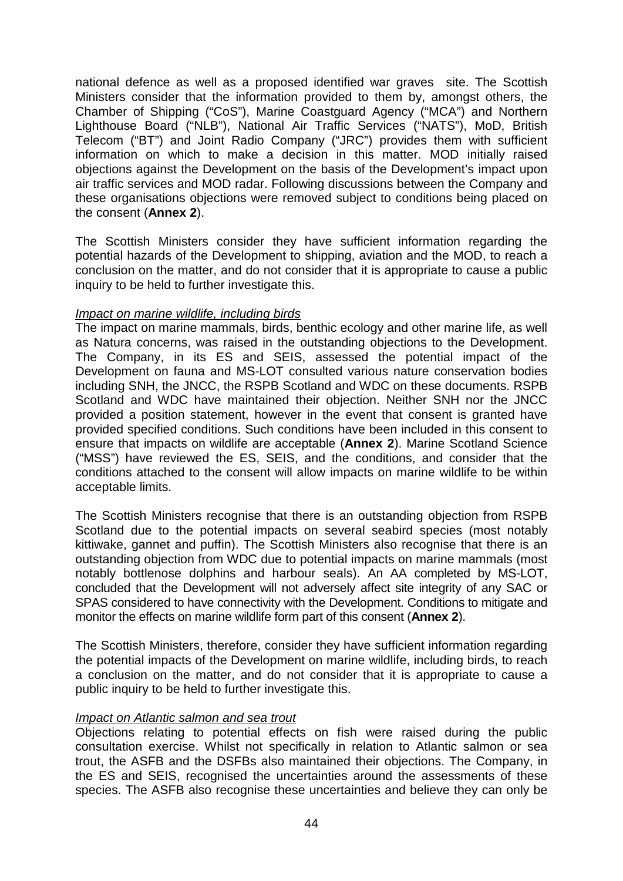national defence as well as a proposed identified war graves site. The Scottish Ministers consider that the information provided to them by, amongst others, the Chamber of Shipping ("CoS"), Marine Coastguard Agency ("MCA") and Northern Lighthouse Board ("NLB"), National Air Traffic Services ("NATS"), MoD, British Telecom ("BT") and Joint Radio Company ("JRC") provides them with sufficient information on which to make a decision in this matter. MOD initially raised objections against the Development on the basis of the Development's impact upon air traffic services and MOD radar. Following discussions between the Company and these organisations objections were removed subject to conditions being placed on the consent (**Annex 2**).

The Scottish Ministers consider they have sufficient information regarding the potential hazards of the Development to shipping, aviation and the MOD, to reach a conclusion on the matter, and do not consider that it is appropriate to cause a public inquiry to be held to further investigate this.

*Impact on marine wildlife, including birds*

The impact on marine mammals, birds, benthic ecology and other marine life, as well as Natura concerns, was raised in the outstanding objections to the Development. The Company, in its ES and SEIS, assessed the potential impact of the Development on fauna and MS-LOT consulted various nature conservation bodies including SNH, the JNCC, the RSPB Scotland and WDC on these documents. RSPB Scotland and WDC have maintained their objection. Neither SNH nor the JNCC provided a position statement, however in the event that consent is granted have provided specified conditions. Such conditions have been included in this consent to ensure that impacts on wildlife are acceptable (**Annex 2**). Marine Scotland Science ("MSS") have reviewed the ES, SEIS, and the conditions, and consider that the conditions attached to the consent will allow impacts on marine wildlife to be within acceptable limits.

The Scottish Ministers recognise that there is an outstanding objection from RSPB Scotland due to the potential impacts on several seabird species (most notably kittiwake, gannet and puffin). The Scottish Ministers also recognise that there is an outstanding objection from WDC due to potential impacts on marine mammals (most notably bottlenose dolphins and harbour seals). An AA completed by MS-LOT, concluded that the Development will not adversely affect site integrity of any SAC or SPAS considered to have connectivity with the Development. Conditions to mitigate and monitor the effects on marine wildlife form part of this consent (**Annex 2**).

The Scottish Ministers, therefore, consider they have sufficient information regarding the potential impacts of the Development on marine wildlife, including birds, to reach a conclusion on the matter, and do not consider that it is appropriate to cause a public inquiry to be held to further investigate this.

*Impact on Atlantic salmon and sea trout*

Objections relating to potential effects on fish were raised during the public consultation exercise. Whilst not specifically in relation to Atlantic salmon or sea trout, the ASFB and the DSFBs also maintained their objections. The Company, in the ES and SEIS, recognised the uncertainties around the assessments of these species. The ASFB also recognise these uncertainties and believe they can only be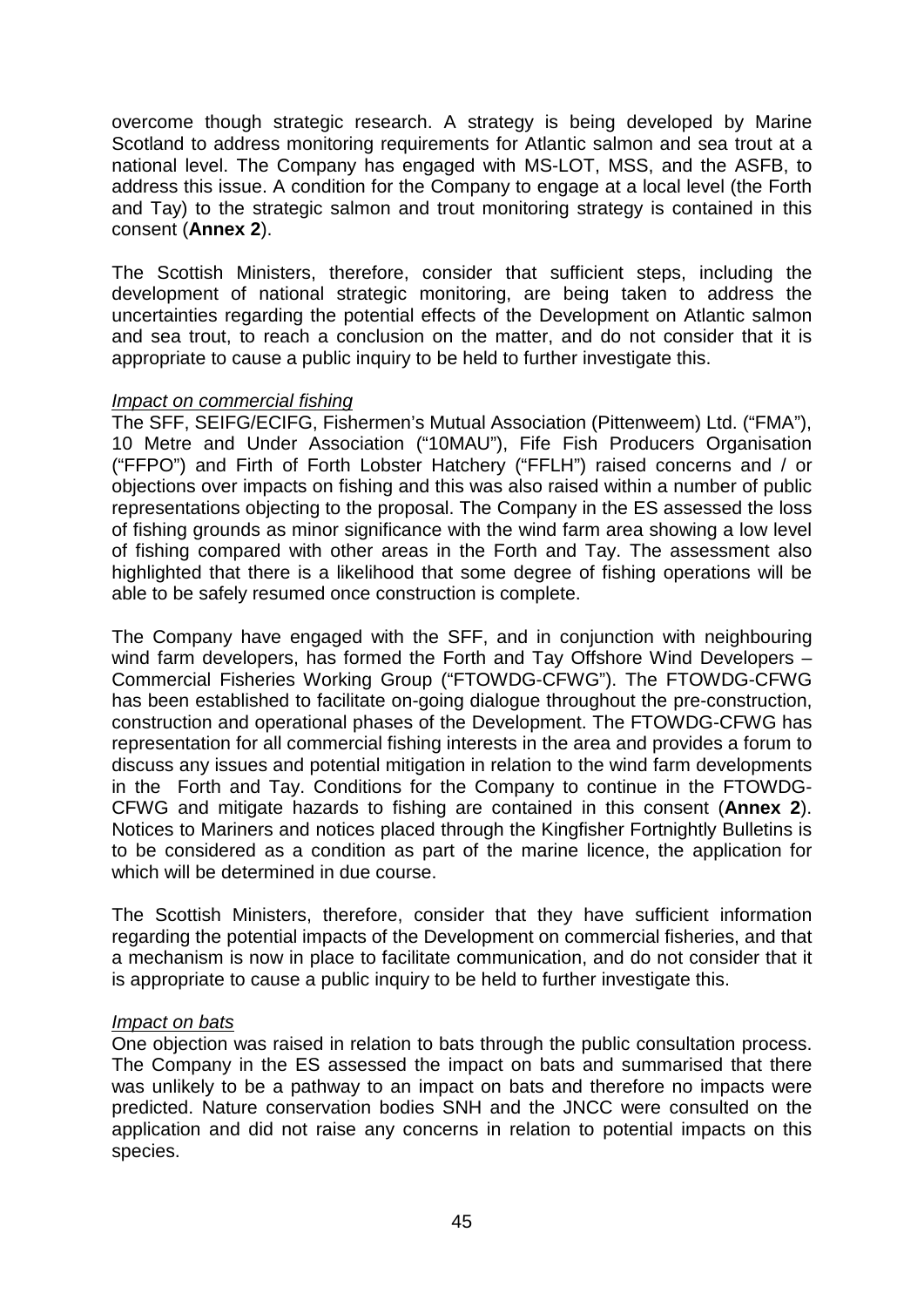overcome though strategic research. A strategy is being developed by Marine Scotland to address monitoring requirements for Atlantic salmon and sea trout at a national level. The Company has engaged with MS-LOT, MSS, and the ASFB, to address this issue. A condition for the Company to engage at a local level (the Forth and Tay) to the strategic salmon and trout monitoring strategy is contained in this consent (**Annex 2**).

The Scottish Ministers, therefore, consider that sufficient steps, including the development of national strategic monitoring, are being taken to address the uncertainties regarding the potential effects of the Development on Atlantic salmon and sea trout, to reach a conclusion on the matter, and do not consider that it is appropriate to cause a public inquiry to be held to further investigate this.

*Impact on commercial fishing*

The SFF, SEIFG/ECIFG, Fishermen's Mutual Association (Pittenweem) Ltd. ("FMA"), 10 Metre and Under Association ("10MAU"), Fife Fish Producers Organisation ("FFPO") and Firth of Forth Lobster Hatchery ("FFLH") raised concerns and / or objections over impacts on fishing and this was also raised within a number of public representations objecting to the proposal. The Company in the ES assessed the loss of fishing grounds as minor significance with the wind farm area showing a low level of fishing compared with other areas in the Forth and Tay. The assessment also highlighted that there is a likelihood that some degree of fishing operations will be able to be safely resumed once construction is complete.

The Company have engaged with the SFF, and in conjunction with neighbouring wind farm developers, has formed the Forth and Tay Offshore Wind Developers – Commercial Fisheries Working Group ("FTOWDG-CFWG"). The FTOWDG-CFWG has been established to facilitate on-going dialogue throughout the pre-construction, construction and operational phases of the Development. The FTOWDG-CFWG has representation for all commercial fishing interests in the area and provides a forum to discuss any issues and potential mitigation in relation to the wind farm developments in the Forth and Tay. Conditions for the Company to continue in the FTOWDG-CFWG and mitigate hazards to fishing are contained in this consent (**Annex 2**). Notices to Mariners and notices placed through the Kingfisher Fortnightly Bulletins is to be considered as a condition as part of the marine licence, the application for which will be determined in due course.

The Scottish Ministers, therefore, consider that they have sufficient information regarding the potential impacts of the Development on commercial fisheries, and that a mechanism is now in place to facilitate communication, and do not consider that it is appropriate to cause a public inquiry to be held to further investigate this.

*Impact on bats*

One objection was raised in relation to bats through the public consultation process. The Company in the ES assessed the impact on bats and summarised that there was unlikely to be a pathway to an impact on bats and therefore no impacts were predicted. Nature conservation bodies SNH and the JNCC were consulted on the application and did not raise any concerns in relation to potential impacts on this species.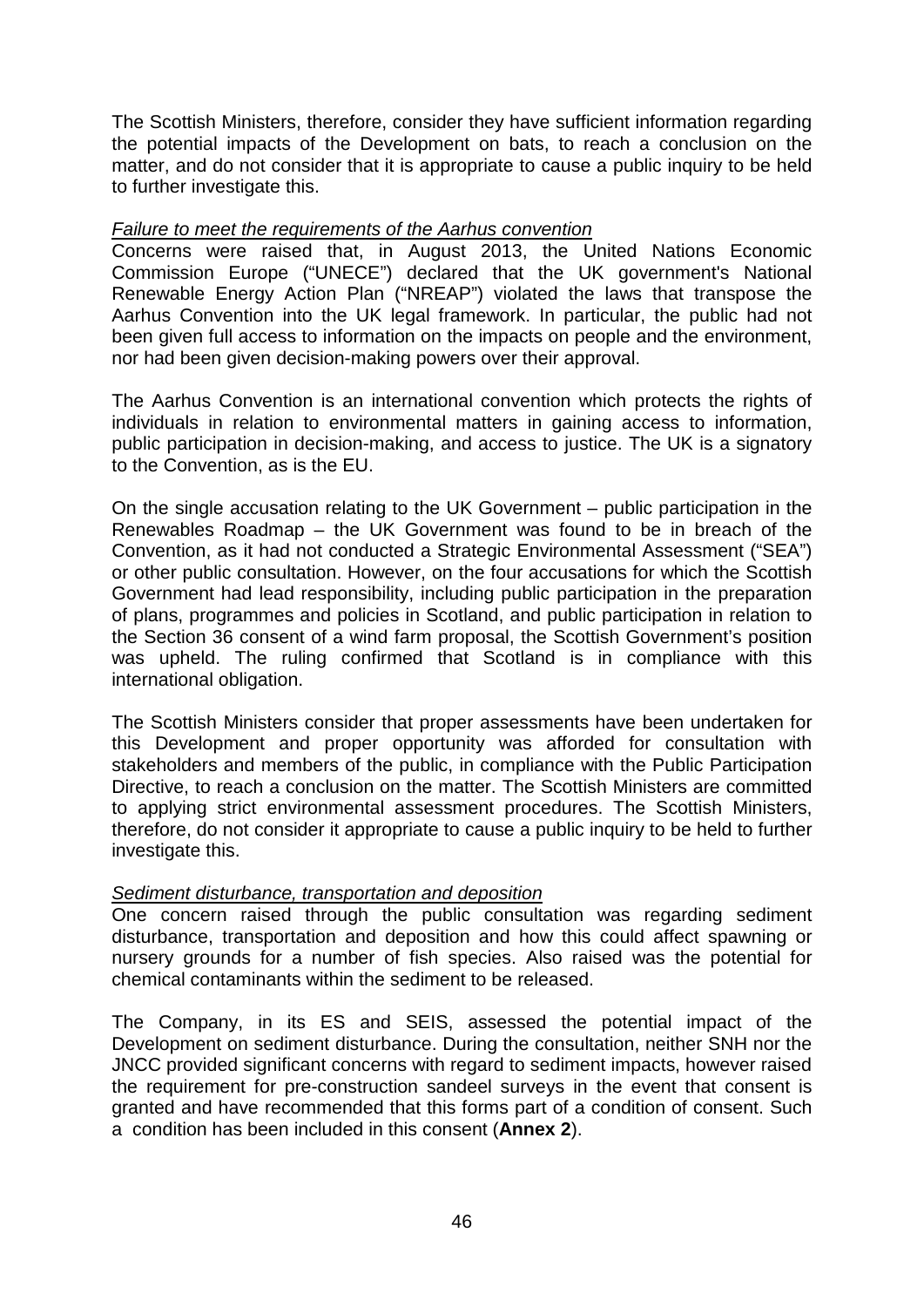The Scottish Ministers, therefore, consider they have sufficient information regarding the potential impacts of the Development on bats, to reach a conclusion on the matter, and do not consider that it is appropriate to cause a public inquiry to be held to further investigate this.

*Failure to meet the requirements of the Aarhus convention*

Concerns were raised that, in August 2013, the United Nations Economic Commission Europe ("UNECE") declared that the UK government's National Renewable Energy Action Plan ("NREAP") violated the laws that transpose the Aarhus Convention into the UK legal framework. In particular, the public had not been given full access to information on the impacts on people and the environment, nor had been given decision-making powers over their approval.

The Aarhus Convention is an international convention which protects the rights of individuals in relation to environmental matters in gaining access to information, public participation in decision-making, and access to justice. The UK is a signatory to the Convention, as is the EU.

On the single accusation relating to the UK Government – public participation in the Renewables Roadmap – the UK Government was found to be in breach of the Convention, as it had not conducted a Strategic Environmental Assessment ("SEA") or other public consultation. However, on the four accusations for which the Scottish Government had lead responsibility, including public participation in the preparation of plans, programmes and policies in Scotland, and public participation in relation to the Section 36 consent of a wind farm proposal, the Scottish Government's position was upheld. The ruling confirmed that Scotland is in compliance with this international obligation.

The Scottish Ministers consider that proper assessments have been undertaken for this Development and proper opportunity was afforded for consultation with stakeholders and members of the public, in compliance with the Public Participation Directive, to reach a conclusion on the matter. The Scottish Ministers are committed to applying strict environmental assessment procedures. The Scottish Ministers, therefore, do not consider it appropriate to cause a public inquiry to be held to further investigate this.

*Sediment disturbance, transportation and deposition*

One concern raised through the public consultation was regarding sediment disturbance, transportation and deposition and how this could affect spawning or nursery grounds for a number of fish species. Also raised was the potential for chemical contaminants within the sediment to be released.

The Company, in its ES and SEIS, assessed the potential impact of the Development on sediment disturbance. During the consultation, neither SNH nor the JNCC provided significant concerns with regard to sediment impacts, however raised the requirement for pre-construction sandeel surveys in the event that consent is granted and have recommended that this forms part of a condition of consent. Such a condition has been included in this consent (**Annex 2**).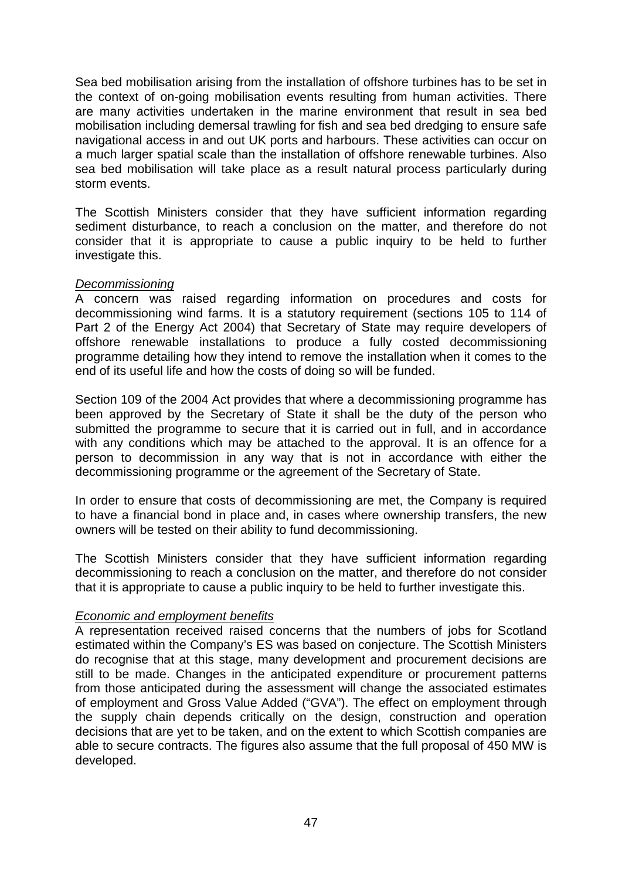Sea bed mobilisation arising from the installation of offshore turbines has to be set in the context of on-going mobilisation events resulting from human activities. There are many activities undertaken in the marine environment that result in sea bed mobilisation including demersal trawling for fish and sea bed dredging to ensure safe navigational access in and out UK ports and harbours. These activities can occur on a much larger spatial scale than the installation of offshore renewable turbines. Also sea bed mobilisation will take place as a result natural process particularly during storm events.

The Scottish Ministers consider that they have sufficient information regarding sediment disturbance, to reach a conclusion on the matter, and therefore do not consider that it is appropriate to cause a public inquiry to be held to further investigate this.

*Decommissioning*

A concern was raised regarding information on procedures and costs for decommissioning wind farms. It is a statutory requirement (sections 105 to 114 of Part 2 of the Energy Act 2004) that Secretary of State may require developers of offshore renewable installations to produce a fully costed decommissioning programme detailing how they intend to remove the installation when it comes to the end of its useful life and how the costs of doing so will be funded.

Section 109 of the 2004 Act provides that where a decommissioning programme has been approved by the Secretary of State it shall be the duty of the person who submitted the programme to secure that it is carried out in full, and in accordance with any conditions which may be attached to the approval. It is an offence for a person to decommission in any way that is not in accordance with either the decommissioning programme or the agreement of the Secretary of State.

In order to ensure that costs of decommissioning are met, the Company is required to have a financial bond in place and, in cases where ownership transfers, the new owners will be tested on their ability to fund decommissioning.

The Scottish Ministers consider that they have sufficient information regarding decommissioning to reach a conclusion on the matter, and therefore do not consider that it is appropriate to cause a public inquiry to be held to further investigate this.

*Economic and employment benefits*

A representation received raised concerns that the numbers of jobs for Scotland estimated within the Company's ES was based on conjecture. The Scottish Ministers do recognise that at this stage, many development and procurement decisions are still to be made. Changes in the anticipated expenditure or procurement patterns from those anticipated during the assessment will change the associated estimates of employment and Gross Value Added ("GVA"). The effect on employment through the supply chain depends critically on the design, construction and operation decisions that are yet to be taken, and on the extent to which Scottish companies are able to secure contracts. The figures also assume that the full proposal of 450 MW is developed.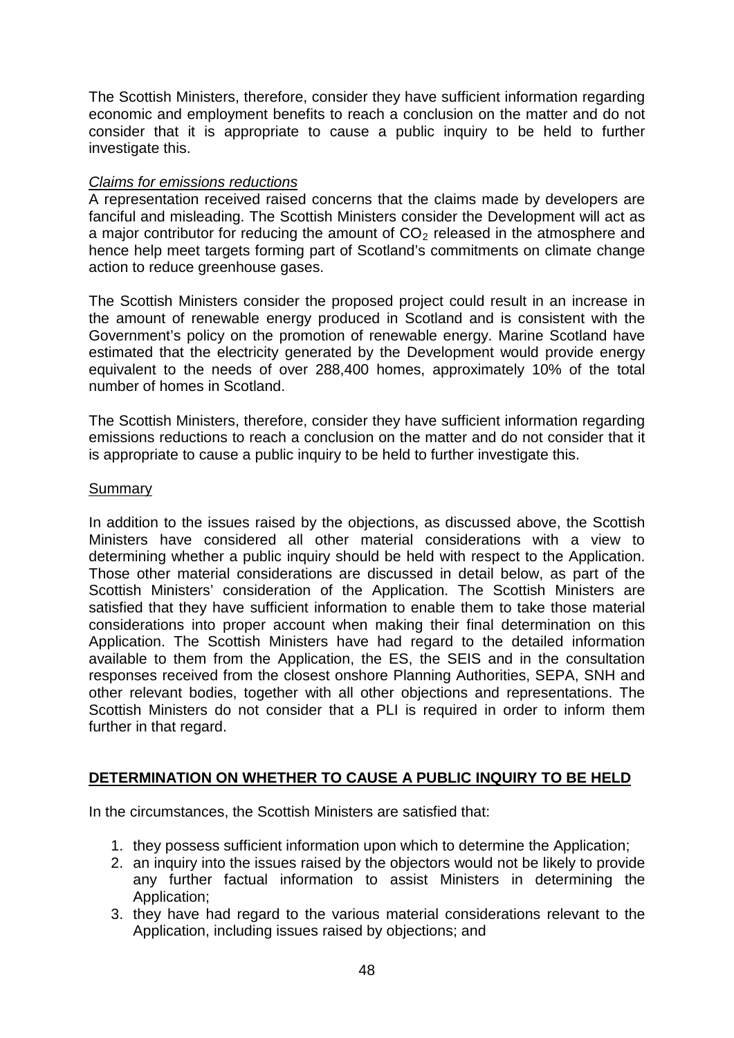The Scottish Ministers, therefore, consider they have sufficient information regarding economic and employment benefits to reach a conclusion on the matter and do not consider that it is appropriate to cause a public inquiry to be held to further investigate this.

*Claims for emissions reductions*

A representation received raised concerns that the claims made by developers are fanciful and misleading. The Scottish Ministers consider the Development will act as a major contributor for reducing the amount of $CO_2$ released in the atmosphere and hence help meet targets forming part of Scotland's commitments on climate change action to reduce greenhouse gases.

The Scottish Ministers consider the proposed project could result in an increase in the amount of renewable energy produced in Scotland and is consistent with the Government's policy on the promotion of renewable energy. Marine Scotland have estimated that the electricity generated by the Development would provide energy equivalent to the needs of over 288,400 homes, approximately 10% of the total number of homes in Scotland.

The Scottish Ministers, therefore, consider they have sufficient information regarding emissions reductions to reach a conclusion on the matter and do not consider that it is appropriate to cause a public inquiry to be held to further investigate this.

Summary

In addition to the issues raised by the objections, as discussed above, the Scottish Ministers have considered all other material considerations with a view to determining whether a public inquiry should be held with respect to the Application. Those other material considerations are discussed in detail below, as part of the Scottish Ministers' consideration of the Application. The Scottish Ministers are satisfied that they have sufficient information to enable them to take those material considerations into proper account when making their final determination on this Application. The Scottish Ministers have had regard to the detailed information available to them from the Application, the ES, the SEIS and in the consultation responses received from the closest onshore Planning Authorities, SEPA, SNH and other relevant bodies, together with all other objections and representations. The Scottish Ministers do not consider that a PLI is required in order to inform them further in that regard.

## DETERMINATION ON WHETHER TO CAUSE A PUBLIC INQUIRY TO BE HELD

In the circumstances, the Scottish Ministers are satisfied that:

1. they possess sufficient information upon which to determine the Application;
2. an inquiry into the issues raised by the objectors would not be likely to provide any further factual information to assist Ministers in determining the Application;
3. they have had regard to the various material considerations relevant to the Application, including issues raised by objections; and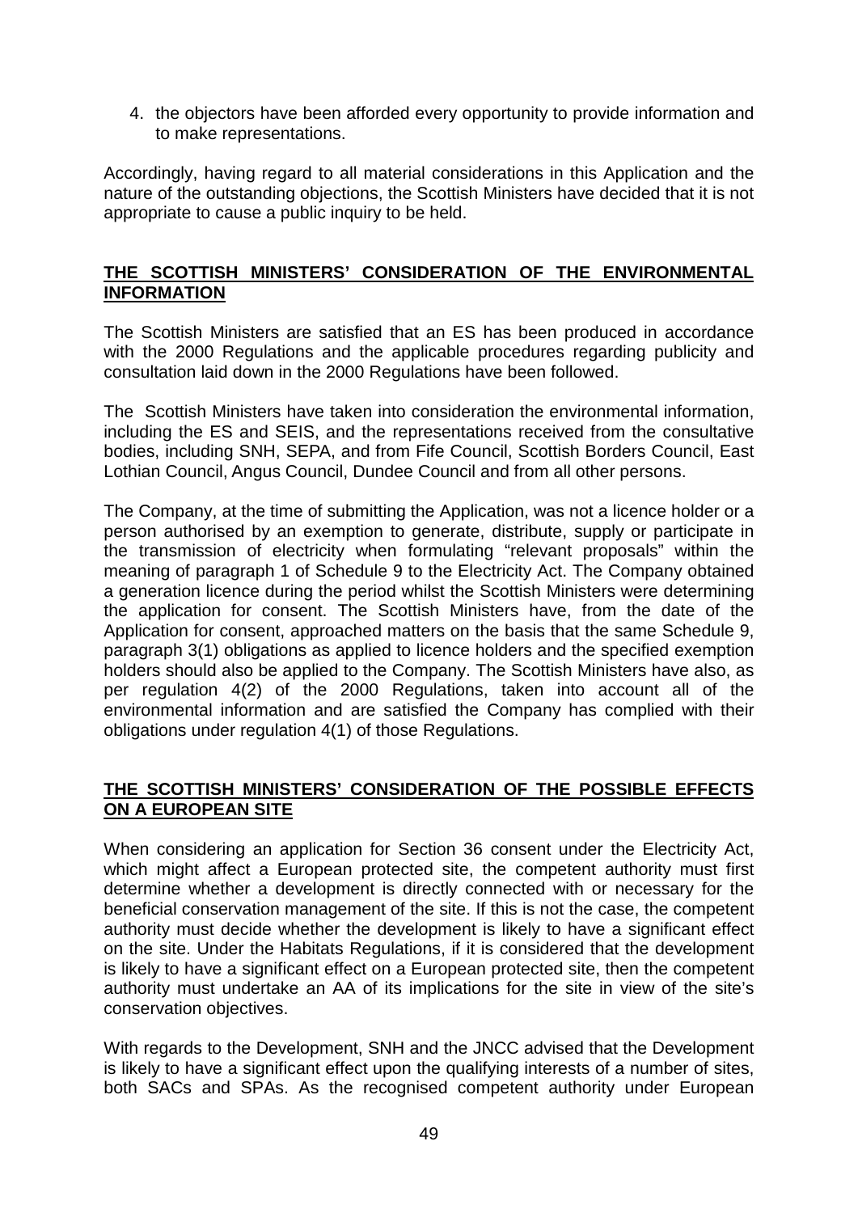4. the objectors have been afforded every opportunity to provide information and to make representations.

Accordingly, having regard to all material considerations in this Application and the nature of the outstanding objections, the Scottish Ministers have decided that it is not appropriate to cause a public inquiry to be held.

## THE SCOTTISH MINISTERS' CONSIDERATION OF THE ENVIRONMENTAL INFORMATION

The Scottish Ministers are satisfied that an ES has been produced in accordance with the 2000 Regulations and the applicable procedures regarding publicity and consultation laid down in the 2000 Regulations have been followed.

The Scottish Ministers have taken into consideration the environmental information, including the ES and SEIS, and the representations received from the consultative bodies, including SNH, SEPA, and from Fife Council, Scottish Borders Council, East Lothian Council, Angus Council, Dundee Council and from all other persons.

The Company, at the time of submitting the Application, was not a licence holder or a person authorised by an exemption to generate, distribute, supply or participate in the transmission of electricity when formulating "relevant proposals" within the meaning of paragraph 1 of Schedule 9 to the Electricity Act. The Company obtained a generation licence during the period whilst the Scottish Ministers were determining the application for consent. The Scottish Ministers have, from the date of the Application for consent, approached matters on the basis that the same Schedule 9, paragraph 3(1) obligations as applied to licence holders and the specified exemption holders should also be applied to the Company. The Scottish Ministers have also, as per regulation 4(2) of the 2000 Regulations, taken into account all of the environmental information and are satisfied the Company has complied with their obligations under regulation 4(1) of those Regulations.

## THE SCOTTISH MINISTERS' CONSIDERATION OF THE POSSIBLE EFFECTS ON A EUROPEAN SITE

When considering an application for Section 36 consent under the Electricity Act, which might affect a European protected site, the competent authority must first determine whether a development is directly connected with or necessary for the beneficial conservation management of the site. If this is not the case, the competent authority must decide whether the development is likely to have a significant effect on the site. Under the Habitats Regulations, if it is considered that the development is likely to have a significant effect on a European protected site, then the competent authority must undertake an AA of its implications for the site in view of the site's conservation objectives.

With regards to the Development, SNH and the JNCC advised that the Development is likely to have a significant effect upon the qualifying interests of a number of sites, both SACs and SPAs. As the recognised competent authority under European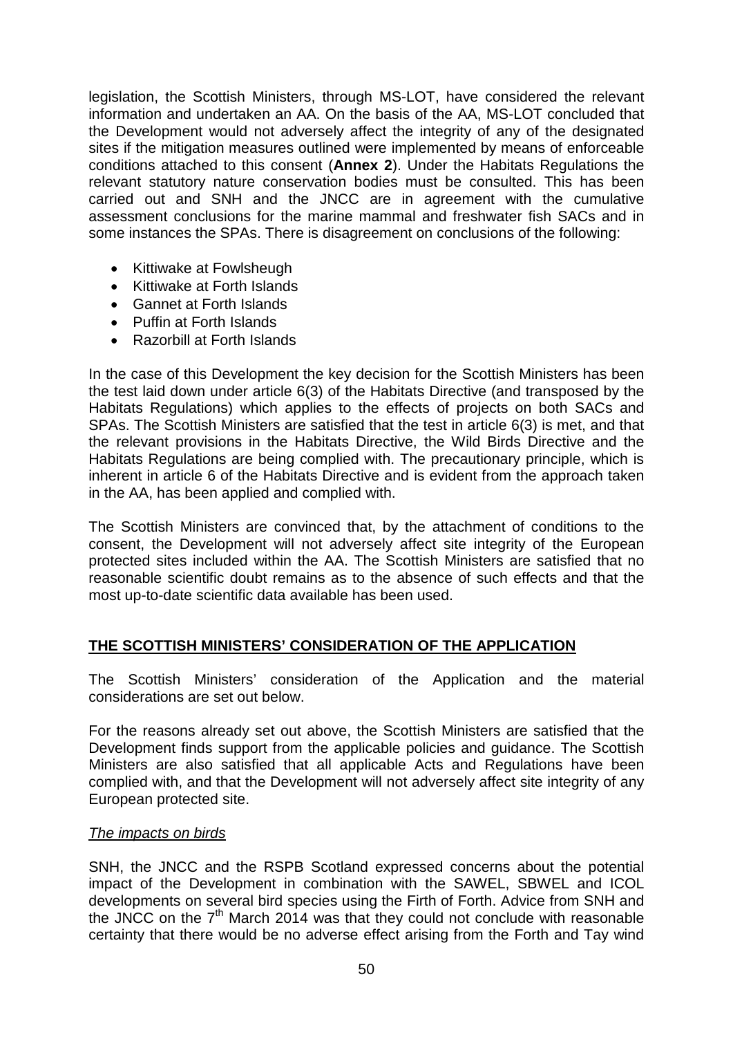legislation, the Scottish Ministers, through MS-LOT, have considered the relevant information and undertaken an AA. On the basis of the AA, MS-LOT concluded that the Development would not adversely affect the integrity of any of the designated sites if the mitigation measures outlined were implemented by means of enforceable conditions attached to this consent (**Annex 2**). Under the Habitats Regulations the relevant statutory nature conservation bodies must be consulted. This has been carried out and SNH and the JNCC are in agreement with the cumulative assessment conclusions for the marine mammal and freshwater fish SACs and in some instances the SPAs. There is disagreement on conclusions of the following:

- Kittiwake at Fowlsheugh
- Kittiwake at Forth Islands
- Gannet at Forth Islands
- Puffin at Forth Islands
- Razorbill at Forth Islands

In the case of this Development the key decision for the Scottish Ministers has been the test laid down under article 6(3) of the Habitats Directive (and transposed by the Habitats Regulations) which applies to the effects of projects on both SACs and SPAs. The Scottish Ministers are satisfied that the test in article 6(3) is met, and that the relevant provisions in the Habitats Directive, the Wild Birds Directive and the Habitats Regulations are being complied with. The precautionary principle, which is inherent in article 6 of the Habitats Directive and is evident from the approach taken in the AA, has been applied and complied with.

The Scottish Ministers are convinced that, by the attachment of conditions to the consent, the Development will not adversely affect site integrity of the European protected sites included within the AA. The Scottish Ministers are satisfied that no reasonable scientific doubt remains as to the absence of such effects and that the most up-to-date scientific data available has been used.

## THE SCOTTISH MINISTERS' CONSIDERATION OF THE APPLICATION

The Scottish Ministers' consideration of the Application and the material considerations are set out below.

For the reasons already set out above, the Scottish Ministers are satisfied that the Development finds support from the applicable policies and guidance. The Scottish Ministers are also satisfied that all applicable Acts and Regulations have been complied with, and that the Development will not adversely affect site integrity of any European protected site.

*The impacts on birds*

SNH, the JNCC and the RSPB Scotland expressed concerns about the potential impact of the Development in combination with the SAWEL, SBWEL and ICOL developments on several bird species using the Firth of Forth. Advice from SNH and the JNCC on the 7th March 2014 was that they could not conclude with reasonable certainty that there would be no adverse effect arising from the Forth and Tay wind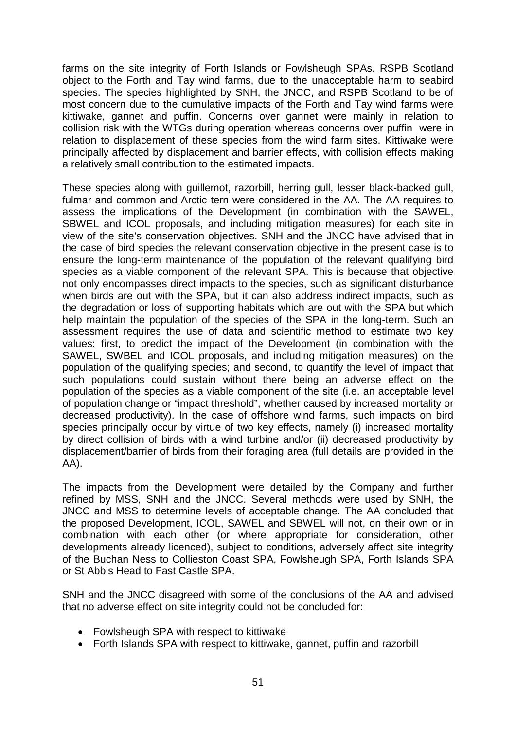farms on the site integrity of Forth Islands or Fowlsheugh SPAs. RSPB Scotland object to the Forth and Tay wind farms, due to the unacceptable harm to seabird species. The species highlighted by SNH, the JNCC, and RSPB Scotland to be of most concern due to the cumulative impacts of the Forth and Tay wind farms were kittiwake, gannet and puffin. Concerns over gannet were mainly in relation to collision risk with the WTGs during operation whereas concerns over puffin were in relation to displacement of these species from the wind farm sites. Kittiwake were principally affected by displacement and barrier effects, with collision effects making a relatively small contribution to the estimated impacts.

These species along with guillemot, razorbill, herring gull, lesser black-backed gull, fulmar and common and Arctic tern were considered in the AA. The AA requires to assess the implications of the Development (in combination with the SAWEL, SBWEL and ICOL proposals, and including mitigation measures) for each site in view of the site's conservation objectives. SNH and the JNCC have advised that in the case of bird species the relevant conservation objective in the present case is to ensure the long-term maintenance of the population of the relevant qualifying bird species as a viable component of the relevant SPA. This is because that objective not only encompasses direct impacts to the species, such as significant disturbance when birds are out with the SPA, but it can also address indirect impacts, such as the degradation or loss of supporting habitats which are out with the SPA but which help maintain the population of the species of the SPA in the long-term. Such an assessment requires the use of data and scientific method to estimate two key values: first, to predict the impact of the Development (in combination with the SAWEL, SWBEL and ICOL proposals, and including mitigation measures) on the population of the qualifying species; and second, to quantify the level of impact that such populations could sustain without there being an adverse effect on the population of the species as a viable component of the site (i.e. an acceptable level of population change or "impact threshold", whether caused by increased mortality or decreased productivity). In the case of offshore wind farms, such impacts on bird species principally occur by virtue of two key effects, namely (i) increased mortality by direct collision of birds with a wind turbine and/or (ii) decreased productivity by displacement/barrier of birds from their foraging area (full details are provided in the AA).

The impacts from the Development were detailed by the Company and further refined by MSS, SNH and the JNCC. Several methods were used by SNH, the JNCC and MSS to determine levels of acceptable change. The AA concluded that the proposed Development, ICOL, SAWEL and SBWEL will not, on their own or in combination with each other (or where appropriate for consideration, other developments already licenced), subject to conditions, adversely affect site integrity of the Buchan Ness to Collieston Coast SPA, Fowlsheugh SPA, Forth Islands SPA or St Abb's Head to Fast Castle SPA.

SNH and the JNCC disagreed with some of the conclusions of the AA and advised that no adverse effect on site integrity could not be concluded for:

- Fowlsheugh SPA with respect to kittiwake
- Forth Islands SPA with respect to kittiwake, gannet, puffin and razorbill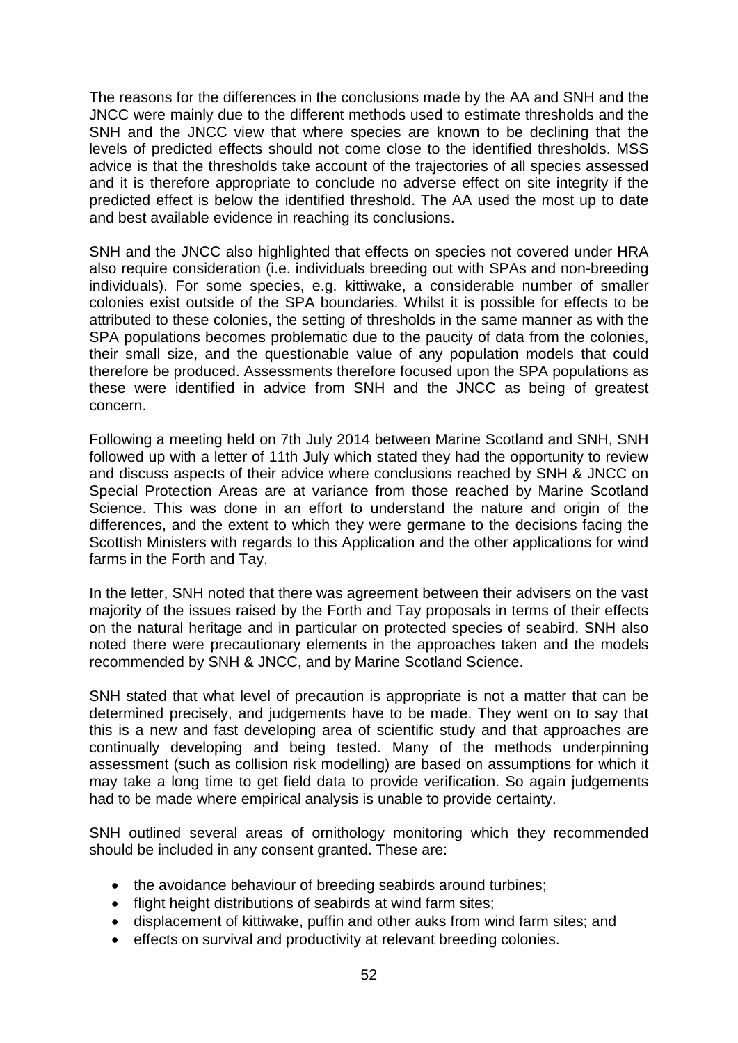The reasons for the differences in the conclusions made by the AA and SNH and the JNCC were mainly due to the different methods used to estimate thresholds and the SNH and the JNCC view that where species are known to be declining that the levels of predicted effects should not come close to the identified thresholds. MSS advice is that the thresholds take account of the trajectories of all species assessed and it is therefore appropriate to conclude no adverse effect on site integrity if the predicted effect is below the identified threshold. The AA used the most up to date and best available evidence in reaching its conclusions.

SNH and the JNCC also highlighted that effects on species not covered under HRA also require consideration (i.e. individuals breeding out with SPAs and non-breeding individuals). For some species, e.g. kittiwake, a considerable number of smaller colonies exist outside of the SPA boundaries. Whilst it is possible for effects to be attributed to these colonies, the setting of thresholds in the same manner as with the SPA populations becomes problematic due to the paucity of data from the colonies, their small size, and the questionable value of any population models that could therefore be produced. Assessments therefore focused upon the SPA populations as these were identified in advice from SNH and the JNCC as being of greatest concern.

Following a meeting held on 7th July 2014 between Marine Scotland and SNH, SNH followed up with a letter of 11th July which stated they had the opportunity to review and discuss aspects of their advice where conclusions reached by SNH & JNCC on Special Protection Areas are at variance from those reached by Marine Scotland Science. This was done in an effort to understand the nature and origin of the differences, and the extent to which they were germane to the decisions facing the Scottish Ministers with regards to this Application and the other applications for wind farms in the Forth and Tay.

In the letter, SNH noted that there was agreement between their advisers on the vast majority of the issues raised by the Forth and Tay proposals in terms of their effects on the natural heritage and in particular on protected species of seabird. SNH also noted there were precautionary elements in the approaches taken and the models recommended by SNH & JNCC, and by Marine Scotland Science.

SNH stated that what level of precaution is appropriate is not a matter that can be determined precisely, and judgements have to be made. They went on to say that this is a new and fast developing area of scientific study and that approaches are continually developing and being tested. Many of the methods underpinning assessment (such as collision risk modelling) are based on assumptions for which it may take a long time to get field data to provide verification. So again judgements had to be made where empirical analysis is unable to provide certainty.

SNH outlined several areas of ornithology monitoring which they recommended should be included in any consent granted. These are:

- the avoidance behaviour of breeding seabirds around turbines;
- flight height distributions of seabirds at wind farm sites;
- displacement of kittiwake, puffin and other auks from wind farm sites; and
- effects on survival and productivity at relevant breeding colonies.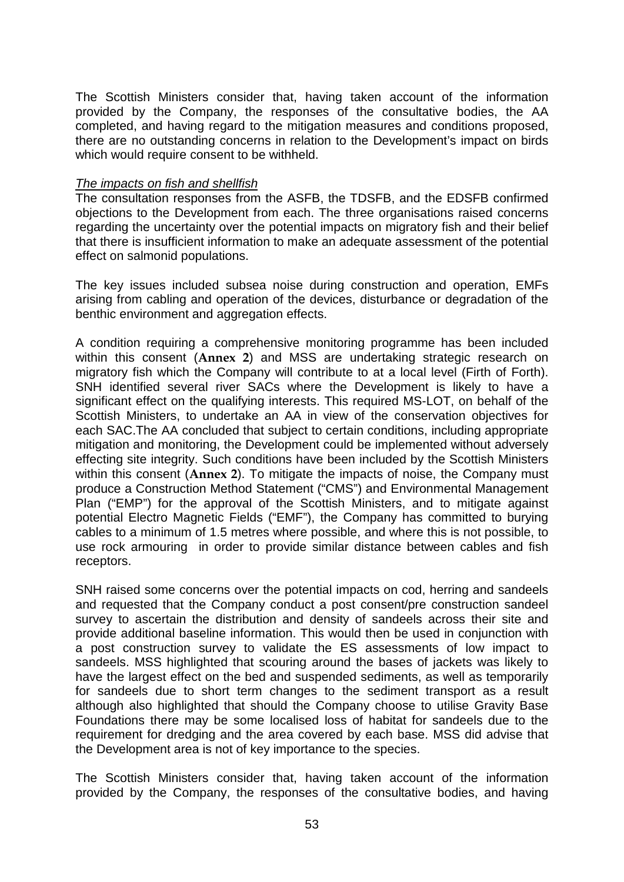The Scottish Ministers consider that, having taken account of the information provided by the Company, the responses of the consultative bodies, the AA completed, and having regard to the mitigation measures and conditions proposed, there are no outstanding concerns in relation to the Development's impact on birds which would require consent to be withheld.

*The impacts on fish and shellfish*

The consultation responses from the ASFB, the TDSFB, and the EDSFB confirmed objections to the Development from each. The three organisations raised concerns regarding the uncertainty over the potential impacts on migratory fish and their belief that there is insufficient information to make an adequate assessment of the potential effect on salmonid populations.

The key issues included subsea noise during construction and operation, EMFs arising from cabling and operation of the devices, disturbance or degradation of the benthic environment and aggregation effects.

A condition requiring a comprehensive monitoring programme has been included within this consent (**Annex 2**) and MSS are undertaking strategic research on migratory fish which the Company will contribute to at a local level (Firth of Forth). SNH identified several river SACs where the Development is likely to have a significant effect on the qualifying interests. This required MS-LOT, on behalf of the Scottish Ministers, to undertake an AA in view of the conservation objectives for each SAC.The AA concluded that subject to certain conditions, including appropriate mitigation and monitoring, the Development could be implemented without adversely effecting site integrity. Such conditions have been included by the Scottish Ministers within this consent (**Annex 2**). To mitigate the impacts of noise, the Company must produce a Construction Method Statement ("CMS") and Environmental Management Plan ("EMP") for the approval of the Scottish Ministers, and to mitigate against potential Electro Magnetic Fields ("EMF"), the Company has committed to burying cables to a minimum of 1.5 metres where possible, and where this is not possible, to use rock armouring in order to provide similar distance between cables and fish receptors.

SNH raised some concerns over the potential impacts on cod, herring and sandeels and requested that the Company conduct a post consent/pre construction sandeel survey to ascertain the distribution and density of sandeels across their site and provide additional baseline information. This would then be used in conjunction with a post construction survey to validate the ES assessments of low impact to sandeels. MSS highlighted that scouring around the bases of jackets was likely to have the largest effect on the bed and suspended sediments, as well as temporarily for sandeels due to short term changes to the sediment transport as a result although also highlighted that should the Company choose to utilise Gravity Base Foundations there may be some localised loss of habitat for sandeels due to the requirement for dredging and the area covered by each base. MSS did advise that the Development area is not of key importance to the species.

The Scottish Ministers consider that, having taken account of the information provided by the Company, the responses of the consultative bodies, and having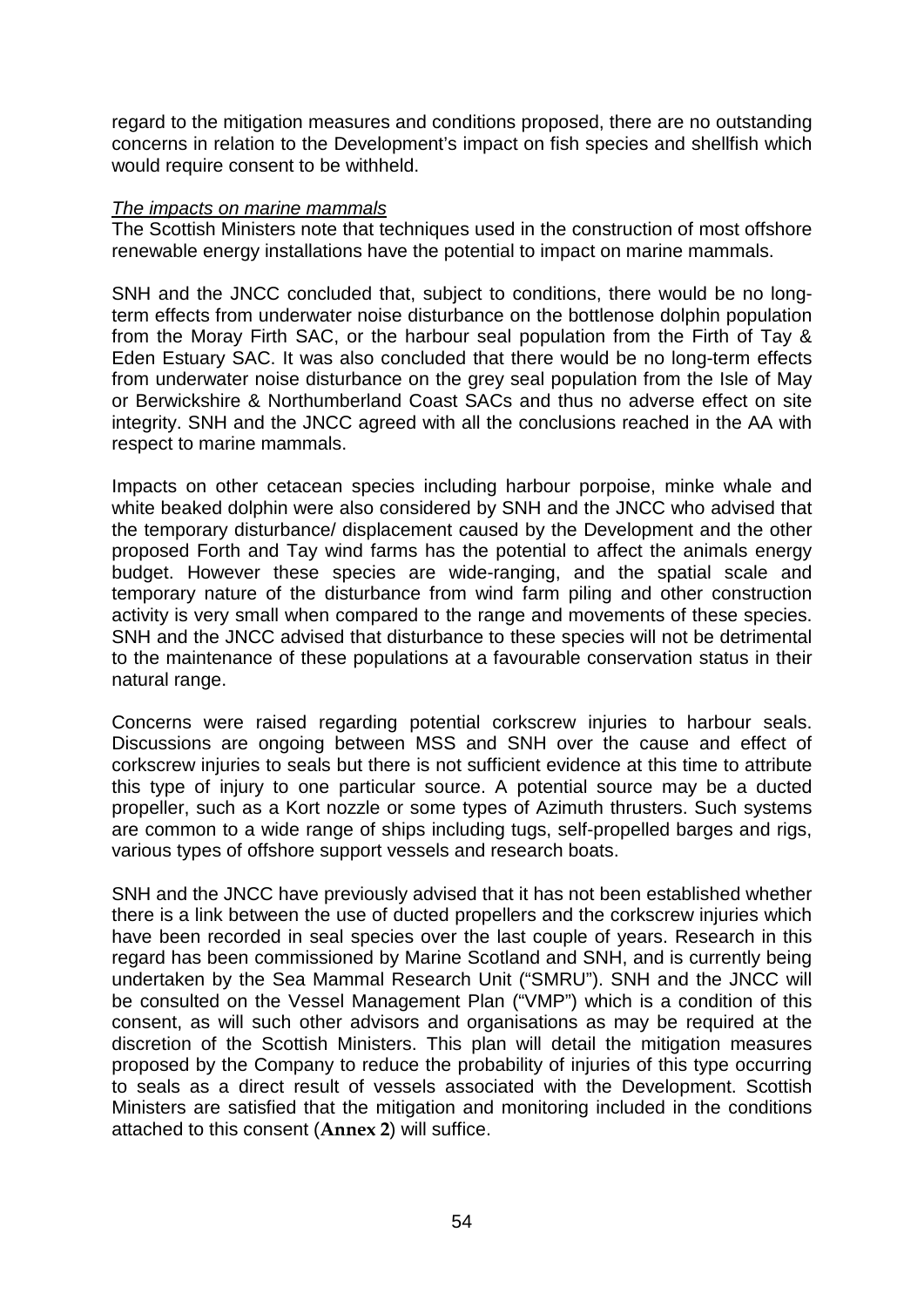regard to the mitigation measures and conditions proposed, there are no outstanding concerns in relation to the Development's impact on fish species and shellfish which would require consent to be withheld.

*The impacts on marine mammals*

The Scottish Ministers note that techniques used in the construction of most offshore renewable energy installations have the potential to impact on marine mammals.

SNH and the JNCC concluded that, subject to conditions, there would be no long-term effects from underwater noise disturbance on the bottlenose dolphin population from the Moray Firth SAC, or the harbour seal population from the Firth of Tay & Eden Estuary SAC. It was also concluded that there would be no long-term effects from underwater noise disturbance on the grey seal population from the Isle of May or Berwickshire & Northumberland Coast SACs and thus no adverse effect on site integrity. SNH and the JNCC agreed with all the conclusions reached in the AA with respect to marine mammals.

Impacts on other cetacean species including harbour porpoise, minke whale and white beaked dolphin were also considered by SNH and the JNCC who advised that the temporary disturbance/ displacement caused by the Development and the other proposed Forth and Tay wind farms has the potential to affect the animals energy budget. However these species are wide-ranging, and the spatial scale and temporary nature of the disturbance from wind farm piling and other construction activity is very small when compared to the range and movements of these species. SNH and the JNCC advised that disturbance to these species will not be detrimental to the maintenance of these populations at a favourable conservation status in their natural range.

Concerns were raised regarding potential corkscrew injuries to harbour seals. Discussions are ongoing between MSS and SNH over the cause and effect of corkscrew injuries to seals but there is not sufficient evidence at this time to attribute this type of injury to one particular source. A potential source may be a ducted propeller, such as a Kort nozzle or some types of Azimuth thrusters. Such systems are common to a wide range of ships including tugs, self-propelled barges and rigs, various types of offshore support vessels and research boats.

SNH and the JNCC have previously advised that it has not been established whether there is a link between the use of ducted propellers and the corkscrew injuries which have been recorded in seal species over the last couple of years. Research in this regard has been commissioned by Marine Scotland and SNH, and is currently being undertaken by the Sea Mammal Research Unit ("SMRU"). SNH and the JNCC will be consulted on the Vessel Management Plan ("VMP") which is a condition of this consent, as will such other advisors and organisations as may be required at the discretion of the Scottish Ministers. This plan will detail the mitigation measures proposed by the Company to reduce the probability of injuries of this type occurring to seals as a direct result of vessels associated with the Development. Scottish Ministers are satisfied that the mitigation and monitoring included in the conditions attached to this consent (**Annex 2**) will suffice.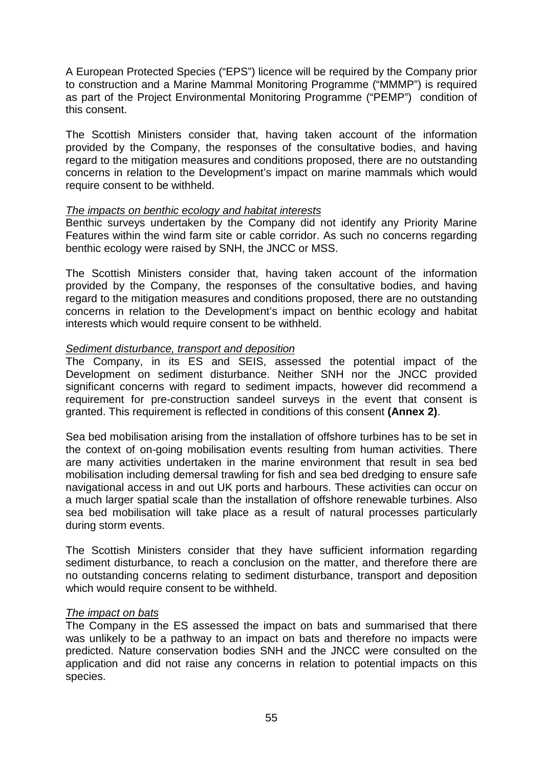A European Protected Species ("EPS") licence will be required by the Company prior to construction and a Marine Mammal Monitoring Programme ("MMMP") is required as part of the Project Environmental Monitoring Programme ("PEMP") condition of this consent.

The Scottish Ministers consider that, having taken account of the information provided by the Company, the responses of the consultative bodies, and having regard to the mitigation measures and conditions proposed, there are no outstanding concerns in relation to the Development's impact on marine mammals which would require consent to be withheld.

*The impacts on benthic ecology and habitat interests*

Benthic surveys undertaken by the Company did not identify any Priority Marine Features within the wind farm site or cable corridor. As such no concerns regarding benthic ecology were raised by SNH, the JNCC or MSS.

The Scottish Ministers consider that, having taken account of the information provided by the Company, the responses of the consultative bodies, and having regard to the mitigation measures and conditions proposed, there are no outstanding concerns in relation to the Development's impact on benthic ecology and habitat interests which would require consent to be withheld.

*Sediment disturbance, transport and deposition*

The Company, in its ES and SEIS, assessed the potential impact of the Development on sediment disturbance. Neither SNH nor the JNCC provided significant concerns with regard to sediment impacts, however did recommend a requirement for pre-construction sandeel surveys in the event that consent is granted. This requirement is reflected in conditions of this consent **(Annex 2)**.

Sea bed mobilisation arising from the installation of offshore turbines has to be set in the context of on-going mobilisation events resulting from human activities. There are many activities undertaken in the marine environment that result in sea bed mobilisation including demersal trawling for fish and sea bed dredging to ensure safe navigational access in and out UK ports and harbours. These activities can occur on a much larger spatial scale than the installation of offshore renewable turbines. Also sea bed mobilisation will take place as a result of natural processes particularly during storm events.

The Scottish Ministers consider that they have sufficient information regarding sediment disturbance, to reach a conclusion on the matter, and therefore there are no outstanding concerns relating to sediment disturbance, transport and deposition which would require consent to be withheld.

*The impact on bats*

The Company in the ES assessed the impact on bats and summarised that there was unlikely to be a pathway to an impact on bats and therefore no impacts were predicted. Nature conservation bodies SNH and the JNCC were consulted on the application and did not raise any concerns in relation to potential impacts on this species.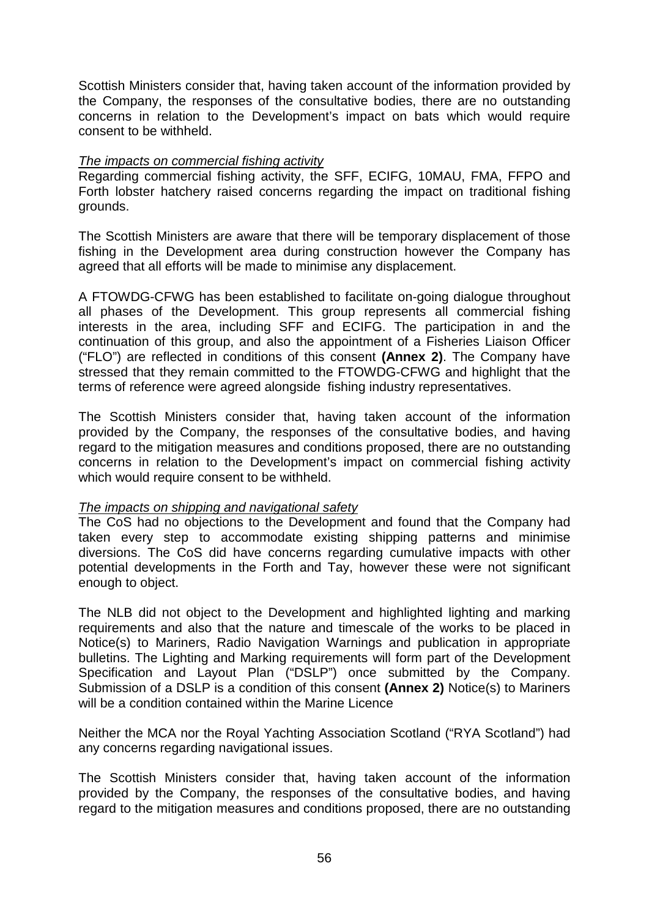Scottish Ministers consider that, having taken account of the information provided by the Company, the responses of the consultative bodies, there are no outstanding concerns in relation to the Development's impact on bats which would require consent to be withheld.

*The impacts on commercial fishing activity*

Regarding commercial fishing activity, the SFF, ECIFG, 10MAU, FMA, FFPO and Forth lobster hatchery raised concerns regarding the impact on traditional fishing grounds.

The Scottish Ministers are aware that there will be temporary displacement of those fishing in the Development area during construction however the Company has agreed that all efforts will be made to minimise any displacement.

A FTOWDG-CFWG has been established to facilitate on-going dialogue throughout all phases of the Development. This group represents all commercial fishing interests in the area, including SFF and ECIFG. The participation in and the continuation of this group, and also the appointment of a Fisheries Liaison Officer ("FLO") are reflected in conditions of this consent **(Annex 2)**. The Company have stressed that they remain committed to the FTOWDG-CFWG and highlight that the terms of reference were agreed alongside fishing industry representatives.

The Scottish Ministers consider that, having taken account of the information provided by the Company, the responses of the consultative bodies, and having regard to the mitigation measures and conditions proposed, there are no outstanding concerns in relation to the Development's impact on commercial fishing activity which would require consent to be withheld.

*The impacts on shipping and navigational safety*

The CoS had no objections to the Development and found that the Company had taken every step to accommodate existing shipping patterns and minimise diversions. The CoS did have concerns regarding cumulative impacts with other potential developments in the Forth and Tay, however these were not significant enough to object.

The NLB did not object to the Development and highlighted lighting and marking requirements and also that the nature and timescale of the works to be placed in Notice(s) to Mariners, Radio Navigation Warnings and publication in appropriate bulletins. The Lighting and Marking requirements will form part of the Development Specification and Layout Plan ("DSLP") once submitted by the Company. Submission of a DSLP is a condition of this consent **(Annex 2)** Notice(s) to Mariners will be a condition contained within the Marine Licence

Neither the MCA nor the Royal Yachting Association Scotland ("RYA Scotland") had any concerns regarding navigational issues.

The Scottish Ministers consider that, having taken account of the information provided by the Company, the responses of the consultative bodies, and having regard to the mitigation measures and conditions proposed, there are no outstanding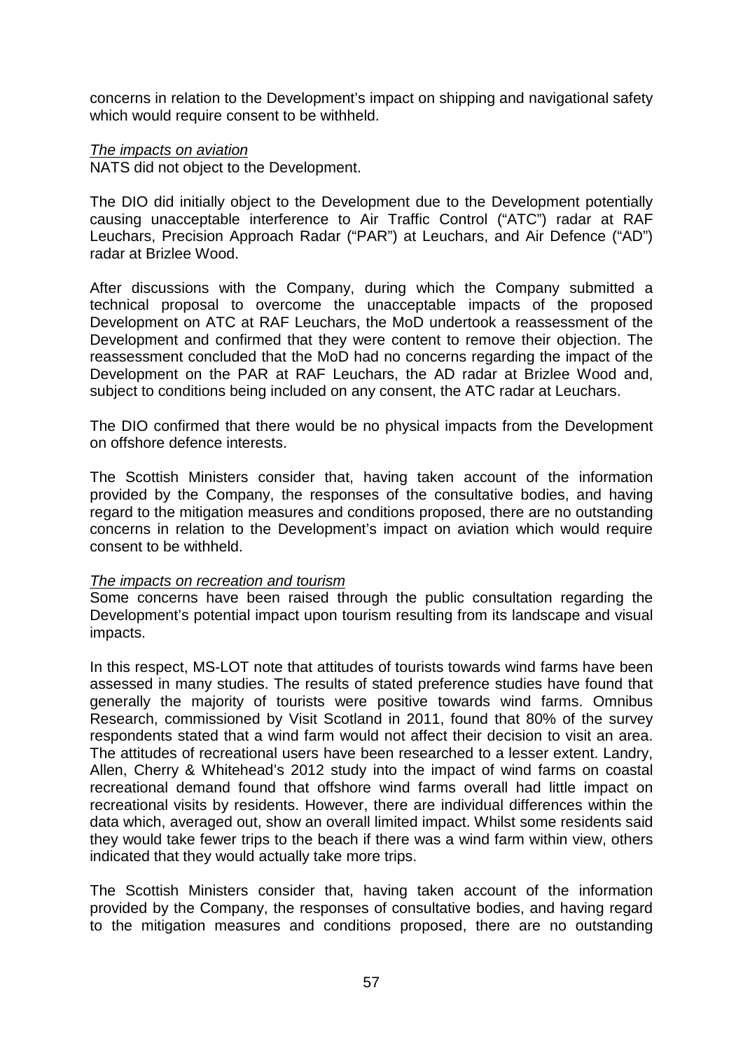concerns in relation to the Development's impact on shipping and navigational safety which would require consent to be withheld.

*The impacts on aviation*

NATS did not object to the Development.

The DIO did initially object to the Development due to the Development potentially causing unacceptable interference to Air Traffic Control ("ATC") radar at RAF Leuchars, Precision Approach Radar ("PAR") at Leuchars, and Air Defence ("AD") radar at Brizlee Wood.

After discussions with the Company, during which the Company submitted a technical proposal to overcome the unacceptable impacts of the proposed Development on ATC at RAF Leuchars, the MoD undertook a reassessment of the Development and confirmed that they were content to remove their objection. The reassessment concluded that the MoD had no concerns regarding the impact of the Development on the PAR at RAF Leuchars, the AD radar at Brizlee Wood and, subject to conditions being included on any consent, the ATC radar at Leuchars.

The DIO confirmed that there would be no physical impacts from the Development on offshore defence interests.

The Scottish Ministers consider that, having taken account of the information provided by the Company, the responses of the consultative bodies, and having regard to the mitigation measures and conditions proposed, there are no outstanding concerns in relation to the Development's impact on aviation which would require consent to be withheld.

*The impacts on recreation and tourism*

Some concerns have been raised through the public consultation regarding the Development's potential impact upon tourism resulting from its landscape and visual impacts.

In this respect, MS-LOT note that attitudes of tourists towards wind farms have been assessed in many studies. The results of stated preference studies have found that generally the majority of tourists were positive towards wind farms. Omnibus Research, commissioned by Visit Scotland in 2011, found that 80% of the survey respondents stated that a wind farm would not affect their decision to visit an area. The attitudes of recreational users have been researched to a lesser extent. Landry, Allen, Cherry & Whitehead's 2012 study into the impact of wind farms on coastal recreational demand found that offshore wind farms overall had little impact on recreational visits by residents. However, there are individual differences within the data which, averaged out, show an overall limited impact. Whilst some residents said they would take fewer trips to the beach if there was a wind farm within view, others indicated that they would actually take more trips.

The Scottish Ministers consider that, having taken account of the information provided by the Company, the responses of consultative bodies, and having regard to the mitigation measures and conditions proposed, there are no outstanding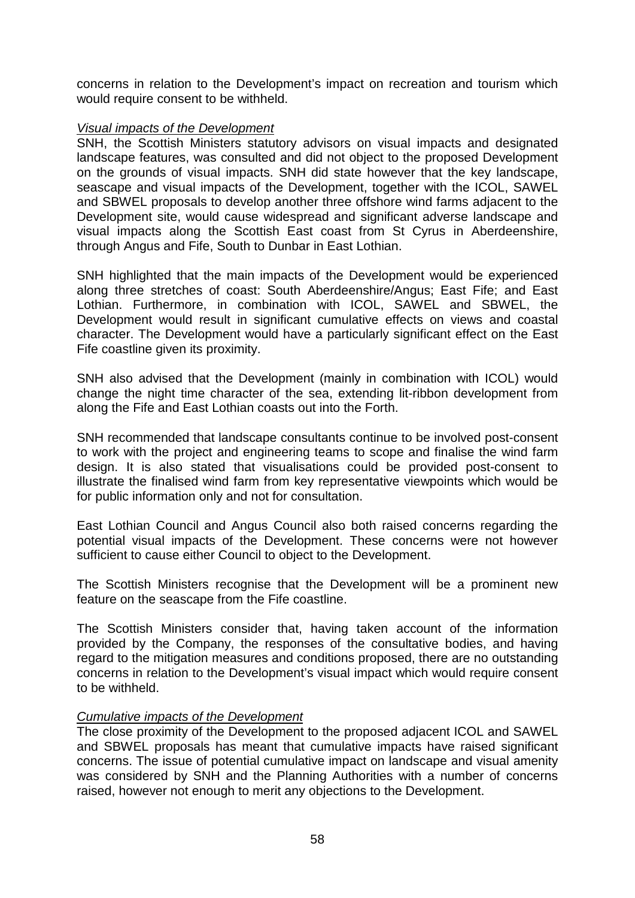concerns in relation to the Development's impact on recreation and tourism which would require consent to be withheld.

*Visual impacts of the Development*

SNH, the Scottish Ministers statutory advisors on visual impacts and designated landscape features, was consulted and did not object to the proposed Development on the grounds of visual impacts. SNH did state however that the key landscape, seascape and visual impacts of the Development, together with the ICOL, SAWEL and SBWEL proposals to develop another three offshore wind farms adjacent to the Development site, would cause widespread and significant adverse landscape and visual impacts along the Scottish East coast from St Cyrus in Aberdeenshire, through Angus and Fife, South to Dunbar in East Lothian.

SNH highlighted that the main impacts of the Development would be experienced along three stretches of coast: South Aberdeenshire/Angus; East Fife; and East Lothian. Furthermore, in combination with ICOL, SAWEL and SBWEL, the Development would result in significant cumulative effects on views and coastal character. The Development would have a particularly significant effect on the East Fife coastline given its proximity.

SNH also advised that the Development (mainly in combination with ICOL) would change the night time character of the sea, extending lit-ribbon development from along the Fife and East Lothian coasts out into the Forth.

SNH recommended that landscape consultants continue to be involved post-consent to work with the project and engineering teams to scope and finalise the wind farm design. It is also stated that visualisations could be provided post-consent to illustrate the finalised wind farm from key representative viewpoints which would be for public information only and not for consultation.

East Lothian Council and Angus Council also both raised concerns regarding the potential visual impacts of the Development. These concerns were not however sufficient to cause either Council to object to the Development.

The Scottish Ministers recognise that the Development will be a prominent new feature on the seascape from the Fife coastline.

The Scottish Ministers consider that, having taken account of the information provided by the Company, the responses of the consultative bodies, and having regard to the mitigation measures and conditions proposed, there are no outstanding concerns in relation to the Development's visual impact which would require consent to be withheld.

*Cumulative impacts of the Development*

The close proximity of the Development to the proposed adjacent ICOL and SAWEL and SBWEL proposals has meant that cumulative impacts have raised significant concerns. The issue of potential cumulative impact on landscape and visual amenity was considered by SNH and the Planning Authorities with a number of concerns raised, however not enough to merit any objections to the Development.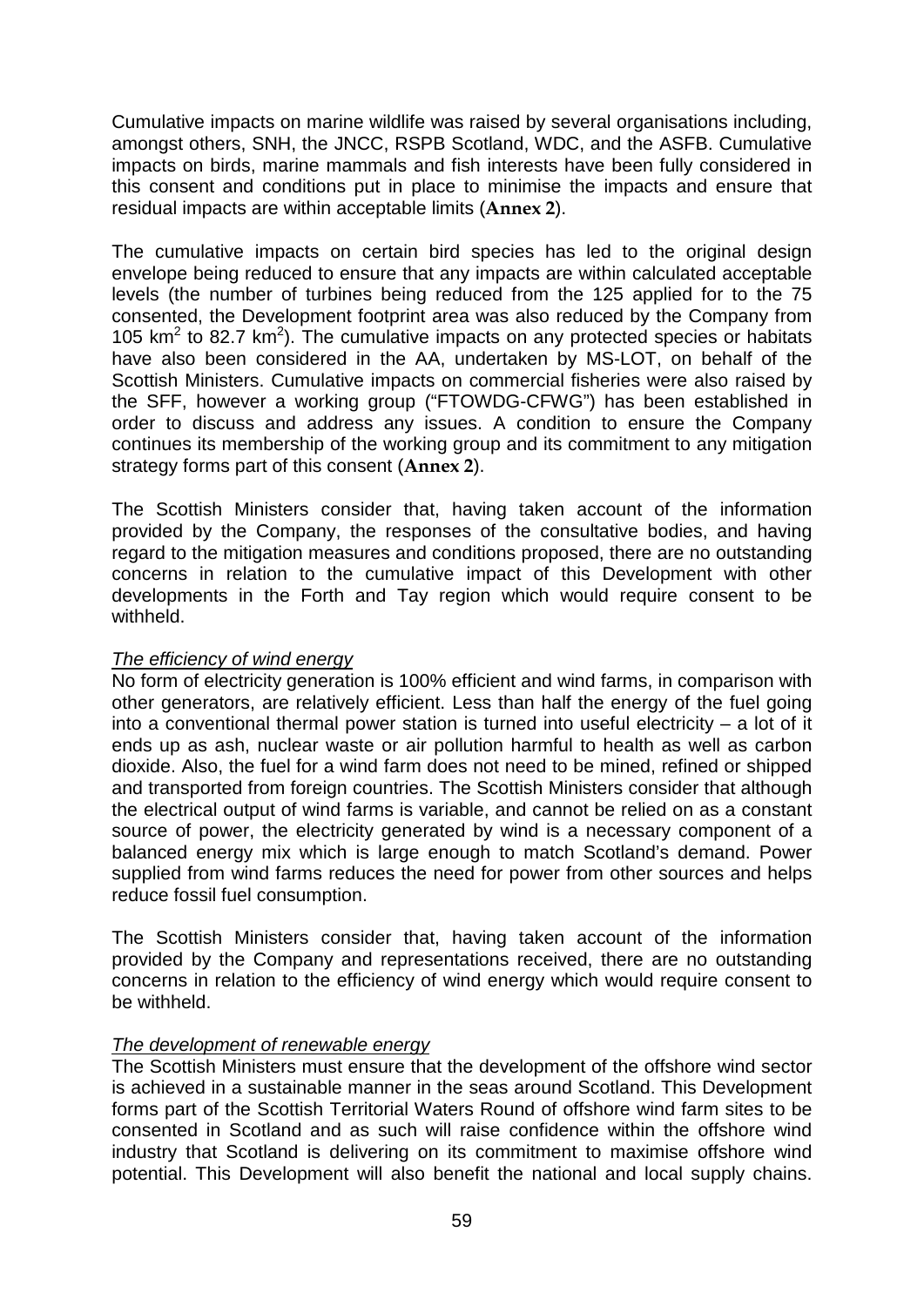Cumulative impacts on marine wildlife was raised by several organisations including, amongst others, SNH, the JNCC, RSPB Scotland, WDC, and the ASFB. Cumulative impacts on birds, marine mammals and fish interests have been fully considered in this consent and conditions put in place to minimise the impacts and ensure that residual impacts are within acceptable limits (**Annex 2**).

The cumulative impacts on certain bird species has led to the original design envelope being reduced to ensure that any impacts are within calculated acceptable levels (the number of turbines being reduced from the 125 applied for to the 75 consented, the Development footprint area was also reduced by the Company from 105 $km^2$ to 82.7 $km^2$). The cumulative impacts on any protected species or habitats have also been considered in the AA, undertaken by MS-LOT, on behalf of the Scottish Ministers. Cumulative impacts on commercial fisheries were also raised by the SFF, however a working group ("FTOWDG-CFWG") has been established in order to discuss and address any issues. A condition to ensure the Company continues its membership of the working group and its commitment to any mitigation strategy forms part of this consent (**Annex 2**).

The Scottish Ministers consider that, having taken account of the information provided by the Company, the responses of the consultative bodies, and having regard to the mitigation measures and conditions proposed, there are no outstanding concerns in relation to the cumulative impact of this Development with other developments in the Forth and Tay region which would require consent to be withheld.

*The efficiency of wind energy*

No form of electricity generation is 100% efficient and wind farms, in comparison with other generators, are relatively efficient. Less than half the energy of the fuel going into a conventional thermal power station is turned into useful electricity – a lot of it ends up as ash, nuclear waste or air pollution harmful to health as well as carbon dioxide. Also, the fuel for a wind farm does not need to be mined, refined or shipped and transported from foreign countries. The Scottish Ministers consider that although the electrical output of wind farms is variable, and cannot be relied on as a constant source of power, the electricity generated by wind is a necessary component of a balanced energy mix which is large enough to match Scotland's demand. Power supplied from wind farms reduces the need for power from other sources and helps reduce fossil fuel consumption.

The Scottish Ministers consider that, having taken account of the information provided by the Company and representations received, there are no outstanding concerns in relation to the efficiency of wind energy which would require consent to be withheld.

*The development of renewable energy*

The Scottish Ministers must ensure that the development of the offshore wind sector is achieved in a sustainable manner in the seas around Scotland. This Development forms part of the Scottish Territorial Waters Round of offshore wind farm sites to be consented in Scotland and as such will raise confidence within the offshore wind industry that Scotland is delivering on its commitment to maximise offshore wind potential. This Development will also benefit the national and local supply chains.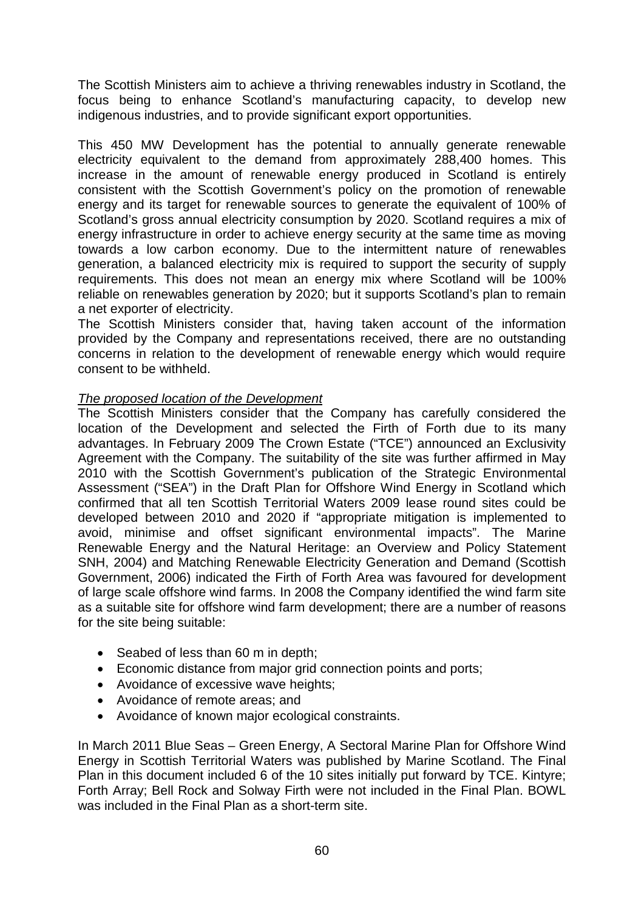The Scottish Ministers aim to achieve a thriving renewables industry in Scotland, the focus being to enhance Scotland's manufacturing capacity, to develop new indigenous industries, and to provide significant export opportunities.

This 450 MW Development has the potential to annually generate renewable electricity equivalent to the demand from approximately 288,400 homes. This increase in the amount of renewable energy produced in Scotland is entirely consistent with the Scottish Government's policy on the promotion of renewable energy and its target for renewable sources to generate the equivalent of 100% of Scotland's gross annual electricity consumption by 2020. Scotland requires a mix of energy infrastructure in order to achieve energy security at the same time as moving towards a low carbon economy. Due to the intermittent nature of renewables generation, a balanced electricity mix is required to support the security of supply requirements. This does not mean an energy mix where Scotland will be 100% reliable on renewables generation by 2020; but it supports Scotland's plan to remain a net exporter of electricity.

The Scottish Ministers consider that, having taken account of the information provided by the Company and representations received, there are no outstanding concerns in relation to the development of renewable energy which would require consent to be withheld.

*The proposed location of the Development*

The Scottish Ministers consider that the Company has carefully considered the location of the Development and selected the Firth of Forth due to its many advantages. In February 2009 The Crown Estate ("TCE") announced an Exclusivity Agreement with the Company. The suitability of the site was further affirmed in May 2010 with the Scottish Government's publication of the Strategic Environmental Assessment ("SEA") in the Draft Plan for Offshore Wind Energy in Scotland which confirmed that all ten Scottish Territorial Waters 2009 lease round sites could be developed between 2010 and 2020 if "appropriate mitigation is implemented to avoid, minimise and offset significant environmental impacts". The Marine Renewable Energy and the Natural Heritage: an Overview and Policy Statement SNH, 2004) and Matching Renewable Electricity Generation and Demand (Scottish Government, 2006) indicated the Firth of Forth Area was favoured for development of large scale offshore wind farms. In 2008 the Company identified the wind farm site as a suitable site for offshore wind farm development; there are a number of reasons for the site being suitable:

- Seabed of less than 60 m in depth;
- Economic distance from major grid connection points and ports;
- Avoidance of excessive wave heights;
- Avoidance of remote areas; and
- Avoidance of known major ecological constraints.

In March 2011 Blue Seas – Green Energy, A Sectoral Marine Plan for Offshore Wind Energy in Scottish Territorial Waters was published by Marine Scotland. The Final Plan in this document included 6 of the 10 sites initially put forward by TCE. Kintyre; Forth Array; Bell Rock and Solway Firth were not included in the Final Plan. BOWL was included in the Final Plan as a short-term site.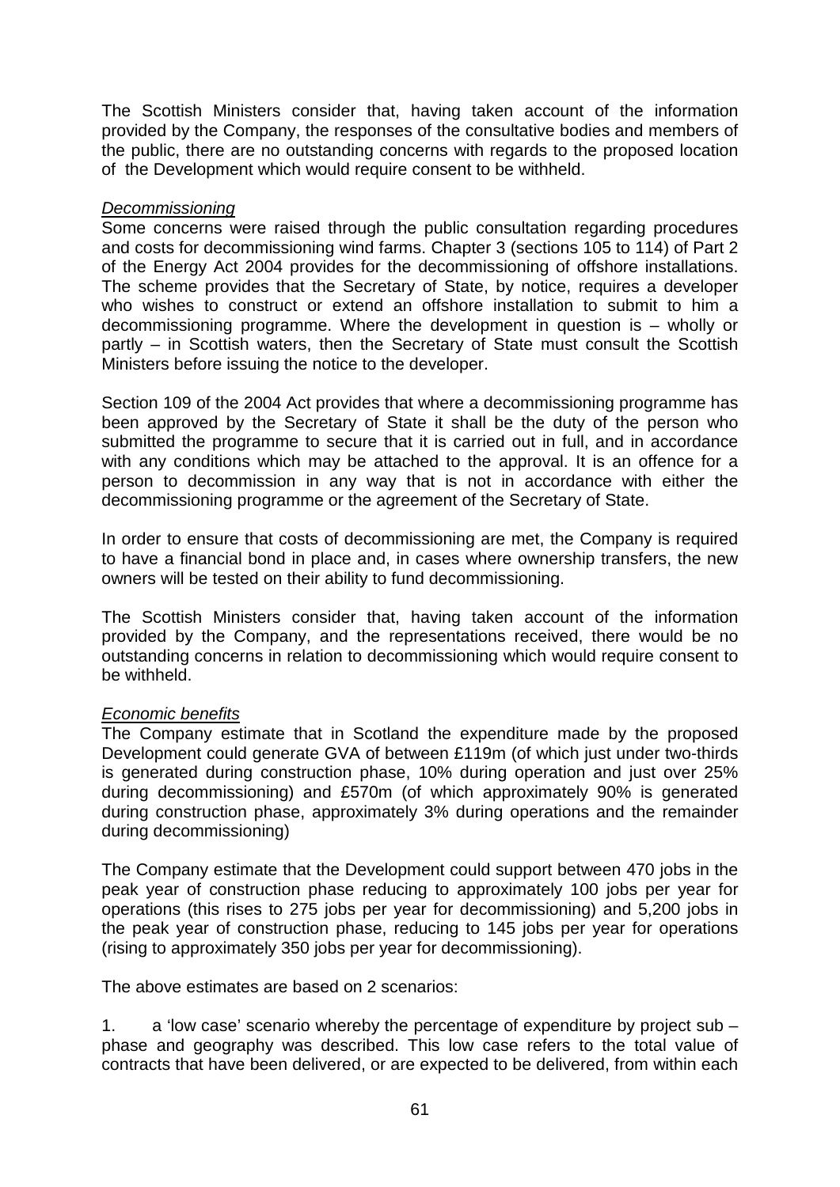The Scottish Ministers consider that, having taken account of the information provided by the Company, the responses of the consultative bodies and members of the public, there are no outstanding concerns with regards to the proposed location of the Development which would require consent to be withheld.

*Decommissioning*

Some concerns were raised through the public consultation regarding procedures and costs for decommissioning wind farms. Chapter 3 (sections 105 to 114) of Part 2 of the Energy Act 2004 provides for the decommissioning of offshore installations. The scheme provides that the Secretary of State, by notice, requires a developer who wishes to construct or extend an offshore installation to submit to him a decommissioning programme. Where the development in question is – wholly or partly – in Scottish waters, then the Secretary of State must consult the Scottish Ministers before issuing the notice to the developer.

Section 109 of the 2004 Act provides that where a decommissioning programme has been approved by the Secretary of State it shall be the duty of the person who submitted the programme to secure that it is carried out in full, and in accordance with any conditions which may be attached to the approval. It is an offence for a person to decommission in any way that is not in accordance with either the decommissioning programme or the agreement of the Secretary of State.

In order to ensure that costs of decommissioning are met, the Company is required to have a financial bond in place and, in cases where ownership transfers, the new owners will be tested on their ability to fund decommissioning.

The Scottish Ministers consider that, having taken account of the information provided by the Company, and the representations received, there would be no outstanding concerns in relation to decommissioning which would require consent to be withheld.

*Economic benefits*

The Company estimate that in Scotland the expenditure made by the proposed Development could generate GVA of between £119m (of which just under two-thirds is generated during construction phase, 10% during operation and just over 25% during decommissioning) and £570m (of which approximately 90% is generated during construction phase, approximately 3% during operations and the remainder during decommissioning)

The Company estimate that the Development could support between 470 jobs in the peak year of construction phase reducing to approximately 100 jobs per year for operations (this rises to 275 jobs per year for decommissioning) and 5,200 jobs in the peak year of construction phase, reducing to 145 jobs per year for operations (rising to approximately 350 jobs per year for decommissioning).

The above estimates are based on 2 scenarios:

1. a 'low case' scenario whereby the percentage of expenditure by project sub – phase and geography was described. This low case refers to the total value of contracts that have been delivered, or are expected to be delivered, from within each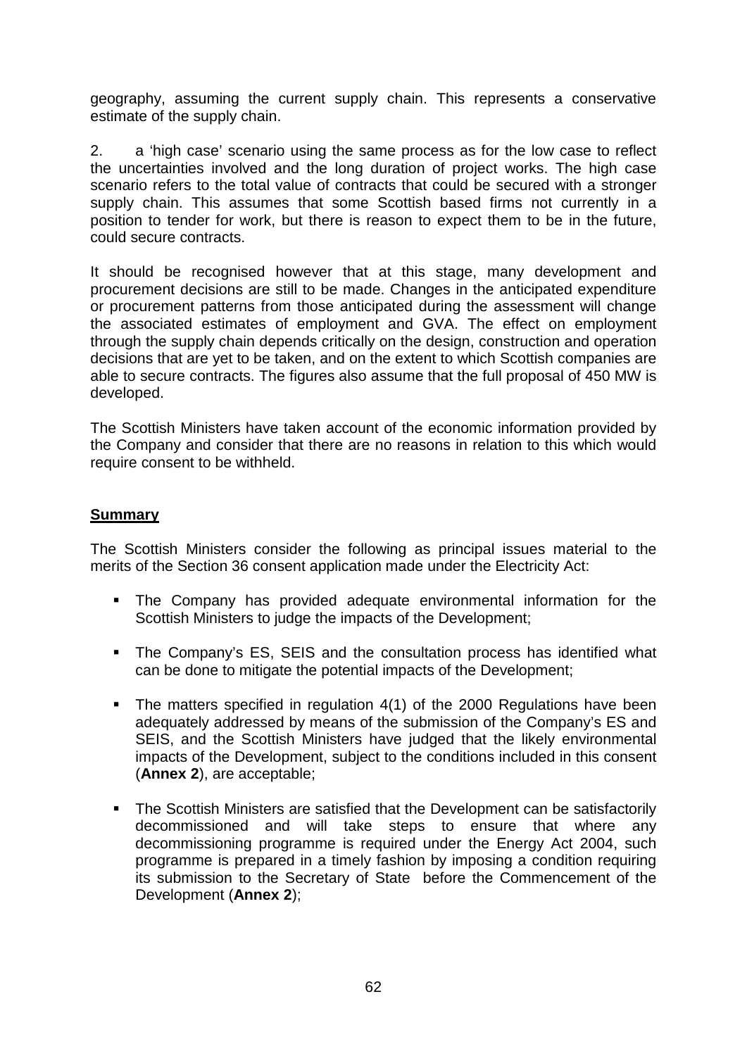geography, assuming the current supply chain. This represents a conservative estimate of the supply chain.

2. a 'high case' scenario using the same process as for the low case to reflect the uncertainties involved and the long duration of project works. The high case scenario refers to the total value of contracts that could be secured with a stronger supply chain. This assumes that some Scottish based firms not currently in a position to tender for work, but there is reason to expect them to be in the future, could secure contracts.

It should be recognised however that at this stage, many development and procurement decisions are still to be made. Changes in the anticipated expenditure or procurement patterns from those anticipated during the assessment will change the associated estimates of employment and GVA. The effect on employment through the supply chain depends critically on the design, construction and operation decisions that are yet to be taken, and on the extent to which Scottish companies are able to secure contracts. The figures also assume that the full proposal of 450 MW is developed.

The Scottish Ministers have taken account of the economic information provided by the Company and consider that there are no reasons in relation to this which would require consent to be withheld.

## Summary

The Scottish Ministers consider the following as principal issues material to the merits of the Section 36 consent application made under the Electricity Act:

- The Company has provided adequate environmental information for the Scottish Ministers to judge the impacts of the Development;
- The Company's ES, SEIS and the consultation process has identified what can be done to mitigate the potential impacts of the Development;
- The matters specified in regulation 4(1) of the 2000 Regulations have been adequately addressed by means of the submission of the Company's ES and SEIS, and the Scottish Ministers have judged that the likely environmental impacts of the Development, subject to the conditions included in this consent (**Annex 2**), are acceptable;
- The Scottish Ministers are satisfied that the Development can be satisfactorily decommissioned and will take steps to ensure that where any decommissioning programme is required under the Energy Act 2004, such programme is prepared in a timely fashion by imposing a condition requiring its submission to the Secretary of State before the Commencement of the Development (**Annex 2**);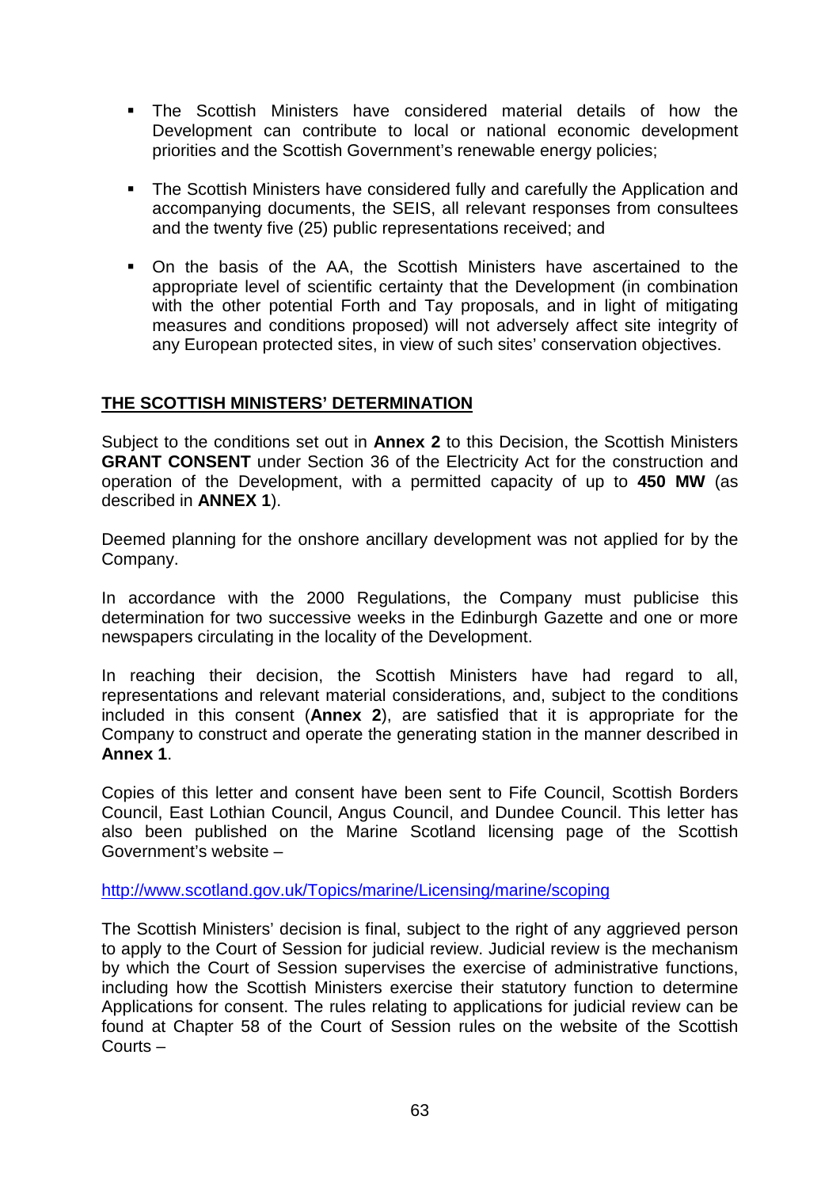- The Scottish Ministers have considered material details of how the Development can contribute to local or national economic development priorities and the Scottish Government's renewable energy policies;

- The Scottish Ministers have considered fully and carefully the Application and accompanying documents, the SEIS, all relevant responses from consultees and the twenty five (25) public representations received; and

- On the basis of the AA, the Scottish Ministers have ascertained to the appropriate level of scientific certainty that the Development (in combination with the other potential Forth and Tay proposals, and in light of mitigating measures and conditions proposed) will not adversely affect site integrity of any European protected sites, in view of such sites' conservation objectives.

## THE SCOTTISH MINISTERS' DETERMINATION

Subject to the conditions set out in **Annex 2** to this Decision, the Scottish Ministers **GRANT CONSENT** under Section 36 of the Electricity Act for the construction and operation of the Development, with a permitted capacity of up to **450 MW** (as described in **ANNEX 1**).

Deemed planning for the onshore ancillary development was not applied for by the Company.

In accordance with the 2000 Regulations, the Company must publicise this determination for two successive weeks in the Edinburgh Gazette and one or more newspapers circulating in the locality of the Development.

In reaching their decision, the Scottish Ministers have had regard to all, representations and relevant material considerations, and, subject to the conditions included in this consent (**Annex 2**), are satisfied that it is appropriate for the Company to construct and operate the generating station in the manner described in **Annex 1**.

Copies of this letter and consent have been sent to Fife Council, Scottish Borders Council, East Lothian Council, Angus Council, and Dundee Council. This letter has also been published on the Marine Scotland licensing page of the Scottish Government's website –

http://www.scotland.gov.uk/Topics/marine/Licensing/marine/scoping

The Scottish Ministers' decision is final, subject to the right of any aggrieved person to apply to the Court of Session for judicial review. Judicial review is the mechanism by which the Court of Session supervises the exercise of administrative functions, including how the Scottish Ministers exercise their statutory function to determine Applications for consent. The rules relating to applications for judicial review can be found at Chapter 58 of the Court of Session rules on the website of the Scottish Courts –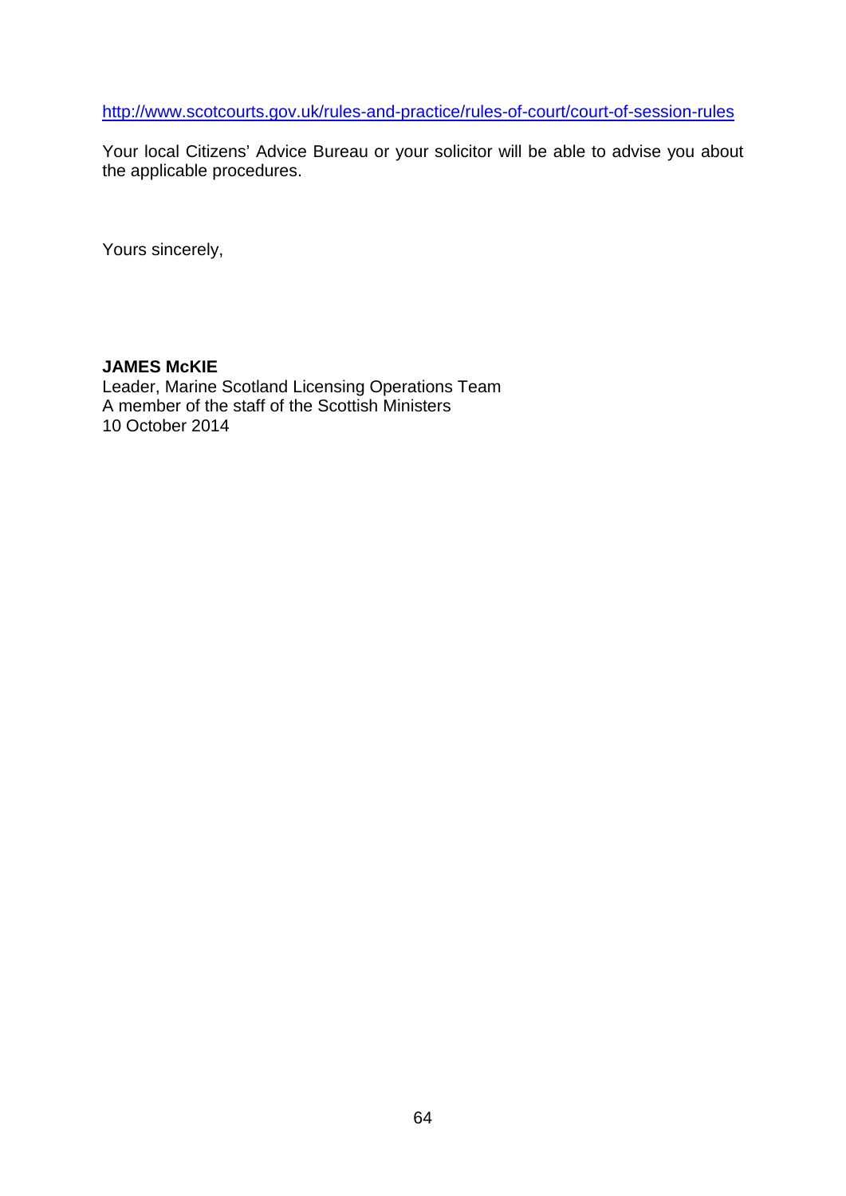http://www.scotcourts.gov.uk/rules-and-practice/rules-of-court/court-of-session-rules

Your local Citizens' Advice Bureau or your solicitor will be able to advise you about the applicable procedures.

Yours sincerely,

**JAMES McKIE**
Leader, Marine Scotland Licensing Operations Team
A member of the staff of the Scottish Ministers
10 October 2014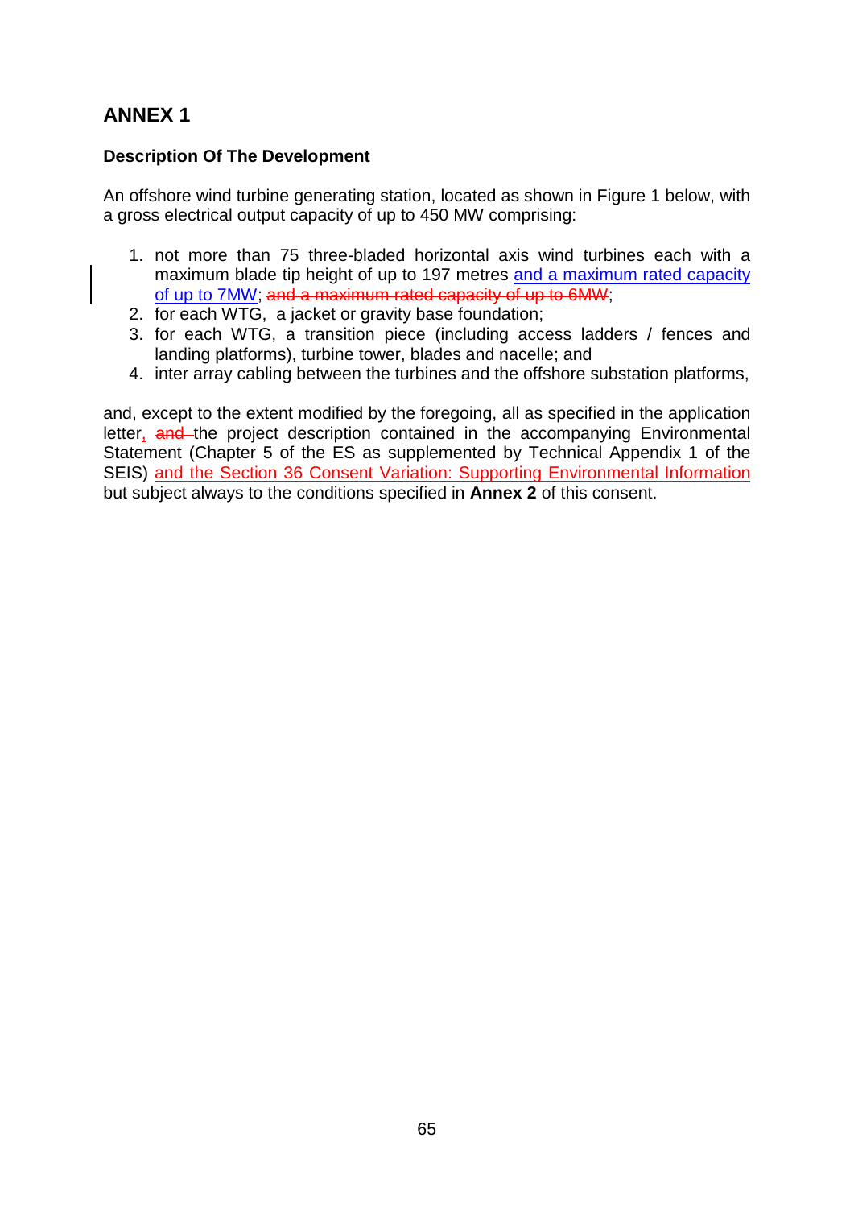# ANNEX 1

**Description Of The Development**

An offshore wind turbine generating station, located as shown in Figure 1 below, with a gross electrical output capacity of up to 450 MW comprising:

1. not more than 75 three-bladed horizontal axis wind turbines each with a maximum blade tip height of up to 197 metres and a maximum rated capacity of up to 7MW; ~~and a maximum rated capacity of up to 6MW~~;
2. for each WTG, a jacket or gravity base foundation;
3. for each WTG, a transition piece (including access ladders / fences and landing platforms), turbine tower, blades and nacelle; and
4. inter array cabling between the turbines and the offshore substation platforms,

and, except to the extent modified by the foregoing, all as specified in the application letter, ~~and~~ the project description contained in the accompanying Environmental Statement (Chapter 5 of the ES as supplemented by Technical Appendix 1 of the SEIS) and the Section 36 Consent Variation: Supporting Environmental Information but subject always to the conditions specified in **Annex 2** of this consent.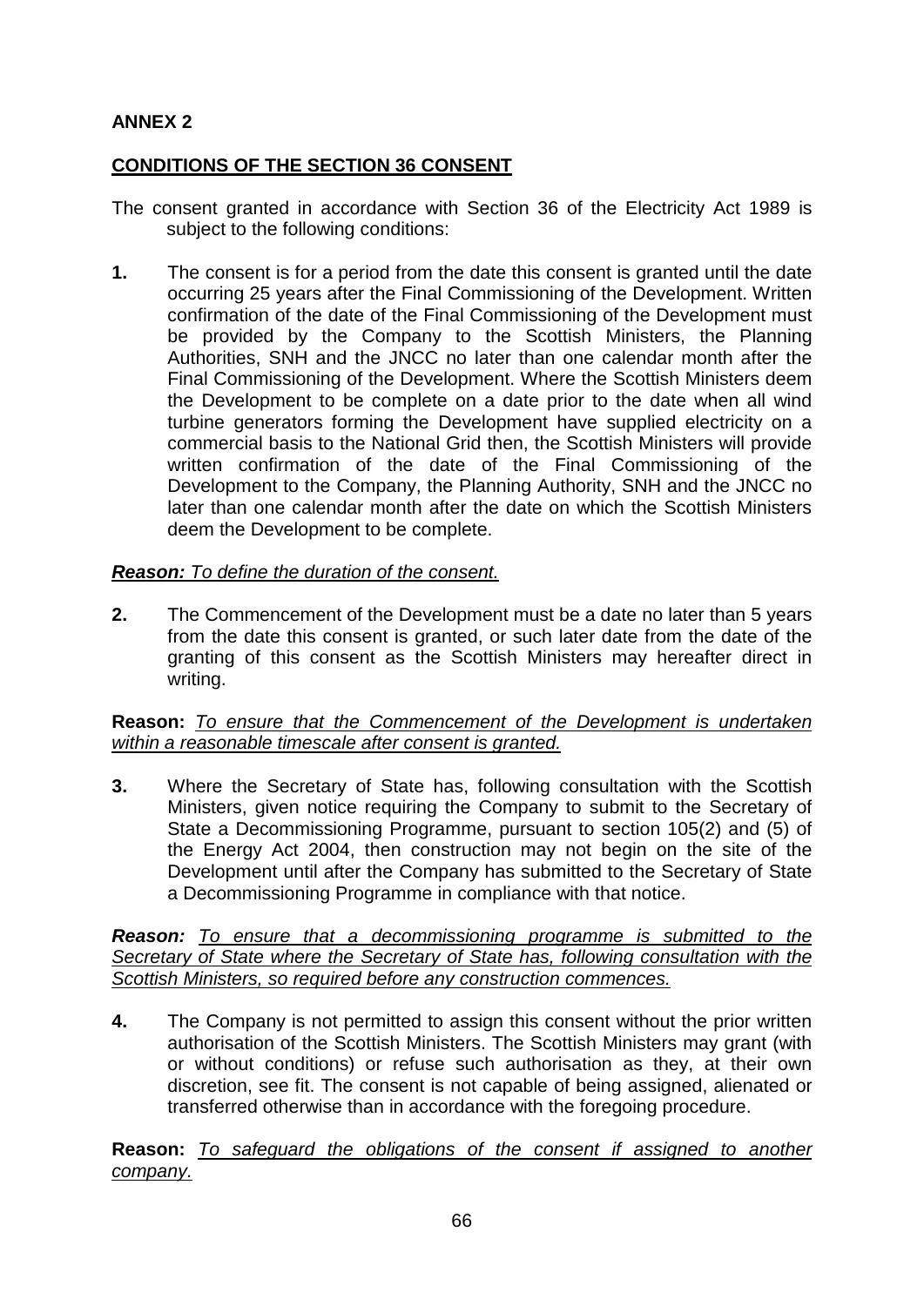**ANNEX 2**

**CONDITIONS OF THE SECTION 36 CONSENT**

The consent granted in accordance with Section 36 of the Electricity Act 1989 is subject to the following conditions:

**1.** The consent is for a period from the date this consent is granted until the date occurring 25 years after the Final Commissioning of the Development. Written confirmation of the date of the Final Commissioning of the Development must be provided by the Company to the Scottish Ministers, the Planning Authorities, SNH and the JNCC no later than one calendar month after the Final Commissioning of the Development. Where the Scottish Ministers deem the Development to be complete on a date prior to the date when all wind turbine generators forming the Development have supplied electricity on a commercial basis to the National Grid then, the Scottish Ministers will provide written confirmation of the date of the Final Commissioning of the Development to the Company, the Planning Authority, SNH and the JNCC no later than one calendar month after the date on which the Scottish Ministers deem the Development to be complete.

***Reason:*** *To define the duration of the consent.*

**2.** The Commencement of the Development must be a date no later than 5 years from the date this consent is granted, or such later date from the date of the granting of this consent as the Scottish Ministers may hereafter direct in writing.

**Reason:** *To ensure that the Commencement of the Development is undertaken within a reasonable timescale after consent is granted.*

**3.** Where the Secretary of State has, following consultation with the Scottish Ministers, given notice requiring the Company to submit to the Secretary of State a Decommissioning Programme, pursuant to section 105(2) and (5) of the Energy Act 2004, then construction may not begin on the site of the Development until after the Company has submitted to the Secretary of State a Decommissioning Programme in compliance with that notice.

***Reason:*** *To ensure that a decommissioning programme is submitted to the Secretary of State where the Secretary of State has, following consultation with the Scottish Ministers, so required before any construction commences.*

**4.** The Company is not permitted to assign this consent without the prior written authorisation of the Scottish Ministers. The Scottish Ministers may grant (with or without conditions) or refuse such authorisation as they, at their own discretion, see fit. The consent is not capable of being assigned, alienated or transferred otherwise than in accordance with the foregoing procedure.

**Reason:** *To safeguard the obligations of the consent if assigned to another company.*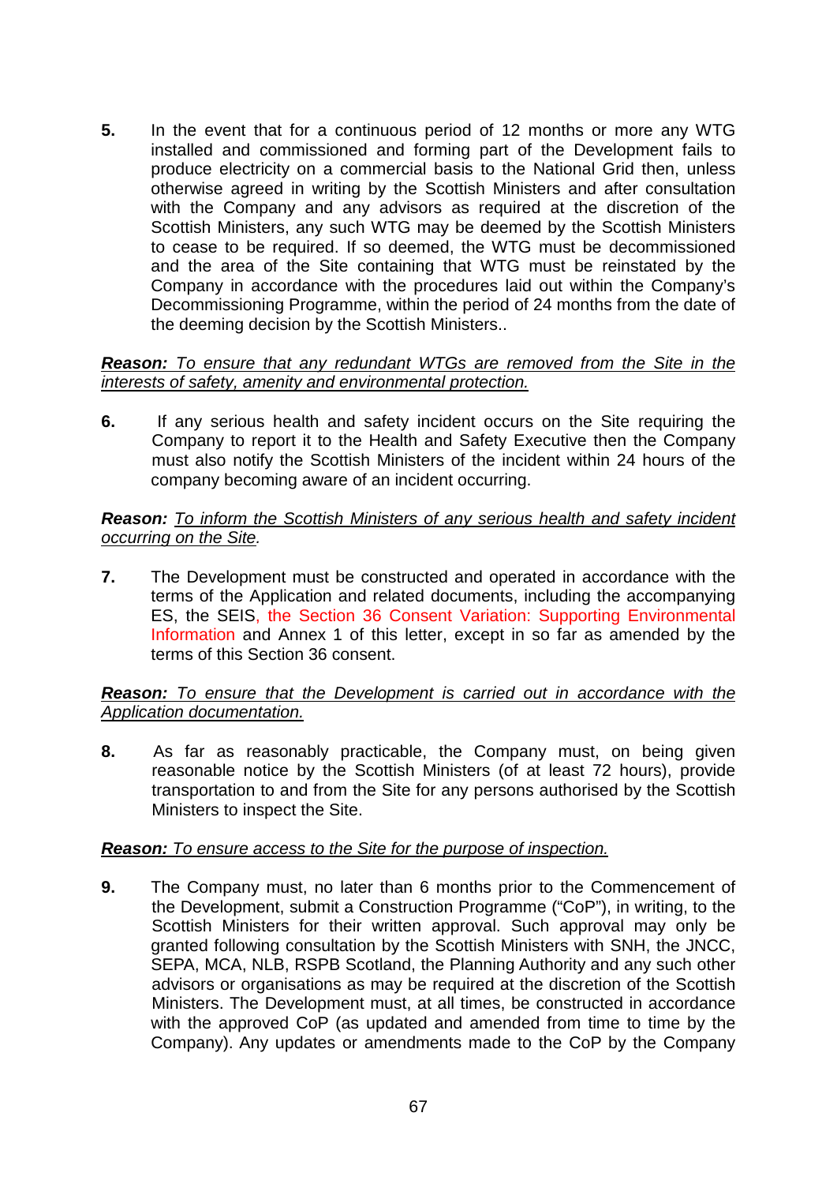**5.** In the event that for a continuous period of 12 months or more any WTG installed and commissioned and forming part of the Development fails to produce electricity on a commercial basis to the National Grid then, unless otherwise agreed in writing by the Scottish Ministers and after consultation with the Company and any advisors as required at the discretion of the Scottish Ministers, any such WTG may be deemed by the Scottish Ministers to cease to be required. If so deemed, the WTG must be decommissioned and the area of the Site containing that WTG must be reinstated by the Company in accordance with the procedures laid out within the Company's Decommissioning Programme, within the period of 24 months from the date of the deeming decision by the Scottish Ministers..

***Reason:** To ensure that any redundant WTGs are removed from the Site in the interests of safety, amenity and environmental protection.*

**6.** If any serious health and safety incident occurs on the Site requiring the Company to report it to the Health and Safety Executive then the Company must also notify the Scottish Ministers of the incident within 24 hours of the company becoming aware of an incident occurring.

***Reason:*** To inform the Scottish Ministers of any serious health and safety incident occurring on the Site*.*

**7.** The Development must be constructed and operated in accordance with the terms of the Application and related documents, including the accompanying ES, the SEIS, the Section 36 Consent Variation: Supporting Environmental Information and Annex 1 of this letter, except in so far as amended by the terms of this Section 36 consent.

***Reason:** To ensure that the Development is carried out in accordance with the Application documentation.*

**8.** As far as reasonably practicable, the Company must, on being given reasonable notice by the Scottish Ministers (of at least 72 hours), provide transportation to and from the Site for any persons authorised by the Scottish Ministers to inspect the Site.

***Reason:** To ensure access to the Site for the purpose of inspection.*

**9.** The Company must, no later than 6 months prior to the Commencement of the Development, submit a Construction Programme ("CoP"), in writing, to the Scottish Ministers for their written approval. Such approval may only be granted following consultation by the Scottish Ministers with SNH, the JNCC, SEPA, MCA, NLB, RSPB Scotland, the Planning Authority and any such other advisors or organisations as may be required at the discretion of the Scottish Ministers. The Development must, at all times, be constructed in accordance with the approved CoP (as updated and amended from time to time by the Company). Any updates or amendments made to the CoP by the Company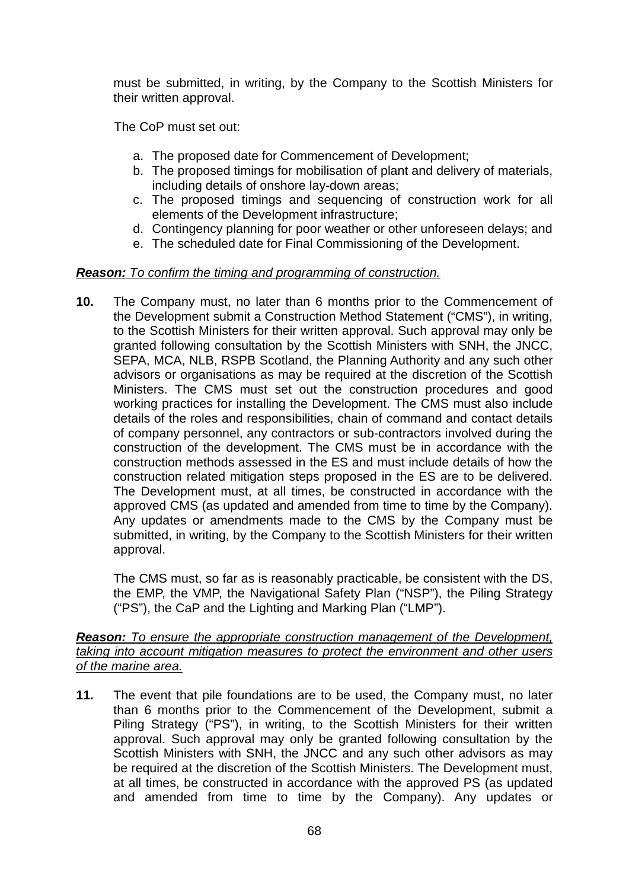must be submitted, in writing, by the Company to the Scottish Ministers for their written approval.

The CoP must set out:

a. The proposed date for Commencement of Development;
b. The proposed timings for mobilisation of plant and delivery of materials, including details of onshore lay-down areas;
c. The proposed timings and sequencing of construction work for all elements of the Development infrastructure;
d. Contingency planning for poor weather or other unforeseen delays; and
e. The scheduled date for Final Commissioning of the Development.

***Reason:*** *To confirm the timing and programming of construction.*

**10.** The Company must, no later than 6 months prior to the Commencement of the Development submit a Construction Method Statement ("CMS"), in writing, to the Scottish Ministers for their written approval. Such approval may only be granted following consultation by the Scottish Ministers with SNH, the JNCC, SEPA, MCA, NLB, RSPB Scotland, the Planning Authority and any such other advisors or organisations as may be required at the discretion of the Scottish Ministers. The CMS must set out the construction procedures and good working practices for installing the Development. The CMS must also include details of the roles and responsibilities, chain of command and contact details of company personnel, any contractors or sub-contractors involved during the construction of the development. The CMS must be in accordance with the construction methods assessed in the ES and must include details of how the construction related mitigation steps proposed in the ES are to be delivered. The Development must, at all times, be constructed in accordance with the approved CMS (as updated and amended from time to time by the Company). Any updates or amendments made to the CMS by the Company must be submitted, in writing, by the Company to the Scottish Ministers for their written approval.

The CMS must, so far as is reasonably practicable, be consistent with the DS, the EMP, the VMP, the Navigational Safety Plan ("NSP"), the Piling Strategy ("PS"), the CaP and the Lighting and Marking Plan ("LMP").

***Reason:*** *To ensure the appropriate construction management of the Development, taking into account mitigation measures to protect the environment and other users of the marine area.*

**11.** The event that pile foundations are to be used, the Company must, no later than 6 months prior to the Commencement of the Development, submit a Piling Strategy ("PS"), in writing, to the Scottish Ministers for their written approval. Such approval may only be granted following consultation by the Scottish Ministers with SNH, the JNCC and any such other advisors as may be required at the discretion of the Scottish Ministers. The Development must, at all times, be constructed in accordance with the approved PS (as updated and amended from time to time by the Company). Any updates or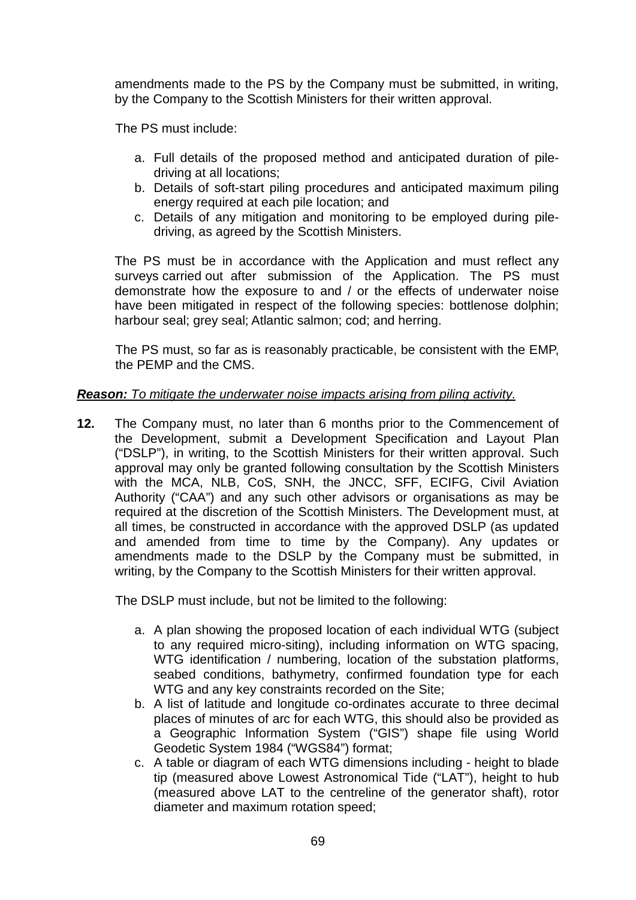amendments made to the PS by the Company must be submitted, in writing, by the Company to the Scottish Ministers for their written approval.

The PS must include:

a. Full details of the proposed method and anticipated duration of pile-driving at all locations;
b. Details of soft-start piling procedures and anticipated maximum piling energy required at each pile location; and
c. Details of any mitigation and monitoring to be employed during pile-driving, as agreed by the Scottish Ministers.

The PS must be in accordance with the Application and must reflect any surveys carried out after submission of the Application. The PS must demonstrate how the exposure to and / or the effects of underwater noise have been mitigated in respect of the following species: bottlenose dolphin; harbour seal; grey seal; Atlantic salmon; cod; and herring.

The PS must, so far as is reasonably practicable, be consistent with the EMP, the PEMP and the CMS.

***Reason:*** *To mitigate the underwater noise impacts arising from piling activity.*

**12.** The Company must, no later than 6 months prior to the Commencement of the Development, submit a Development Specification and Layout Plan ("DSLP"), in writing, to the Scottish Ministers for their written approval. Such approval may only be granted following consultation by the Scottish Ministers with the MCA, NLB, CoS, SNH, the JNCC, SFF, ECIFG, Civil Aviation Authority ("CAA") and any such other advisors or organisations as may be required at the discretion of the Scottish Ministers. The Development must, at all times, be constructed in accordance with the approved DSLP (as updated and amended from time to time by the Company). Any updates or amendments made to the DSLP by the Company must be submitted, in writing, by the Company to the Scottish Ministers for their written approval.

The DSLP must include, but not be limited to the following:

a. A plan showing the proposed location of each individual WTG (subject to any required micro-siting), including information on WTG spacing, WTG identification / numbering, location of the substation platforms, seabed conditions, bathymetry, confirmed foundation type for each WTG and any key constraints recorded on the Site;
b. A list of latitude and longitude co-ordinates accurate to three decimal places of minutes of arc for each WTG, this should also be provided as a Geographic Information System ("GIS") shape file using World Geodetic System 1984 ("WGS84") format;
c. A table or diagram of each WTG dimensions including - height to blade tip (measured above Lowest Astronomical Tide ("LAT"), height to hub (measured above LAT to the centreline of the generator shaft), rotor diameter and maximum rotation speed;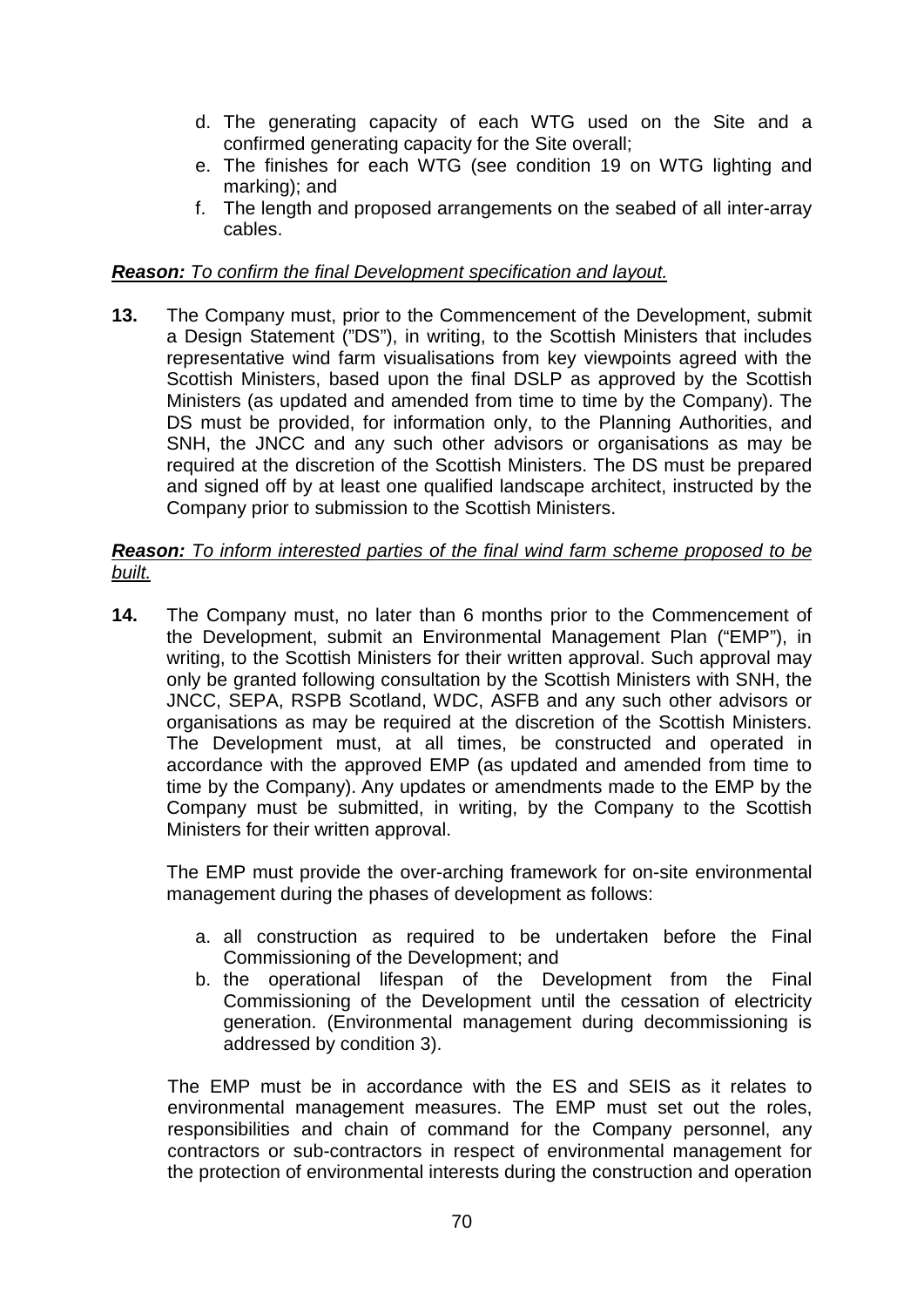d. The generating capacity of each WTG used on the Site and a confirmed generating capacity for the Site overall;
e. The finishes for each WTG (see condition 19 on WTG lighting and marking); and
f. The length and proposed arrangements on the seabed of all inter-array cables.

***Reason:*** *To confirm the final Development specification and layout.*

**13.** The Company must, prior to the Commencement of the Development, submit a Design Statement ("DS"), in writing, to the Scottish Ministers that includes representative wind farm visualisations from key viewpoints agreed with the Scottish Ministers, based upon the final DSLP as approved by the Scottish Ministers (as updated and amended from time to time by the Company). The DS must be provided, for information only, to the Planning Authorities, and SNH, the JNCC and any such other advisors or organisations as may be required at the discretion of the Scottish Ministers. The DS must be prepared and signed off by at least one qualified landscape architect, instructed by the Company prior to submission to the Scottish Ministers.

***Reason:*** *To inform interested parties of the final wind farm scheme proposed to be built.*

**14.** The Company must, no later than 6 months prior to the Commencement of the Development, submit an Environmental Management Plan ("EMP"), in writing, to the Scottish Ministers for their written approval. Such approval may only be granted following consultation by the Scottish Ministers with SNH, the JNCC, SEPA, RSPB Scotland, WDC, ASFB and any such other advisors or organisations as may be required at the discretion of the Scottish Ministers. The Development must, at all times, be constructed and operated in accordance with the approved EMP (as updated and amended from time to time by the Company). Any updates or amendments made to the EMP by the Company must be submitted, in writing, by the Company to the Scottish Ministers for their written approval.

The EMP must provide the over-arching framework for on-site environmental management during the phases of development as follows:

a. all construction as required to be undertaken before the Final Commissioning of the Development; and
b. the operational lifespan of the Development from the Final Commissioning of the Development until the cessation of electricity generation. (Environmental management during decommissioning is addressed by condition 3).

The EMP must be in accordance with the ES and SEIS as it relates to environmental management measures. The EMP must set out the roles, responsibilities and chain of command for the Company personnel, any contractors or sub-contractors in respect of environmental management for the protection of environmental interests during the construction and operation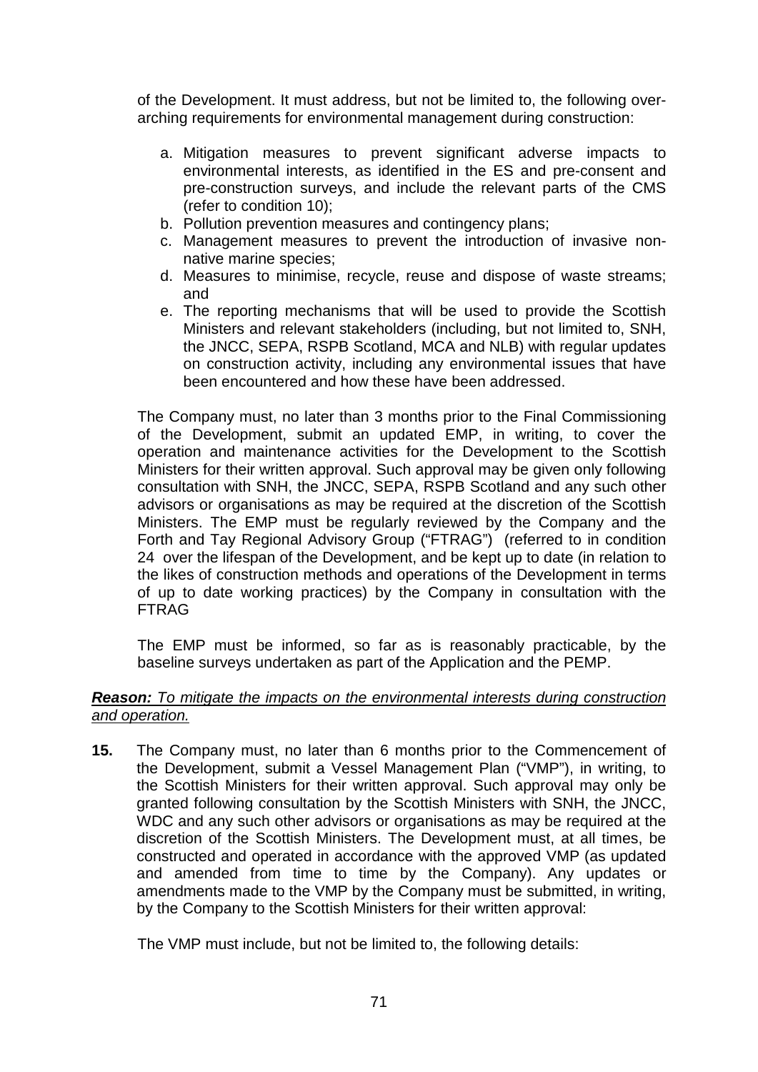of the Development. It must address, but not be limited to, the following over-arching requirements for environmental management during construction:

a. Mitigation measures to prevent significant adverse impacts to environmental interests, as identified in the ES and pre-consent and pre-construction surveys, and include the relevant parts of the CMS (refer to condition 10);
b. Pollution prevention measures and contingency plans;
c. Management measures to prevent the introduction of invasive non-native marine species;
d. Measures to minimise, recycle, reuse and dispose of waste streams; and
e. The reporting mechanisms that will be used to provide the Scottish Ministers and relevant stakeholders (including, but not limited to, SNH, the JNCC, SEPA, RSPB Scotland, MCA and NLB) with regular updates on construction activity, including any environmental issues that have been encountered and how these have been addressed.

The Company must, no later than 3 months prior to the Final Commissioning of the Development, submit an updated EMP, in writing, to cover the operation and maintenance activities for the Development to the Scottish Ministers for their written approval. Such approval may be given only following consultation with SNH, the JNCC, SEPA, RSPB Scotland and any such other advisors or organisations as may be required at the discretion of the Scottish Ministers. The EMP must be regularly reviewed by the Company and the Forth and Tay Regional Advisory Group ("FTRAG") (referred to in condition 24 over the lifespan of the Development, and be kept up to date (in relation to the likes of construction methods and operations of the Development in terms of up to date working practices) by the Company in consultation with the FTRAG

The EMP must be informed, so far as is reasonably practicable, by the baseline surveys undertaken as part of the Application and the PEMP.

***Reason:*** *To mitigate the impacts on the environmental interests during construction and operation.*

**15.** The Company must, no later than 6 months prior to the Commencement of the Development, submit a Vessel Management Plan ("VMP"), in writing, to the Scottish Ministers for their written approval. Such approval may only be granted following consultation by the Scottish Ministers with SNH, the JNCC, WDC and any such other advisors or organisations as may be required at the discretion of the Scottish Ministers. The Development must, at all times, be constructed and operated in accordance with the approved VMP (as updated and amended from time to time by the Company). Any updates or amendments made to the VMP by the Company must be submitted, in writing, by the Company to the Scottish Ministers for their written approval:

The VMP must include, but not be limited to, the following details: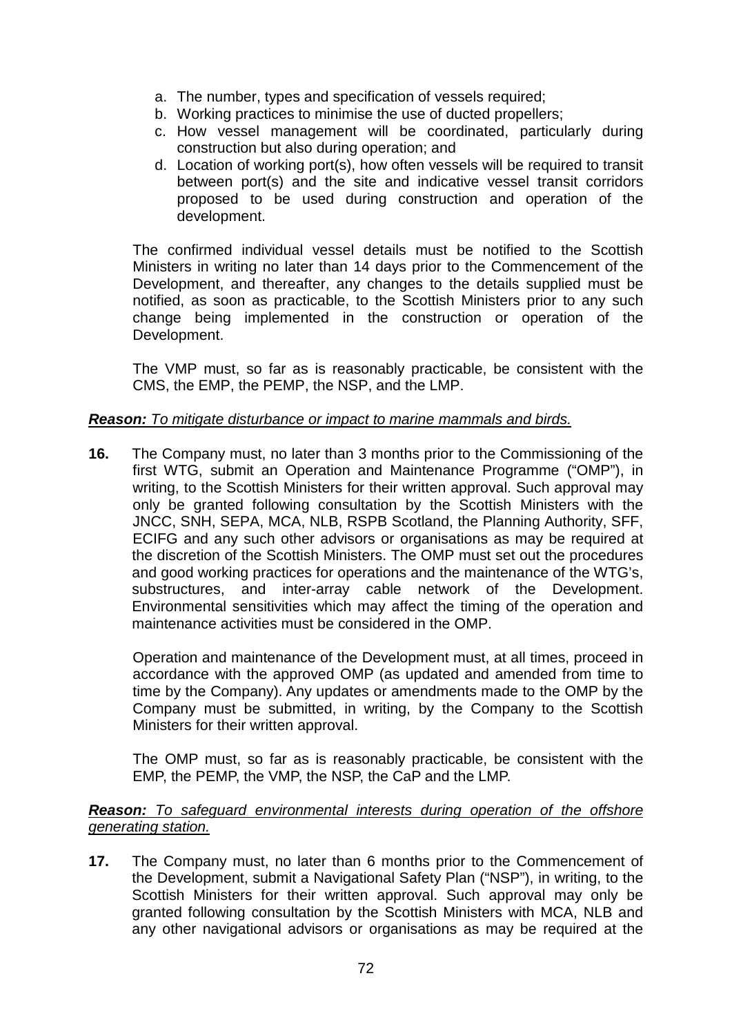a. The number, types and specification of vessels required;
b. Working practices to minimise the use of ducted propellers;
c. How vessel management will be coordinated, particularly during construction but also during operation; and
d. Location of working port(s), how often vessels will be required to transit between port(s) and the site and indicative vessel transit corridors proposed to be used during construction and operation of the development.

The confirmed individual vessel details must be notified to the Scottish Ministers in writing no later than 14 days prior to the Commencement of the Development, and thereafter, any changes to the details supplied must be notified, as soon as practicable, to the Scottish Ministers prior to any such change being implemented in the construction or operation of the Development.

The VMP must, so far as is reasonably practicable, be consistent with the CMS, the EMP, the PEMP, the NSP, and the LMP.

***Reason:*** *To mitigate disturbance or impact to marine mammals and birds.*

**16.** The Company must, no later than 3 months prior to the Commissioning of the first WTG, submit an Operation and Maintenance Programme ("OMP"), in writing, to the Scottish Ministers for their written approval. Such approval may only be granted following consultation by the Scottish Ministers with the JNCC, SNH, SEPA, MCA, NLB, RSPB Scotland, the Planning Authority, SFF, ECIFG and any such other advisors or organisations as may be required at the discretion of the Scottish Ministers. The OMP must set out the procedures and good working practices for operations and the maintenance of the WTG's, substructures, and inter-array cable network of the Development. Environmental sensitivities which may affect the timing of the operation and maintenance activities must be considered in the OMP.

Operation and maintenance of the Development must, at all times, proceed in accordance with the approved OMP (as updated and amended from time to time by the Company). Any updates or amendments made to the OMP by the Company must be submitted, in writing, by the Company to the Scottish Ministers for their written approval.

The OMP must, so far as is reasonably practicable, be consistent with the EMP, the PEMP, the VMP, the NSP, the CaP and the LMP.

***Reason:*** *To safeguard environmental interests during operation of the offshore generating station.*

**17.** The Company must, no later than 6 months prior to the Commencement of the Development, submit a Navigational Safety Plan ("NSP"), in writing, to the Scottish Ministers for their written approval. Such approval may only be granted following consultation by the Scottish Ministers with MCA, NLB and any other navigational advisors or organisations as may be required at the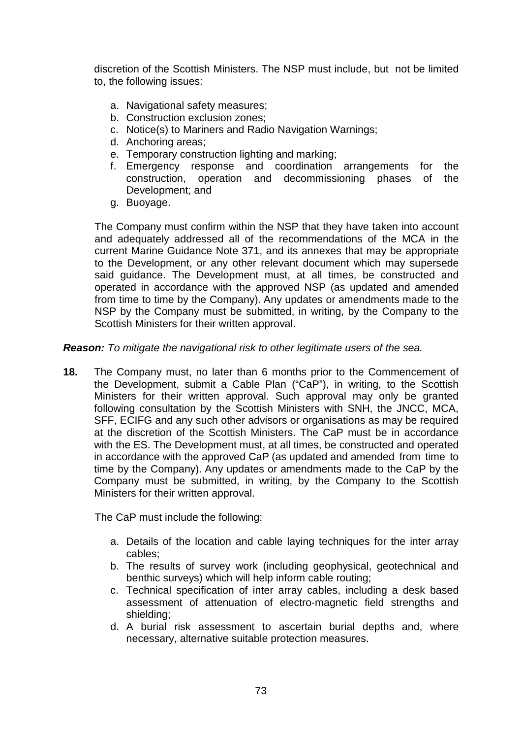discretion of the Scottish Ministers. The NSP must include, but not be limited to, the following issues:

a. Navigational safety measures;
b. Construction exclusion zones;
c. Notice(s) to Mariners and Radio Navigation Warnings;
d. Anchoring areas;
e. Temporary construction lighting and marking;
f. Emergency response and coordination arrangements for the construction, operation and decommissioning phases of the Development; and
g. Buoyage.

The Company must confirm within the NSP that they have taken into account and adequately addressed all of the recommendations of the MCA in the current Marine Guidance Note 371, and its annexes that may be appropriate to the Development, or any other relevant document which may supersede said guidance. The Development must, at all times, be constructed and operated in accordance with the approved NSP (as updated and amended from time to time by the Company). Any updates or amendments made to the NSP by the Company must be submitted, in writing, by the Company to the Scottish Ministers for their written approval.

***Reason:*** *To mitigate the navigational risk to other legitimate users of the sea.*

**18.** The Company must, no later than 6 months prior to the Commencement of the Development, submit a Cable Plan ("CaP"), in writing, to the Scottish Ministers for their written approval. Such approval may only be granted following consultation by the Scottish Ministers with SNH, the JNCC, MCA, SFF, ECIFG and any such other advisors or organisations as may be required at the discretion of the Scottish Ministers. The CaP must be in accordance with the ES. The Development must, at all times, be constructed and operated in accordance with the approved CaP (as updated and amended from time to time by the Company). Any updates or amendments made to the CaP by the Company must be submitted, in writing, by the Company to the Scottish Ministers for their written approval.

The CaP must include the following:

a. Details of the location and cable laying techniques for the inter array cables;
b. The results of survey work (including geophysical, geotechnical and benthic surveys) which will help inform cable routing;
c. Technical specification of inter array cables, including a desk based assessment of attenuation of electro-magnetic field strengths and shielding;
d. A burial risk assessment to ascertain burial depths and, where necessary, alternative suitable protection measures.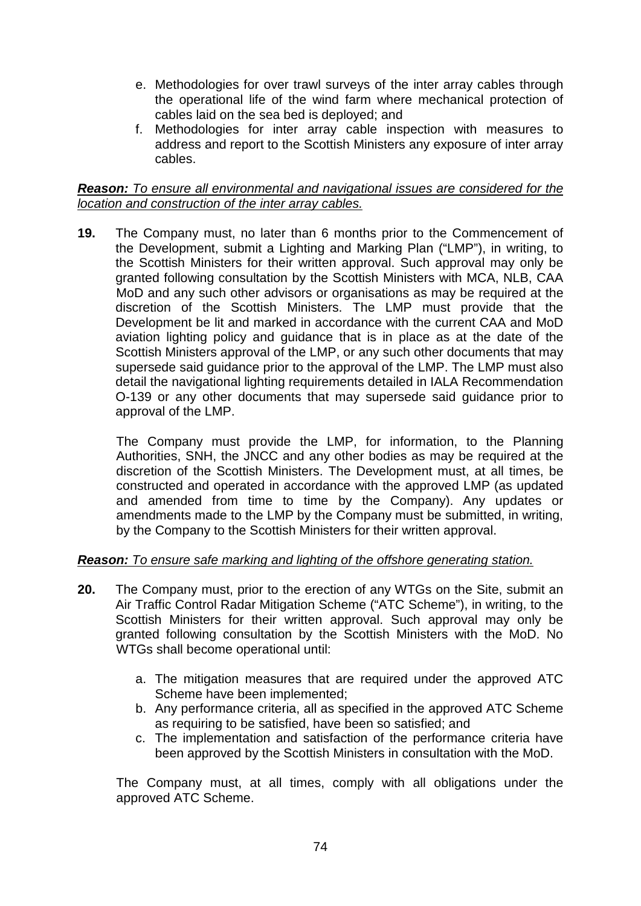e. Methodologies for over trawl surveys of the inter array cables through the operational life of the wind farm where mechanical protection of cables laid on the sea bed is deployed; and
f. Methodologies for inter array cable inspection with measures to address and report to the Scottish Ministers any exposure of inter array cables.

***Reason:*** *To ensure all environmental and navigational issues are considered for the location and construction of the inter array cables.*

**19.** The Company must, no later than 6 months prior to the Commencement of the Development, submit a Lighting and Marking Plan ("LMP"), in writing, to the Scottish Ministers for their written approval. Such approval may only be granted following consultation by the Scottish Ministers with MCA, NLB, CAA MoD and any such other advisors or organisations as may be required at the discretion of the Scottish Ministers. The LMP must provide that the Development be lit and marked in accordance with the current CAA and MoD aviation lighting policy and guidance that is in place as at the date of the Scottish Ministers approval of the LMP, or any such other documents that may supersede said guidance prior to the approval of the LMP. The LMP must also detail the navigational lighting requirements detailed in IALA Recommendation O-139 or any other documents that may supersede said guidance prior to approval of the LMP.

The Company must provide the LMP, for information, to the Planning Authorities, SNH, the JNCC and any other bodies as may be required at the discretion of the Scottish Ministers. The Development must, at all times, be constructed and operated in accordance with the approved LMP (as updated and amended from time to time by the Company). Any updates or amendments made to the LMP by the Company must be submitted, in writing, by the Company to the Scottish Ministers for their written approval.

***Reason:*** *To ensure safe marking and lighting of the offshore generating station.*

**20.** The Company must, prior to the erection of any WTGs on the Site, submit an Air Traffic Control Radar Mitigation Scheme ("ATC Scheme"), in writing, to the Scottish Ministers for their written approval. Such approval may only be granted following consultation by the Scottish Ministers with the MoD. No WTGs shall become operational until:

a. The mitigation measures that are required under the approved ATC Scheme have been implemented;
b. Any performance criteria, all as specified in the approved ATC Scheme as requiring to be satisfied, have been so satisfied; and
c. The implementation and satisfaction of the performance criteria have been approved by the Scottish Ministers in consultation with the MoD.

The Company must, at all times, comply with all obligations under the approved ATC Scheme.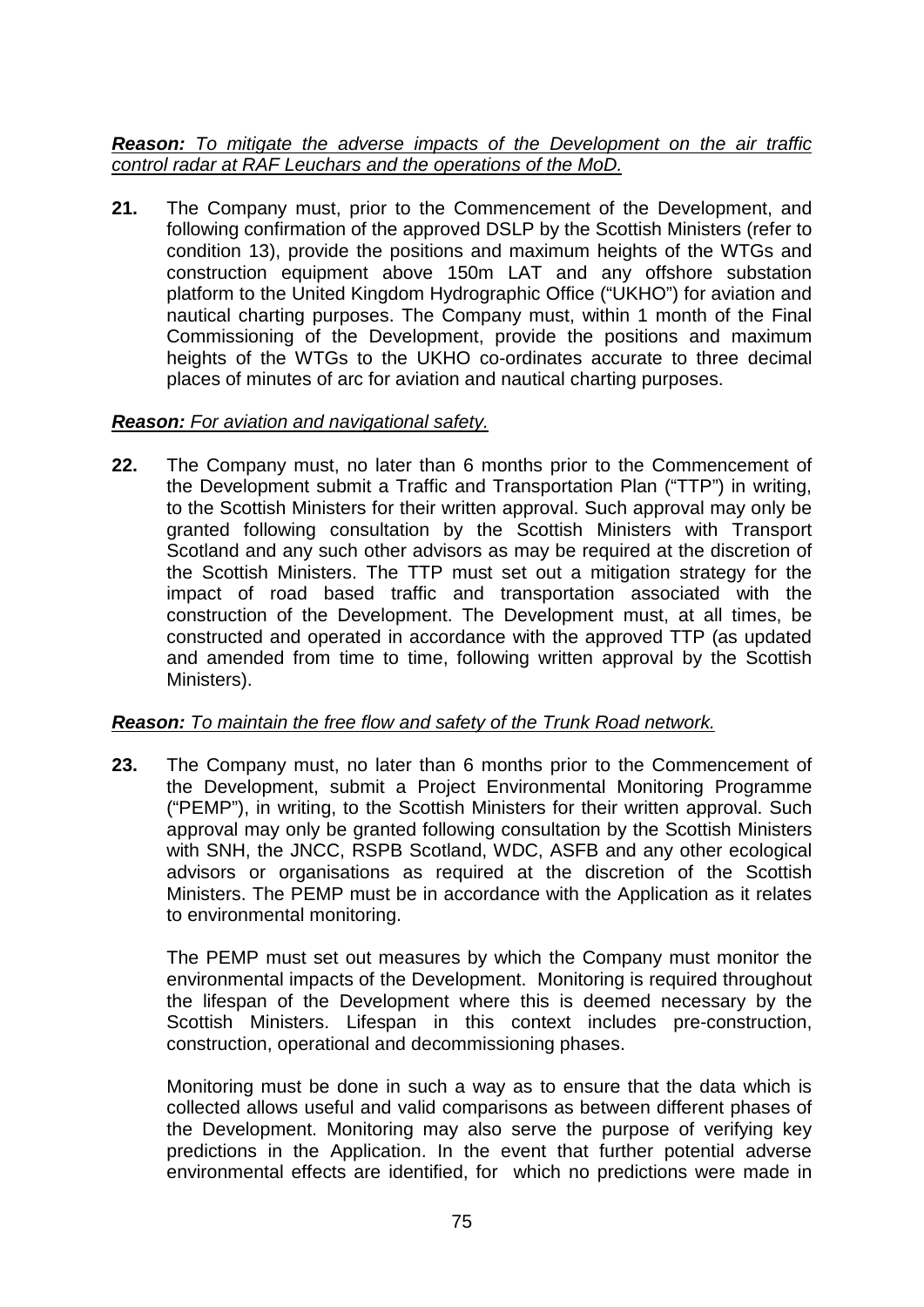***Reason:** To mitigate the adverse impacts of the Development on the air traffic control radar at RAF Leuchars and the operations of the MoD.*

**21.** The Company must, prior to the Commencement of the Development, and following confirmation of the approved DSLP by the Scottish Ministers (refer to condition 13), provide the positions and maximum heights of the WTGs and construction equipment above 150m LAT and any offshore substation platform to the United Kingdom Hydrographic Office ("UKHO") for aviation and nautical charting purposes. The Company must, within 1 month of the Final Commissioning of the Development, provide the positions and maximum heights of the WTGs to the UKHO co-ordinates accurate to three decimal places of minutes of arc for aviation and nautical charting purposes.

***Reason:** For aviation and navigational safety.*

**22.** The Company must, no later than 6 months prior to the Commencement of the Development submit a Traffic and Transportation Plan ("TTP") in writing, to the Scottish Ministers for their written approval. Such approval may only be granted following consultation by the Scottish Ministers with Transport Scotland and any such other advisors as may be required at the discretion of the Scottish Ministers. The TTP must set out a mitigation strategy for the impact of road based traffic and transportation associated with the construction of the Development. The Development must, at all times, be constructed and operated in accordance with the approved TTP (as updated and amended from time to time, following written approval by the Scottish Ministers).

***Reason:** To maintain the free flow and safety of the Trunk Road network.*

**23.** The Company must, no later than 6 months prior to the Commencement of the Development, submit a Project Environmental Monitoring Programme ("PEMP"), in writing, to the Scottish Ministers for their written approval. Such approval may only be granted following consultation by the Scottish Ministers with SNH, the JNCC, RSPB Scotland, WDC, ASFB and any other ecological advisors or organisations as required at the discretion of the Scottish Ministers. The PEMP must be in accordance with the Application as it relates to environmental monitoring.

The PEMP must set out measures by which the Company must monitor the environmental impacts of the Development. Monitoring is required throughout the lifespan of the Development where this is deemed necessary by the Scottish Ministers. Lifespan in this context includes pre-construction, construction, operational and decommissioning phases.

Monitoring must be done in such a way as to ensure that the data which is collected allows useful and valid comparisons as between different phases of the Development. Monitoring may also serve the purpose of verifying key predictions in the Application. In the event that further potential adverse environmental effects are identified, for which no predictions were made in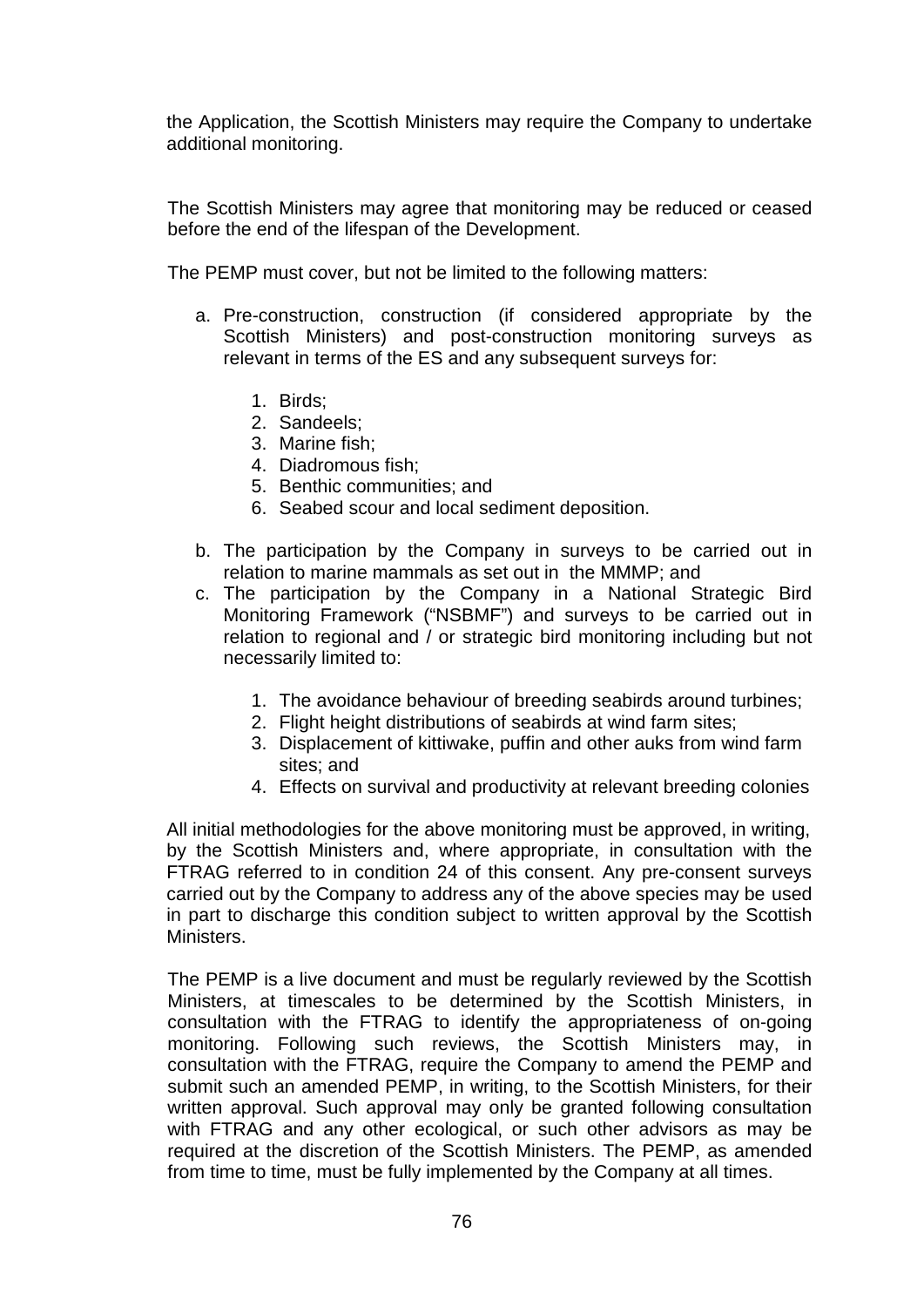the Application, the Scottish Ministers may require the Company to undertake additional monitoring.

The Scottish Ministers may agree that monitoring may be reduced or ceased before the end of the lifespan of the Development.

The PEMP must cover, but not be limited to the following matters:

a. Pre-construction, construction (if considered appropriate by the Scottish Ministers) and post-construction monitoring surveys as relevant in terms of the ES and any subsequent surveys for:

    1. Birds;
    2. Sandeels;
    3. Marine fish;
    4. Diadromous fish;
    5. Benthic communities; and
    6. Seabed scour and local sediment deposition.

b. The participation by the Company in surveys to be carried out in relation to marine mammals as set out in the MMMP; and
c. The participation by the Company in a National Strategic Bird Monitoring Framework ("NSBMF") and surveys to be carried out in relation to regional and / or strategic bird monitoring including but not necessarily limited to:

    1. The avoidance behaviour of breeding seabirds around turbines;
    2. Flight height distributions of seabirds at wind farm sites;
    3. Displacement of kittiwake, puffin and other auks from wind farm sites; and
    4. Effects on survival and productivity at relevant breeding colonies

All initial methodologies for the above monitoring must be approved, in writing, by the Scottish Ministers and, where appropriate, in consultation with the FTRAG referred to in condition 24 of this consent. Any pre-consent surveys carried out by the Company to address any of the above species may be used in part to discharge this condition subject to written approval by the Scottish Ministers.

The PEMP is a live document and must be regularly reviewed by the Scottish Ministers, at timescales to be determined by the Scottish Ministers, in consultation with the FTRAG to identify the appropriateness of on-going monitoring. Following such reviews, the Scottish Ministers may, in consultation with the FTRAG, require the Company to amend the PEMP and submit such an amended PEMP, in writing, to the Scottish Ministers, for their written approval. Such approval may only be granted following consultation with FTRAG and any other ecological, or such other advisors as may be required at the discretion of the Scottish Ministers. The PEMP, as amended from time to time, must be fully implemented by the Company at all times.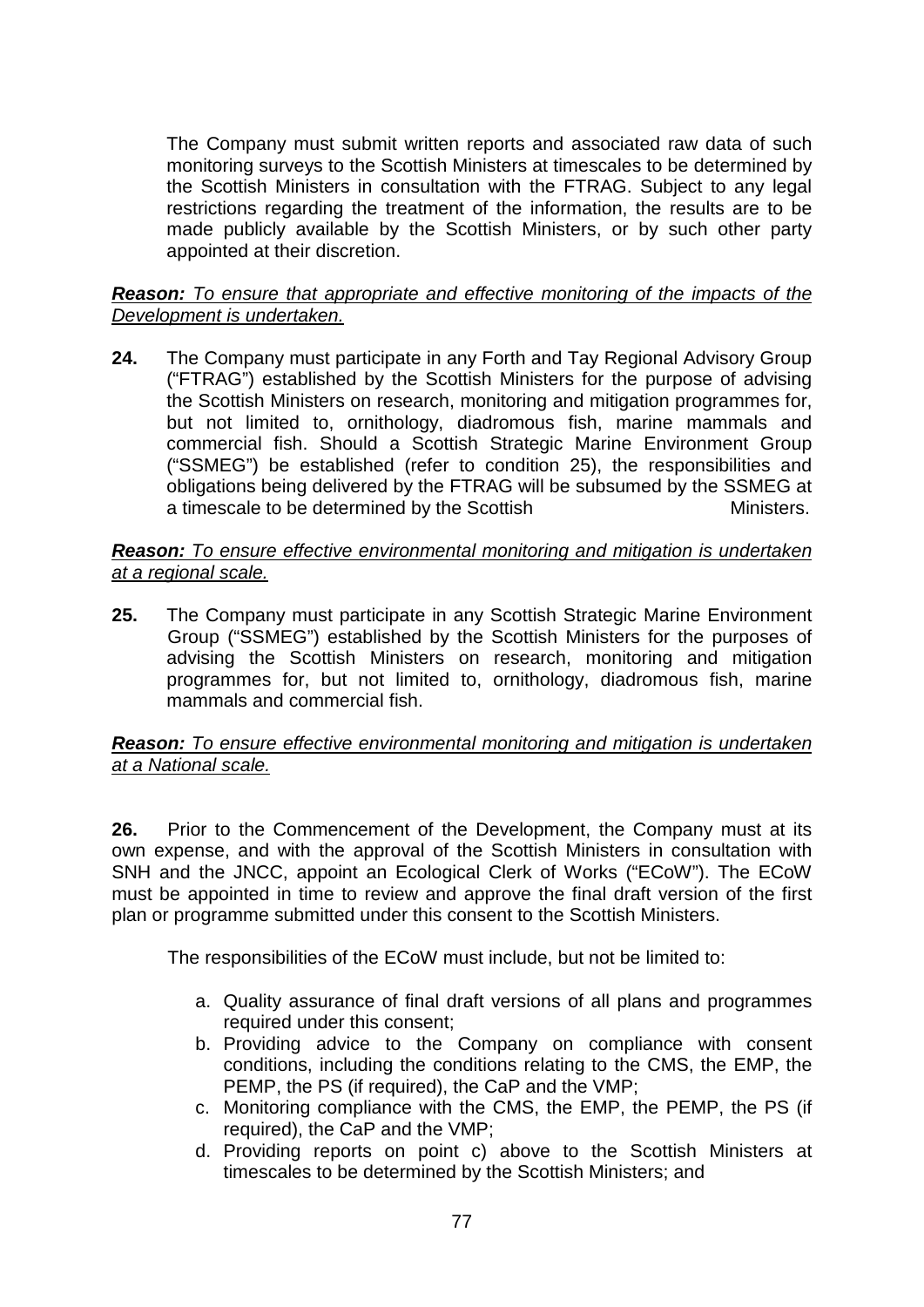The Company must submit written reports and associated raw data of such monitoring surveys to the Scottish Ministers at timescales to be determined by the Scottish Ministers in consultation with the FTRAG. Subject to any legal restrictions regarding the treatment of the information, the results are to be made publicly available by the Scottish Ministers, or by such other party appointed at their discretion.

***Reason:*** *To ensure that appropriate and effective monitoring of the impacts of the Development is undertaken.*

**24.** The Company must participate in any Forth and Tay Regional Advisory Group ("FTRAG") established by the Scottish Ministers for the purpose of advising the Scottish Ministers on research, monitoring and mitigation programmes for, but not limited to, ornithology, diadromous fish, marine mammals and commercial fish. Should a Scottish Strategic Marine Environment Group ("SSMEG") be established (refer to condition 25), the responsibilities and obligations being delivered by the FTRAG will be subsumed by the SSMEG at a timescale to be determined by the Scottish Ministers.

***Reason:*** *To ensure effective environmental monitoring and mitigation is undertaken at a regional scale.*

**25.** The Company must participate in any Scottish Strategic Marine Environment Group ("SSMEG") established by the Scottish Ministers for the purposes of advising the Scottish Ministers on research, monitoring and mitigation programmes for, but not limited to, ornithology, diadromous fish, marine mammals and commercial fish.

***Reason:*** *To ensure effective environmental monitoring and mitigation is undertaken at a National scale.*

**26.** Prior to the Commencement of the Development, the Company must at its own expense, and with the approval of the Scottish Ministers in consultation with SNH and the JNCC, appoint an Ecological Clerk of Works ("ECoW"). The ECoW must be appointed in time to review and approve the final draft version of the first plan or programme submitted under this consent to the Scottish Ministers.

The responsibilities of the ECoW must include, but not be limited to:

a. Quality assurance of final draft versions of all plans and programmes required under this consent;
b. Providing advice to the Company on compliance with consent conditions, including the conditions relating to the CMS, the EMP, the PEMP, the PS (if required), the CaP and the VMP;
c. Monitoring compliance with the CMS, the EMP, the PEMP, the PS (if required), the CaP and the VMP;
d. Providing reports on point c) above to the Scottish Ministers at timescales to be determined by the Scottish Ministers; and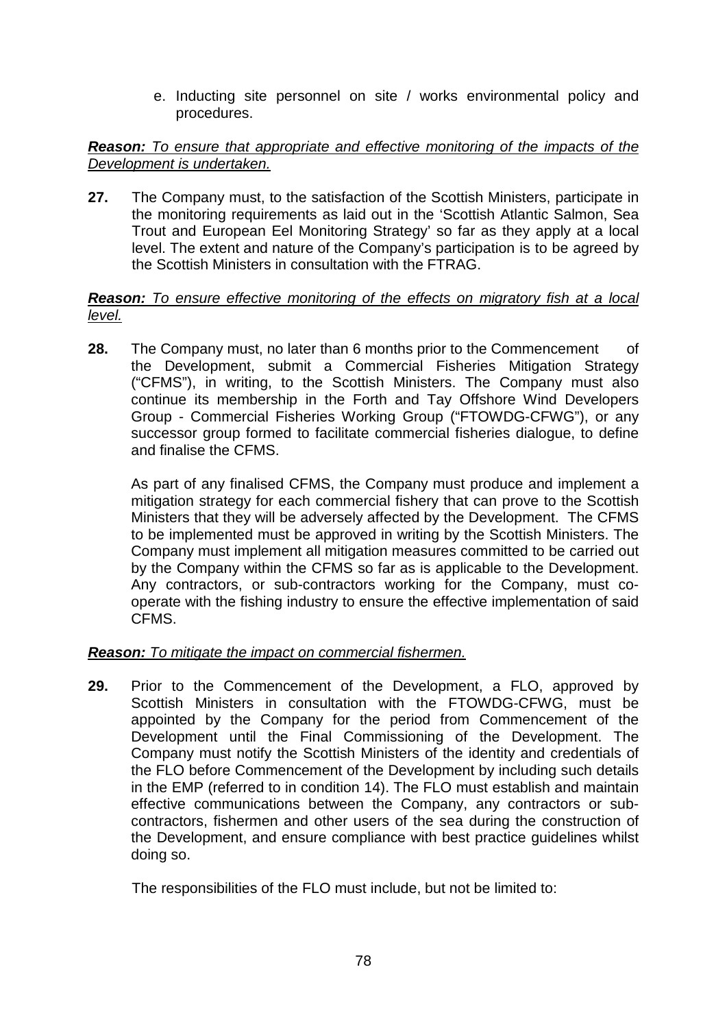e. Inducting site personnel on site / works environmental policy and procedures.

***Reason:*** *To ensure that appropriate and effective monitoring of the impacts of the Development is undertaken.*

**27.** The Company must, to the satisfaction of the Scottish Ministers, participate in the monitoring requirements as laid out in the 'Scottish Atlantic Salmon, Sea Trout and European Eel Monitoring Strategy' so far as they apply at a local level. The extent and nature of the Company's participation is to be agreed by the Scottish Ministers in consultation with the FTRAG.

***Reason:*** *To ensure effective monitoring of the effects on migratory fish at a local level.*

**28.** The Company must, no later than 6 months prior to the Commencement of the Development, submit a Commercial Fisheries Mitigation Strategy ("CFMS"), in writing, to the Scottish Ministers. The Company must also continue its membership in the Forth and Tay Offshore Wind Developers Group - Commercial Fisheries Working Group ("FTOWDG-CFWG"), or any successor group formed to facilitate commercial fisheries dialogue, to define and finalise the CFMS.

As part of any finalised CFMS, the Company must produce and implement a mitigation strategy for each commercial fishery that can prove to the Scottish Ministers that they will be adversely affected by the Development. The CFMS to be implemented must be approved in writing by the Scottish Ministers. The Company must implement all mitigation measures committed to be carried out by the Company within the CFMS so far as is applicable to the Development. Any contractors, or sub-contractors working for the Company, must co-operate with the fishing industry to ensure the effective implementation of said CFMS.

***Reason:*** *To mitigate the impact on commercial fishermen.*

**29.** Prior to the Commencement of the Development, a FLO, approved by Scottish Ministers in consultation with the FTOWDG-CFWG, must be appointed by the Company for the period from Commencement of the Development until the Final Commissioning of the Development. The Company must notify the Scottish Ministers of the identity and credentials of the FLO before Commencement of the Development by including such details in the EMP (referred to in condition 14). The FLO must establish and maintain effective communications between the Company, any contractors or sub-contractors, fishermen and other users of the sea during the construction of the Development, and ensure compliance with best practice guidelines whilst doing so.

The responsibilities of the FLO must include, but not be limited to: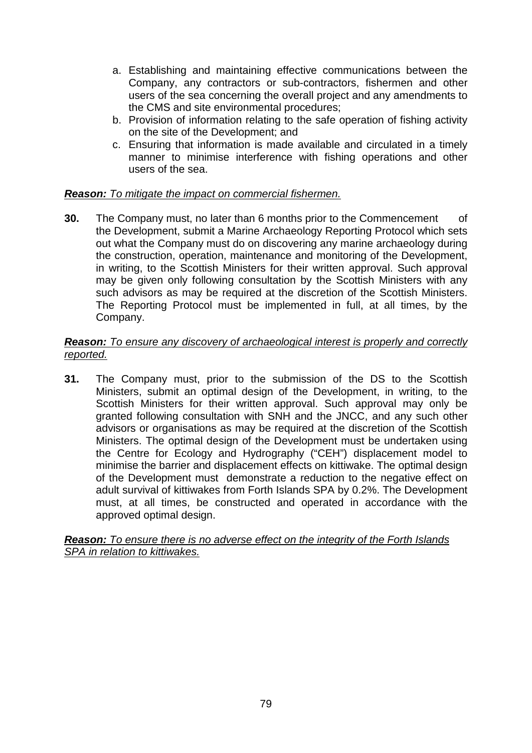a. Establishing and maintaining effective communications between the Company, any contractors or sub-contractors, fishermen and other users of the sea concerning the overall project and any amendments to the CMS and site environmental procedures;
b. Provision of information relating to the safe operation of fishing activity on the site of the Development; and
c. Ensuring that information is made available and circulated in a timely manner to minimise interference with fishing operations and other users of the sea.

***Reason:*** *To mitigate the impact on commercial fishermen.*

**30.** The Company must, no later than 6 months prior to the Commencement of the Development, submit a Marine Archaeology Reporting Protocol which sets out what the Company must do on discovering any marine archaeology during the construction, operation, maintenance and monitoring of the Development, in writing, to the Scottish Ministers for their written approval. Such approval may be given only following consultation by the Scottish Ministers with any such advisors as may be required at the discretion of the Scottish Ministers. The Reporting Protocol must be implemented in full, at all times, by the Company.

***Reason:*** *To ensure any discovery of archaeological interest is properly and correctly reported.*

**31.** The Company must, prior to the submission of the DS to the Scottish Ministers, submit an optimal design of the Development, in writing, to the Scottish Ministers for their written approval. Such approval may only be granted following consultation with SNH and the JNCC, and any such other advisors or organisations as may be required at the discretion of the Scottish Ministers. The optimal design of the Development must be undertaken using the Centre for Ecology and Hydrography ("CEH") displacement model to minimise the barrier and displacement effects on kittiwake. The optimal design of the Development must demonstrate a reduction to the negative effect on adult survival of kittiwakes from Forth Islands SPA by 0.2%. The Development must, at all times, be constructed and operated in accordance with the approved optimal design.

***Reason:*** *To ensure there is no adverse effect on the integrity of the Forth Islands SPA in relation to kittiwakes.*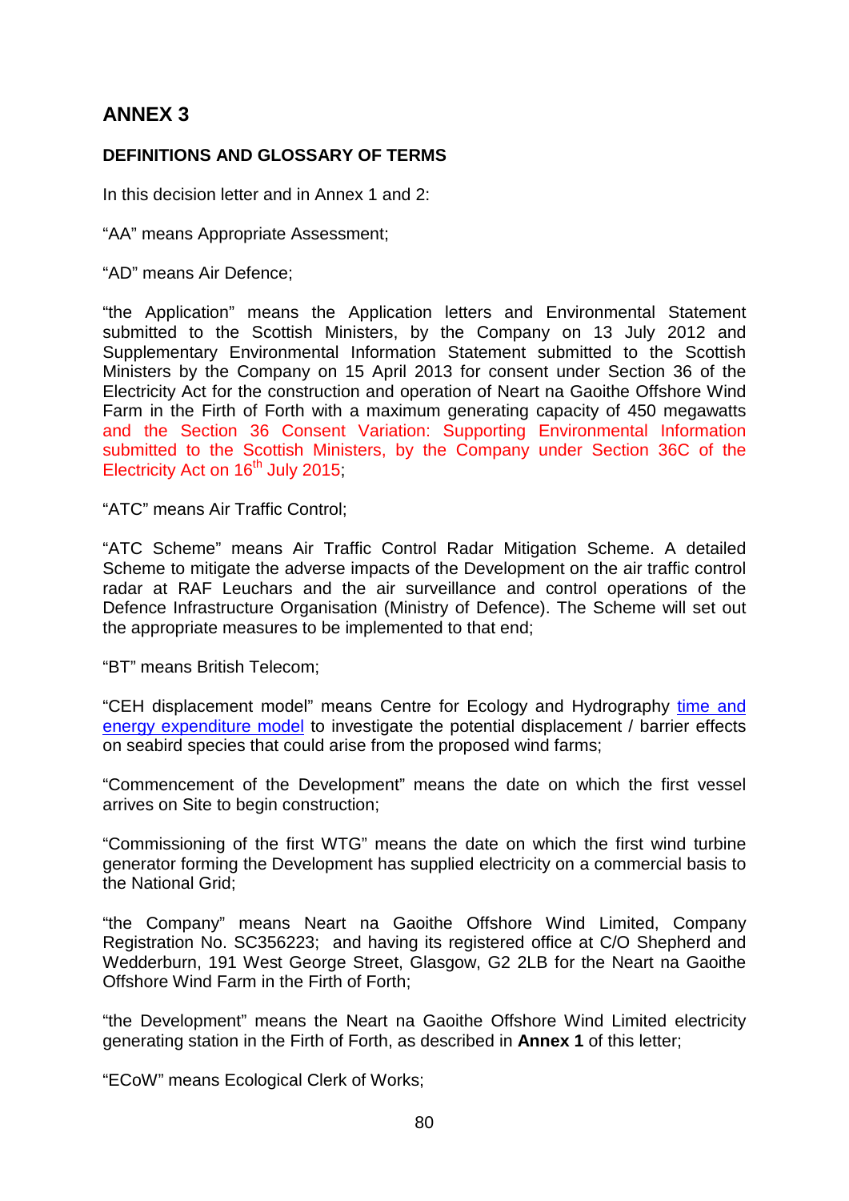# ANNEX 3

## DEFINITIONS AND GLOSSARY OF TERMS

In this decision letter and in Annex 1 and 2:

"AA" means Appropriate Assessment;

"AD" means Air Defence;

"the Application" means the Application letters and Environmental Statement submitted to the Scottish Ministers, by the Company on 13 July 2012 and Supplementary Environmental Information Statement submitted to the Scottish Ministers by the Company on 15 April 2013 for consent under Section 36 of the Electricity Act for the construction and operation of Neart na Gaoithe Offshore Wind Farm in the Firth of Forth with a maximum generating capacity of 450 megawatts and the Section 36 Consent Variation: Supporting Environmental Information submitted to the Scottish Ministers, by the Company under Section 36C of the Electricity Act on 16th July 2015;

"ATC" means Air Traffic Control;

"ATC Scheme" means Air Traffic Control Radar Mitigation Scheme. A detailed Scheme to mitigate the adverse impacts of the Development on the air traffic control radar at RAF Leuchars and the air surveillance and control operations of the Defence Infrastructure Organisation (Ministry of Defence). The Scheme will set out the appropriate measures to be implemented to that end;

"BT" means British Telecom;

"CEH displacement model" means Centre for Ecology and Hydrography time and energy expenditure model to investigate the potential displacement / barrier effects on seabird species that could arise from the proposed wind farms;

"Commencement of the Development" means the date on which the first vessel arrives on Site to begin construction;

"Commissioning of the first WTG" means the date on which the first wind turbine generator forming the Development has supplied electricity on a commercial basis to the National Grid;

"the Company" means Neart na Gaoithe Offshore Wind Limited, Company Registration No. SC356223; and having its registered office at C/O Shepherd and Wedderburn, 191 West George Street, Glasgow, G2 2LB for the Neart na Gaoithe Offshore Wind Farm in the Firth of Forth;

"the Development" means the Neart na Gaoithe Offshore Wind Limited electricity generating station in the Firth of Forth, as described in **Annex 1** of this letter;

"ECoW" means Ecological Clerk of Works;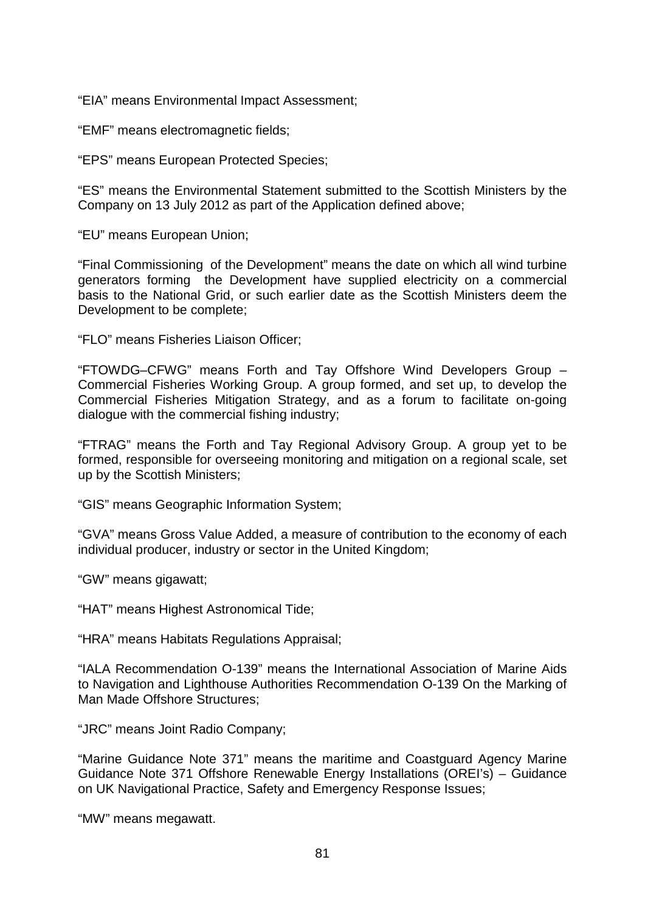"EIA" means Environmental Impact Assessment;

"EMF" means electromagnetic fields;

"EPS" means European Protected Species;

"ES" means the Environmental Statement submitted to the Scottish Ministers by the Company on 13 July 2012 as part of the Application defined above;

"EU" means European Union;

"Final Commissioning of the Development" means the date on which all wind turbine generators forming the Development have supplied electricity on a commercial basis to the National Grid, or such earlier date as the Scottish Ministers deem the Development to be complete;

"FLO" means Fisheries Liaison Officer;

"FTOWDG–CFWG" means Forth and Tay Offshore Wind Developers Group – Commercial Fisheries Working Group. A group formed, and set up, to develop the Commercial Fisheries Mitigation Strategy, and as a forum to facilitate on-going dialogue with the commercial fishing industry;

"FTRAG" means the Forth and Tay Regional Advisory Group. A group yet to be formed, responsible for overseeing monitoring and mitigation on a regional scale, set up by the Scottish Ministers;

"GIS" means Geographic Information System;

"GVA" means Gross Value Added, a measure of contribution to the economy of each individual producer, industry or sector in the United Kingdom;

"GW" means gigawatt;

"HAT" means Highest Astronomical Tide;

"HRA" means Habitats Regulations Appraisal;

"IALA Recommendation O-139" means the International Association of Marine Aids to Navigation and Lighthouse Authorities Recommendation O-139 On the Marking of Man Made Offshore Structures;

"JRC" means Joint Radio Company;

"Marine Guidance Note 371" means the maritime and Coastguard Agency Marine Guidance Note 371 Offshore Renewable Energy Installations (OREI's) – Guidance on UK Navigational Practice, Safety and Emergency Response Issues;

"MW" means megawatt.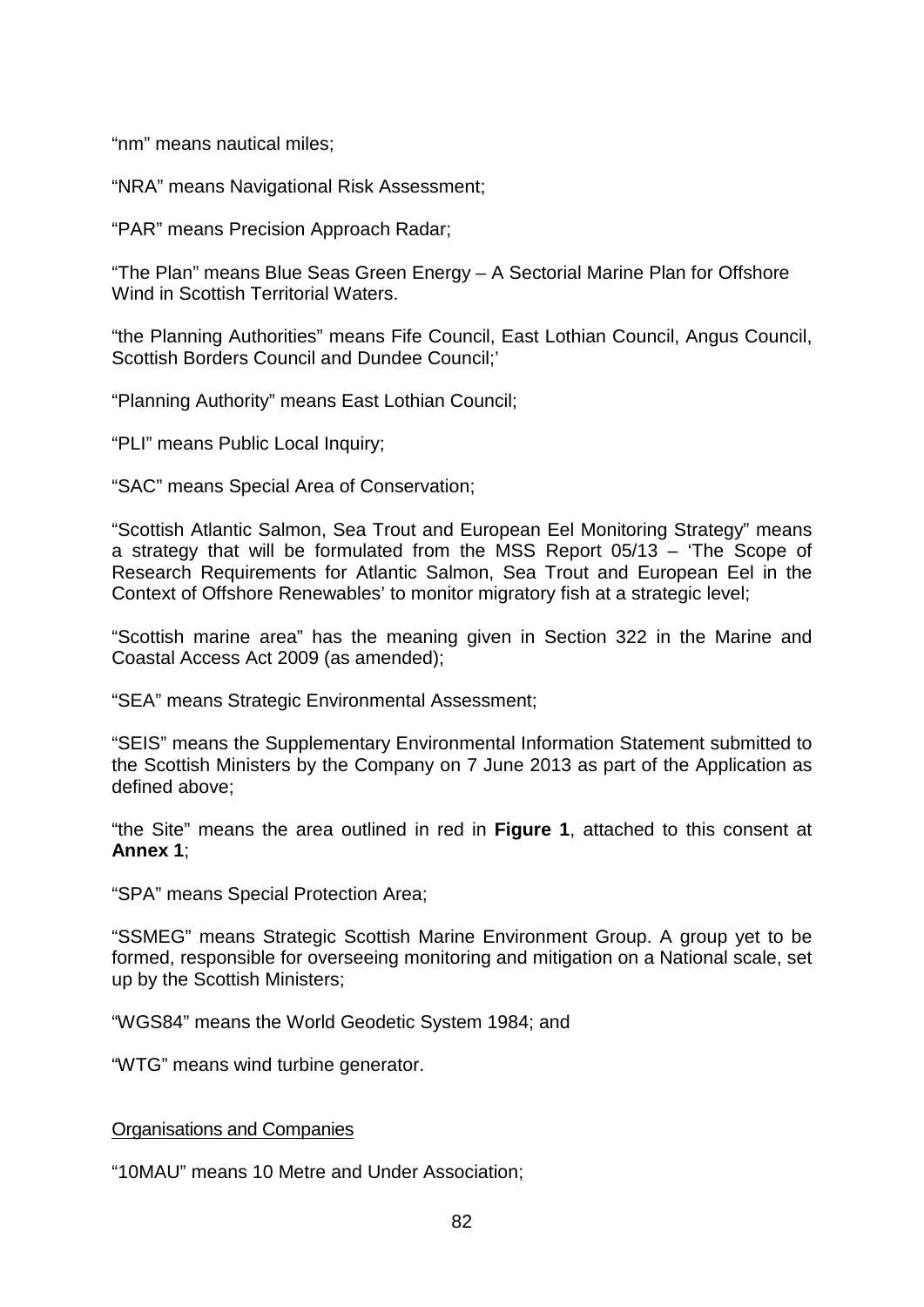"nm" means nautical miles;

"NRA" means Navigational Risk Assessment;

"PAR" means Precision Approach Radar;

"The Plan" means Blue Seas Green Energy – A Sectorial Marine Plan for Offshore Wind in Scottish Territorial Waters.

"the Planning Authorities" means Fife Council, East Lothian Council, Angus Council, Scottish Borders Council and Dundee Council;'

"Planning Authority" means East Lothian Council;

"PLI" means Public Local Inquiry;

"SAC" means Special Area of Conservation;

"Scottish Atlantic Salmon, Sea Trout and European Eel Monitoring Strategy" means a strategy that will be formulated from the MSS Report 05/13 – 'The Scope of Research Requirements for Atlantic Salmon, Sea Trout and European Eel in the Context of Offshore Renewables' to monitor migratory fish at a strategic level;

"Scottish marine area" has the meaning given in Section 322 in the Marine and Coastal Access Act 2009 (as amended);

"SEA" means Strategic Environmental Assessment;

"SEIS" means the Supplementary Environmental Information Statement submitted to the Scottish Ministers by the Company on 7 June 2013 as part of the Application as defined above;

"the Site" means the area outlined in red in **Figure 1**, attached to this consent at **Annex 1**;

"SPA" means Special Protection Area;

"SSMEG" means Strategic Scottish Marine Environment Group. A group yet to be formed, responsible for overseeing monitoring and mitigation on a National scale, set up by the Scottish Ministers;

"WGS84" means the World Geodetic System 1984; and

"WTG" means wind turbine generator.

Organisations and Companies

"10MAU" means 10 Metre and Under Association;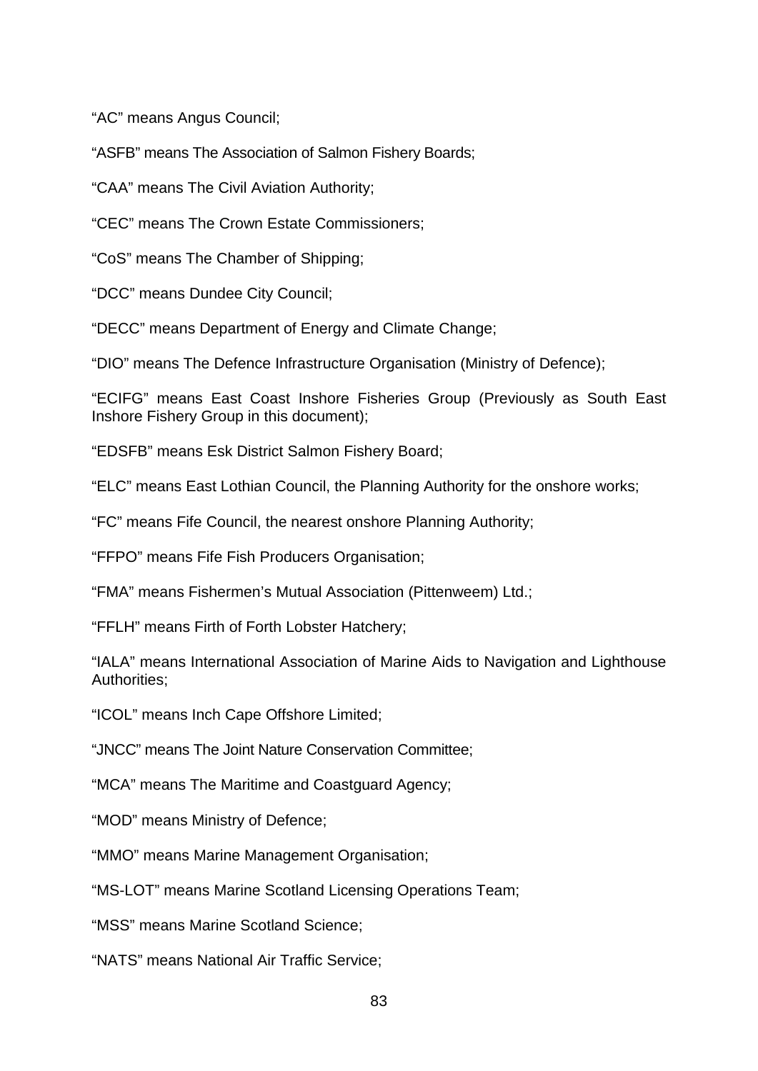“AC” means Angus Council;

“ASFB” means The Association of Salmon Fishery Boards;

“CAA” means The Civil Aviation Authority;

“CEC” means The Crown Estate Commissioners;

“CoS” means The Chamber of Shipping;

“DCC” means Dundee City Council;

“DECC” means Department of Energy and Climate Change;

“DIO” means The Defence Infrastructure Organisation (Ministry of Defence);

“ECIFG” means East Coast Inshore Fisheries Group (Previously as South East Inshore Fishery Group in this document);

“EDSFB” means Esk District Salmon Fishery Board;

“ELC” means East Lothian Council, the Planning Authority for the onshore works;

“FC” means Fife Council, the nearest onshore Planning Authority;

“FFPO” means Fife Fish Producers Organisation;

“FMA” means Fishermen’s Mutual Association (Pittenweem) Ltd.;

“FFLH” means Firth of Forth Lobster Hatchery;

“IALA” means International Association of Marine Aids to Navigation and Lighthouse Authorities;

“ICOL” means Inch Cape Offshore Limited;

“JNCC” means The Joint Nature Conservation Committee;

“MCA” means The Maritime and Coastguard Agency;

“MOD” means Ministry of Defence;

“MMO” means Marine Management Organisation;

“MS-LOT” means Marine Scotland Licensing Operations Team;

“MSS” means Marine Scotland Science;

“NATS” means National Air Traffic Service;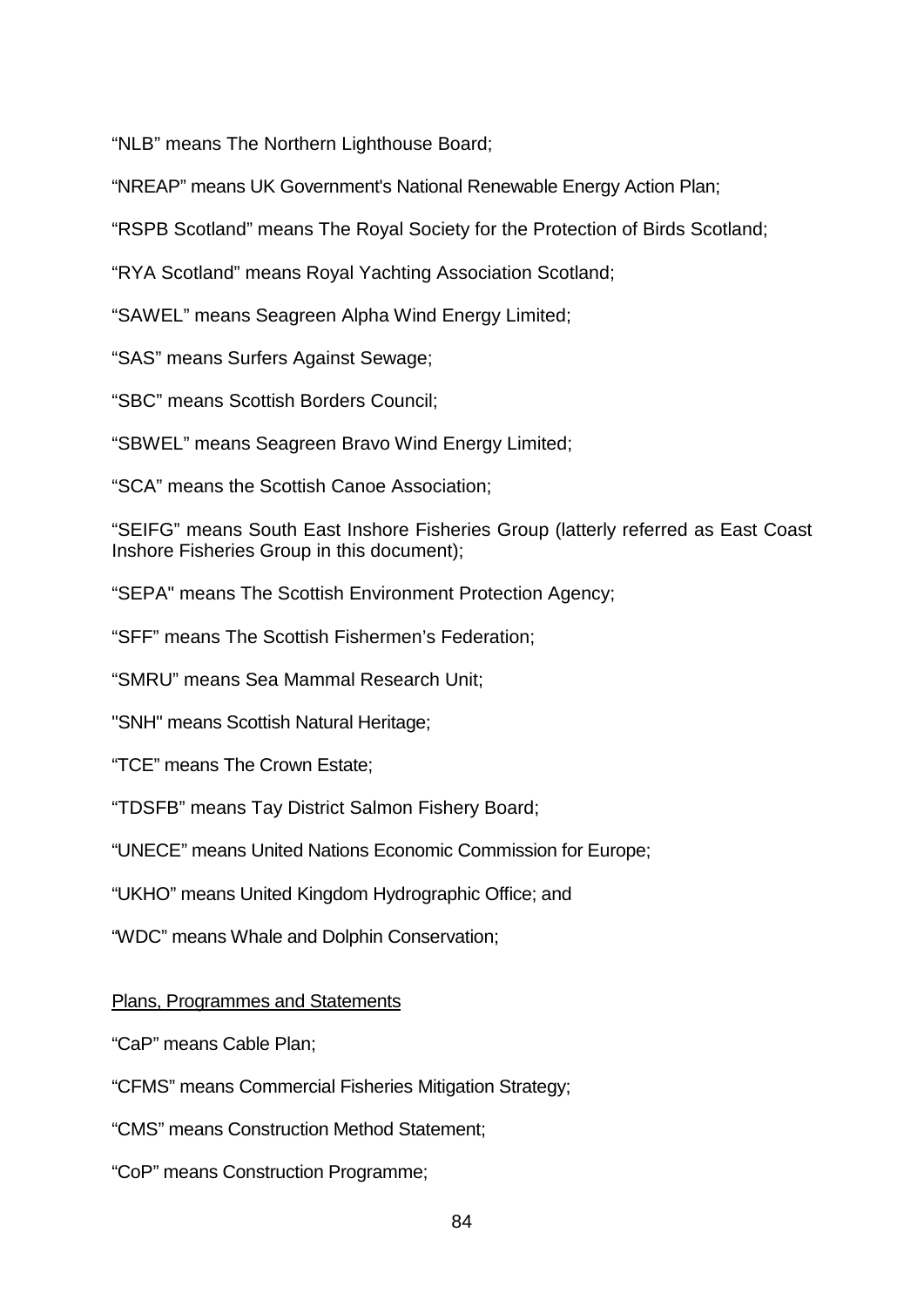"NLB" means The Northern Lighthouse Board;

"NREAP" means UK Government's National Renewable Energy Action Plan;

"RSPB Scotland" means The Royal Society for the Protection of Birds Scotland;

"RYA Scotland" means Royal Yachting Association Scotland;

"SAWEL" means Seagreen Alpha Wind Energy Limited;

"SAS" means Surfers Against Sewage;

"SBC" means Scottish Borders Council;

"SBWEL" means Seagreen Bravo Wind Energy Limited;

"SCA" means the Scottish Canoe Association;

"SEIFG" means South East Inshore Fisheries Group (latterly referred as East Coast Inshore Fisheries Group in this document);

"SEPA" means The Scottish Environment Protection Agency;

"SFF" means The Scottish Fishermen's Federation;

"SMRU" means Sea Mammal Research Unit;

"SNH" means Scottish Natural Heritage;

"TCE" means The Crown Estate;

"TDSFB" means Tay District Salmon Fishery Board;

"UNECE" means United Nations Economic Commission for Europe;

"UKHO" means United Kingdom Hydrographic Office; and

"WDC" means Whale and Dolphin Conservation;

Plans, Programmes and Statements

"CaP" means Cable Plan;

"CFMS" means Commercial Fisheries Mitigation Strategy;

"CMS" means Construction Method Statement;

"CoP" means Construction Programme;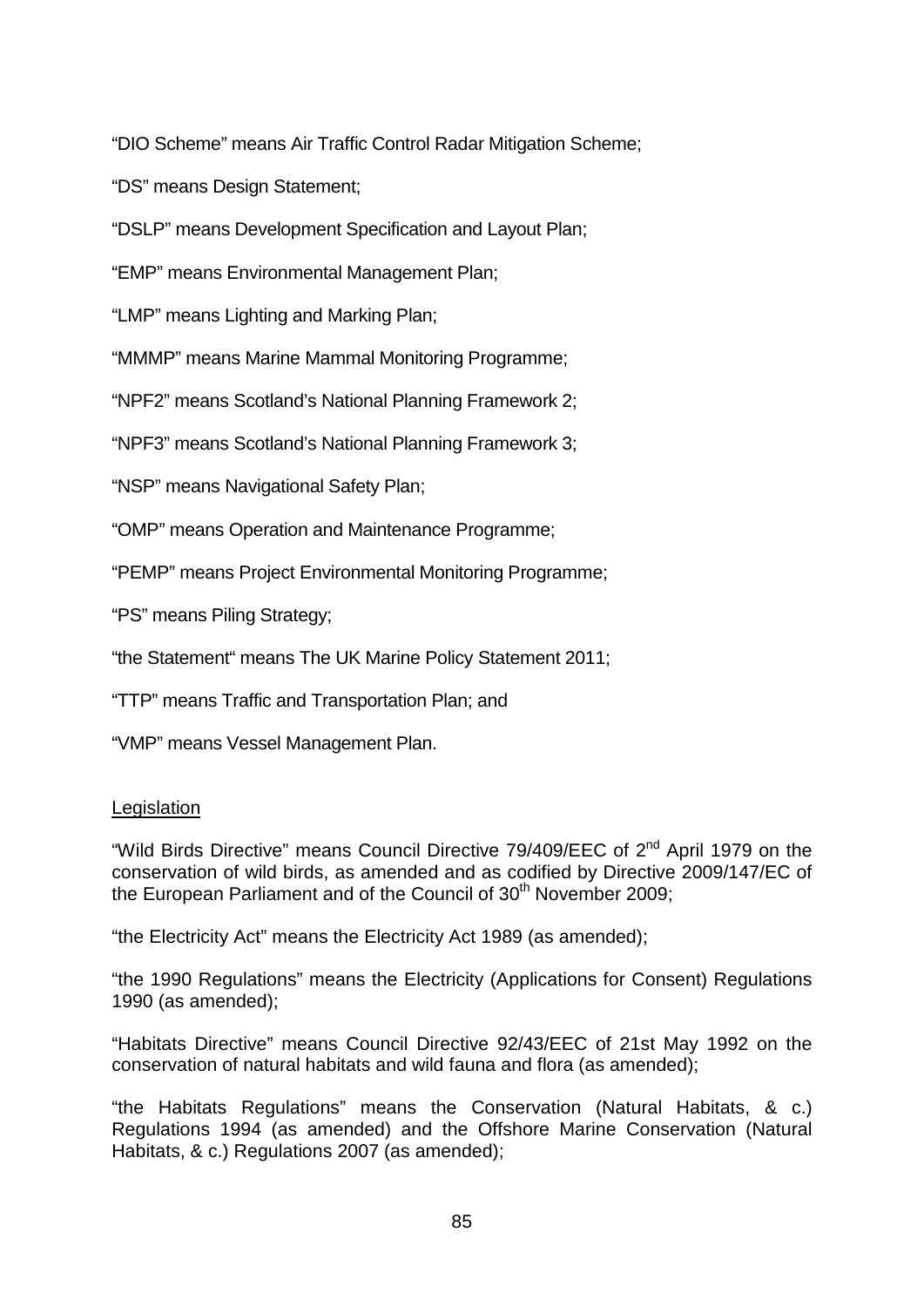"DIO Scheme" means Air Traffic Control Radar Mitigation Scheme;

"DS" means Design Statement;

"DSLP" means Development Specification and Layout Plan;

"EMP" means Environmental Management Plan;

"LMP" means Lighting and Marking Plan;

"MMMP" means Marine Mammal Monitoring Programme;

"NPF2" means Scotland's National Planning Framework 2;

"NPF3" means Scotland's National Planning Framework 3;

"NSP" means Navigational Safety Plan;

"OMP" means Operation and Maintenance Programme;

"PEMP" means Project Environmental Monitoring Programme;

"PS" means Piling Strategy;

"the Statement" means The UK Marine Policy Statement 2011;

"TTP" means Traffic and Transportation Plan; and

"VMP" means Vessel Management Plan.

<u>Legislation</u>

"Wild Birds Directive" means Council Directive 79/409/EEC of 2nd April 1979 on the conservation of wild birds, as amended and as codified by Directive 2009/147/EC of the European Parliament and of the Council of 30th November 2009;

"the Electricity Act" means the Electricity Act 1989 (as amended);

"the 1990 Regulations" means the Electricity (Applications for Consent) Regulations 1990 (as amended);

"Habitats Directive" means Council Directive 92/43/EEC of 21st May 1992 on the conservation of natural habitats and wild fauna and flora (as amended);

"the Habitats Regulations" means the Conservation (Natural Habitats, & c.) Regulations 1994 (as amended) and the Offshore Marine Conservation (Natural Habitats, & c.) Regulations 2007 (as amended);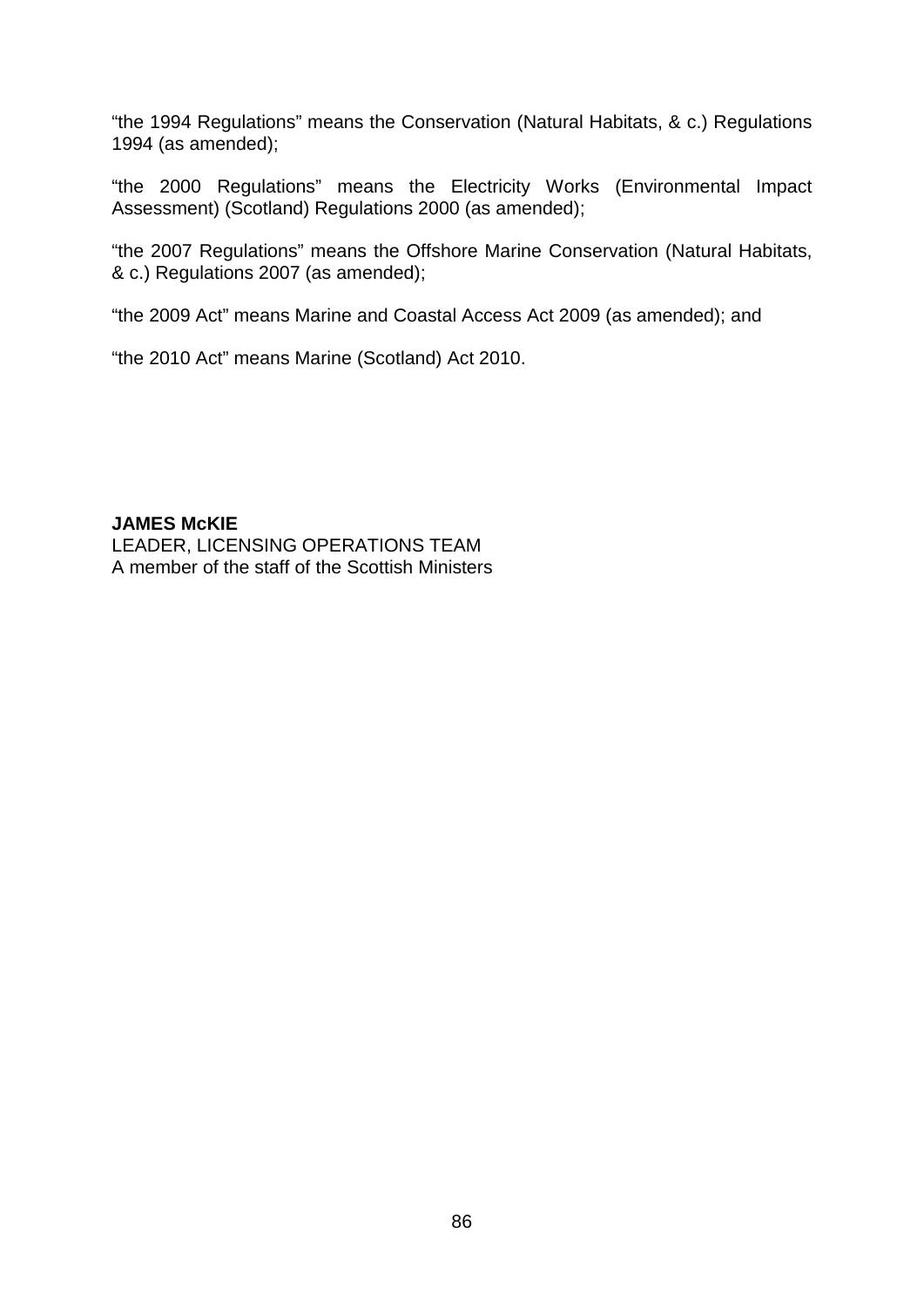"the 1994 Regulations" means the Conservation (Natural Habitats, & c.) Regulations 1994 (as amended);

"the 2000 Regulations" means the Electricity Works (Environmental Impact Assessment) (Scotland) Regulations 2000 (as amended);

"the 2007 Regulations" means the Offshore Marine Conservation (Natural Habitats, & c.) Regulations 2007 (as amended);

"the 2009 Act" means Marine and Coastal Access Act 2009 (as amended); and

"the 2010 Act" means Marine (Scotland) Act 2010.

**JAMES McKIE**
LEADER, LICENSING OPERATIONS TEAM
A member of the staff of the Scottish Ministers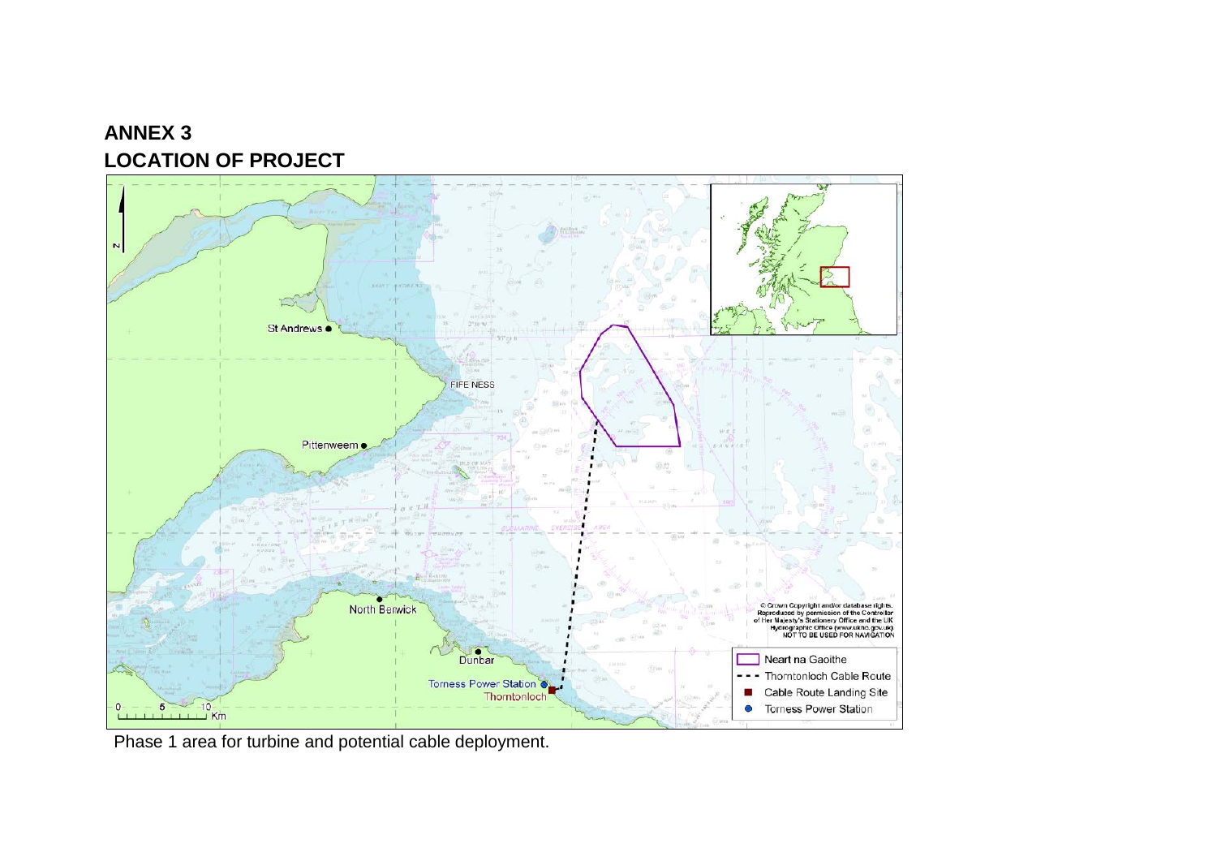# ANNEX 3
## LOCATION OF PROJECT

N

St Andrews

FIFE NESS

Pittenweem

North Berwick

Dunbar

Torness Power Station

Thorntonloch

0 5 10 Km

© Crown Copyright and/or database rights. Reproduced by permission of the Controller of Her Majesty's Stationery Office and the UK Hydrographic Office (www.ukho.gov.uk) NOT TO BE USED FOR NAVIGATION

Neart na Gaoithe

Thorntonloch Cable Route

Cable Route Landing Site

Torness Power Station

Phase 1 area for turbine and potential cable deployment.